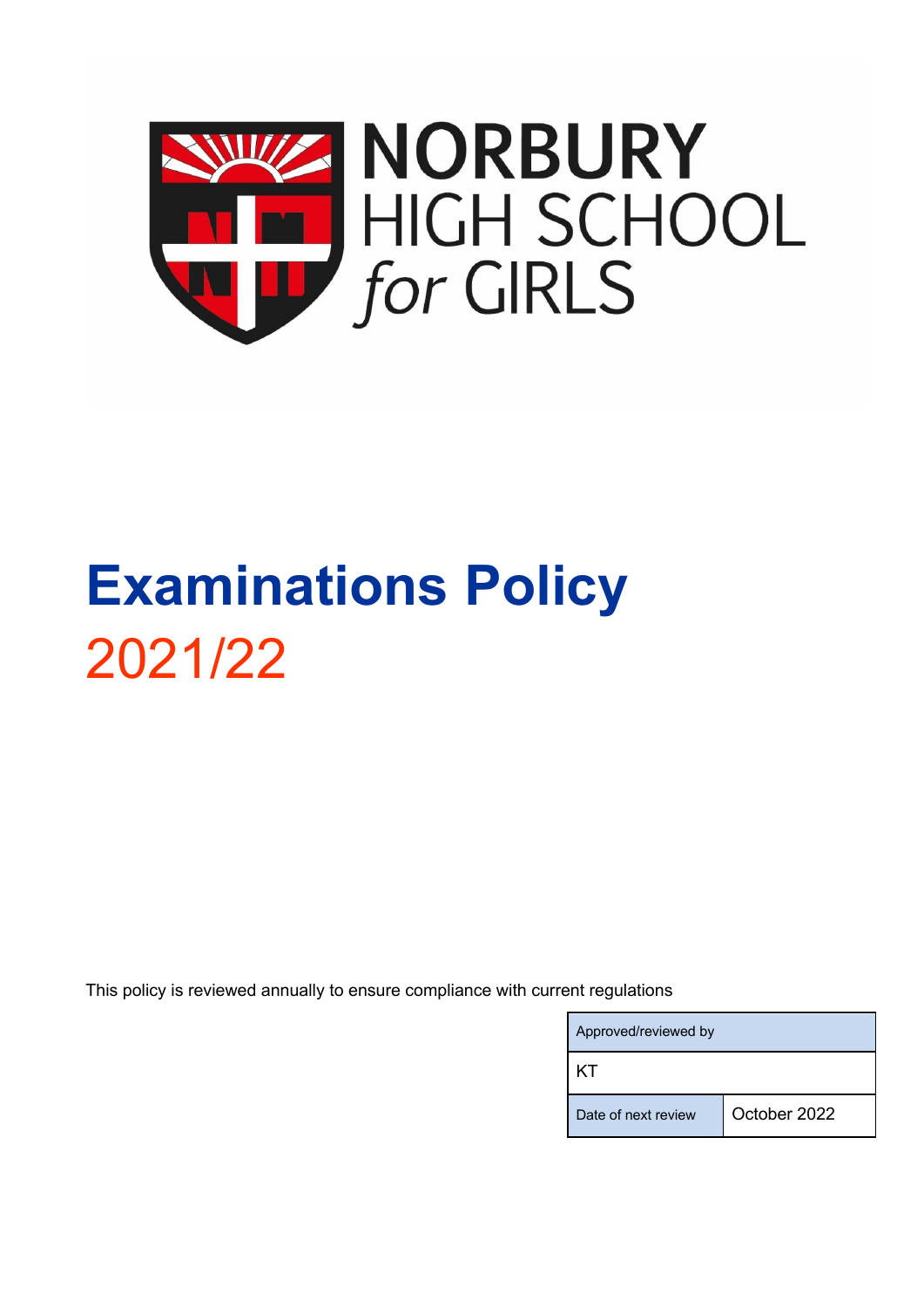NORBURY HIGH SCHOOL *for* GIRLS

# Examinations Policy

## 2021/22

This policy is reviewed annually to ensure compliance with current regulations

| Approved/reviewed by | |
|---|---|
| KT | |
| Date of next review | October 2022 |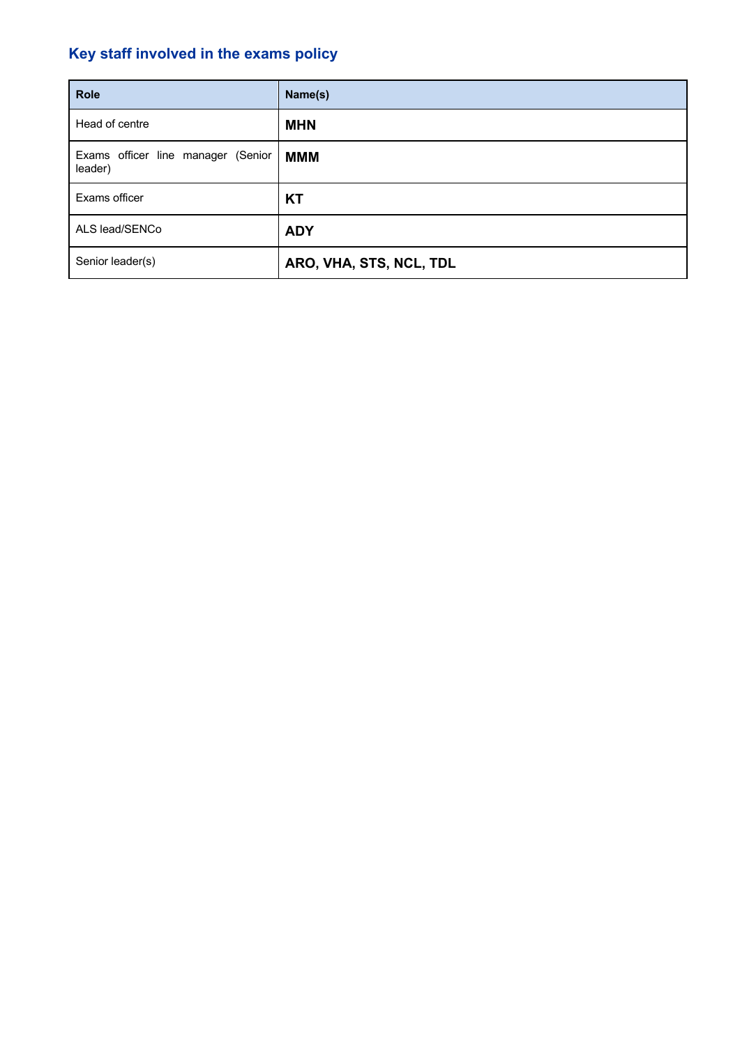## Key staff involved in the exams policy

| Role | Name(s) |
| --- | --- |
| Head of centre | **MHN** |
| Exams officer line manager (Senior leader) | **MMM** |
| Exams officer | **KT** |
| ALS lead/SENCo | **ADY** |
| Senior leader(s) | **ARO, VHA, STS, NCL, TDL** |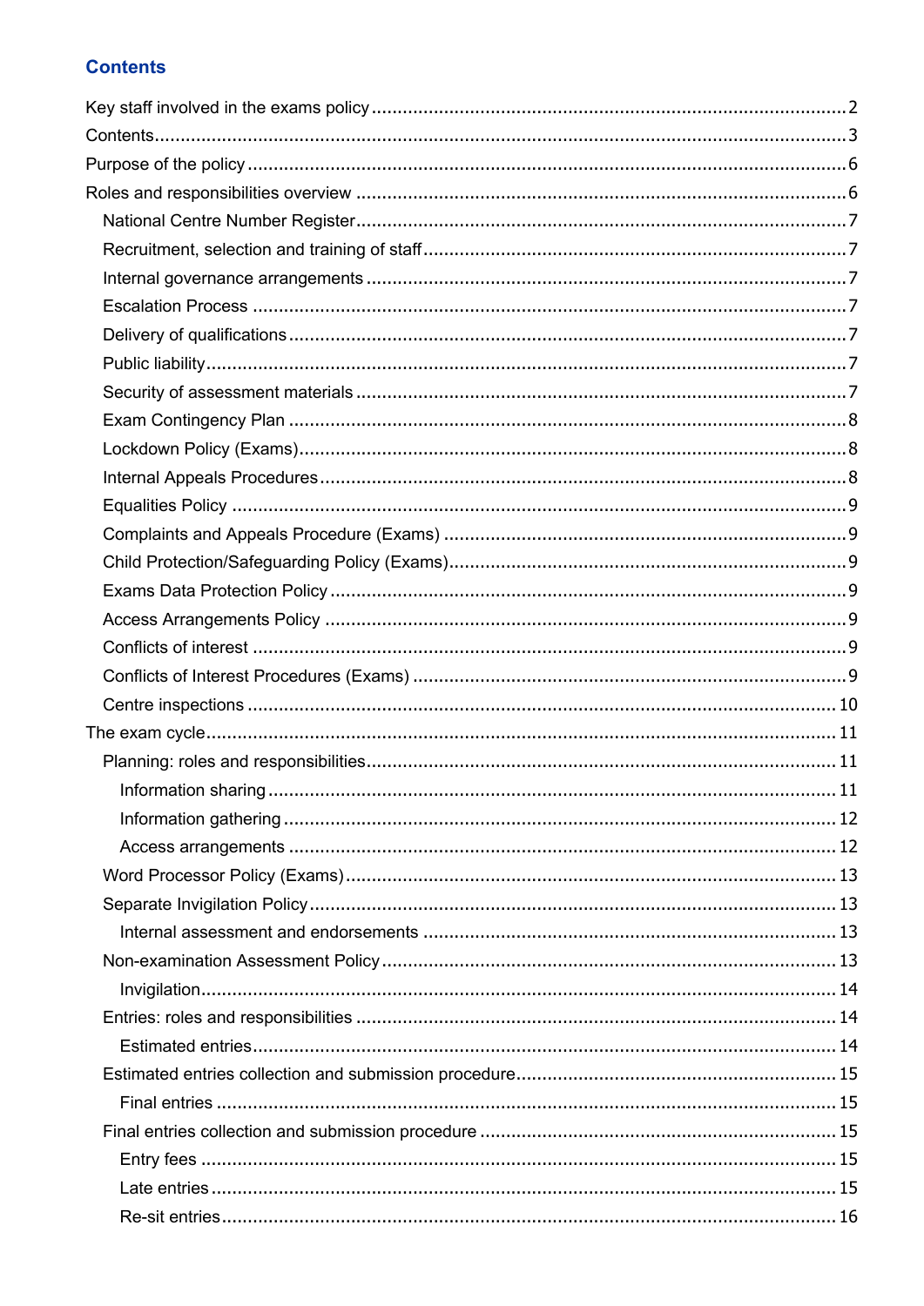## Contents

Key staff involved in the exams policy ..... 2
Contents ..... 3
Purpose of the policy ..... 6
Roles and responsibilities overview ..... 6
- National Centre Number Register ..... 7
- Recruitment, selection and training of staff ..... 7
- Internal governance arrangements ..... 7
- Escalation Process ..... 7
- Delivery of qualifications ..... 7
- Public liability ..... 7
- Security of assessment materials ..... 7
- Exam Contingency Plan ..... 8
- Lockdown Policy (Exams) ..... 8
- Internal Appeals Procedures ..... 8
- Equalities Policy ..... 9
- Complaints and Appeals Procedure (Exams) ..... 9
- Child Protection/Safeguarding Policy (Exams) ..... 9
- Exams Data Protection Policy ..... 9
- Access Arrangements Policy ..... 9
- Conflicts of interest ..... 9
- Conflicts of Interest Procedures (Exams) ..... 9
- Centre inspections ..... 10

The exam cycle ..... 11
- Planning: roles and responsibilities ..... 11
  - Information sharing ..... 11
  - Information gathering ..... 12
  - Access arrangements ..... 12
- Word Processor Policy (Exams) ..... 13
- Separate Invigilation Policy ..... 13
  - Internal assessment and endorsements ..... 13
- Non-examination Assessment Policy ..... 13
  - Invigilation ..... 14
- Entries: roles and responsibilities ..... 14
  - Estimated entries ..... 14
- Estimated entries collection and submission procedure ..... 15
  - Final entries ..... 15
- Final entries collection and submission procedure ..... 15
  - Entry fees ..... 15
  - Late entries ..... 15
  - Re-sit entries ..... 16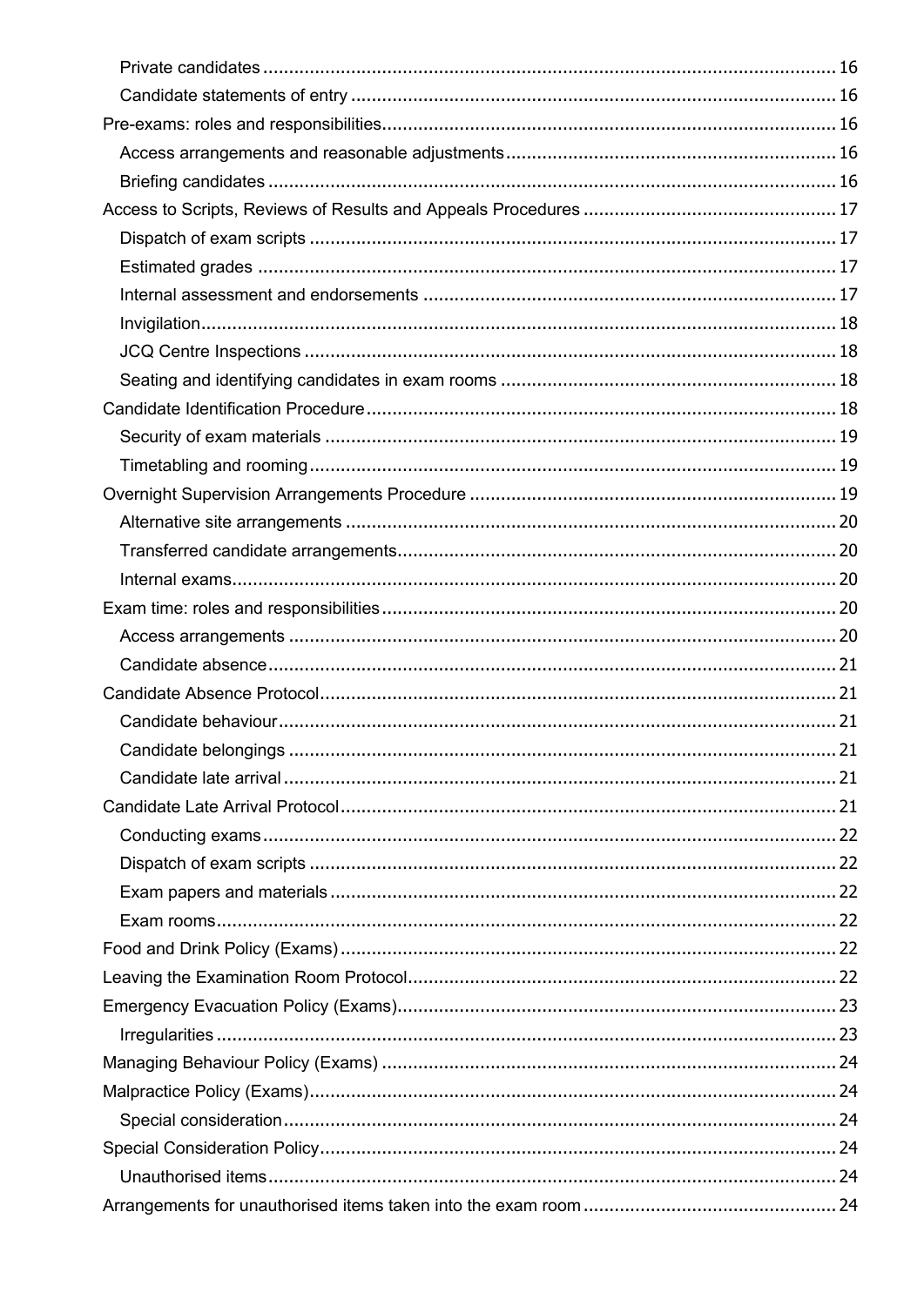- Private candidates ... 16
- Candidate statements of entry ... 16

Pre-exams: roles and responsibilities ... 16

- Access arrangements and reasonable adjustments ... 16
- Briefing candidates ... 16

Access to Scripts, Reviews of Results and Appeals Procedures ... 17

- Dispatch of exam scripts ... 17
- Estimated grades ... 17
- Internal assessment and endorsements ... 17
- Invigilation ... 18
- JCQ Centre Inspections ... 18
- Seating and identifying candidates in exam rooms ... 18

Candidate Identification Procedure ... 18

- Security of exam materials ... 19
- Timetabling and rooming ... 19

Overnight Supervision Arrangements Procedure ... 19

- Alternative site arrangements ... 20
- Transferred candidate arrangements ... 20
- Internal exams ... 20

Exam time: roles and responsibilities ... 20

- Access arrangements ... 20
- Candidate absence ... 21

Candidate Absence Protocol ... 21

- Candidate behaviour ... 21
- Candidate belongings ... 21
- Candidate late arrival ... 21

Candidate Late Arrival Protocol ... 21

- Conducting exams ... 22
- Dispatch of exam scripts ... 22
- Exam papers and materials ... 22
- Exam rooms ... 22

Food and Drink Policy (Exams) ... 22

Leaving the Examination Room Protocol ... 22

Emergency Evacuation Policy (Exams) ... 23

- Irregularities ... 23

Managing Behaviour Policy (Exams) ... 24

Malpractice Policy (Exams) ... 24

- Special consideration ... 24

Special Consideration Policy ... 24

- Unauthorised items ... 24

Arrangements for unauthorised items taken into the exam room ... 24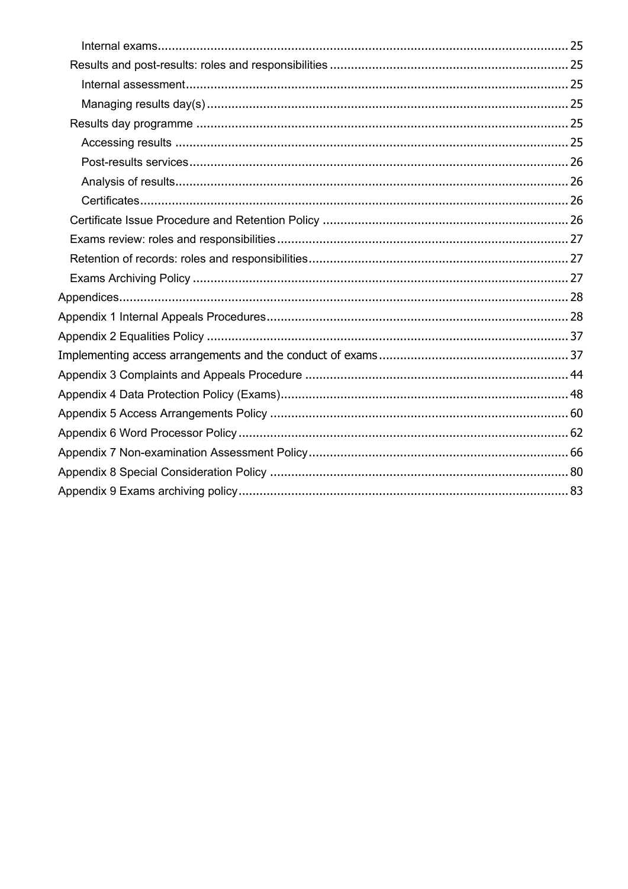- Internal exams ........ 25
- Results and post-results: roles and responsibilities ........ 25
  - Internal assessment ........ 25
  - Managing results day(s) ........ 25
- Results day programme ........ 25
  - Accessing results ........ 25
  - Post-results services ........ 26
  - Analysis of results ........ 26
  - Certificates ........ 26
- Certificate Issue Procedure and Retention Policy ........ 26
- Exams review: roles and responsibilities ........ 27
- Retention of records: roles and responsibilities ........ 27
- Exams Archiving Policy ........ 27

Appendices ........ 28

Appendix 1 Internal Appeals Procedures ........ 28

Appendix 2 Equalities Policy ........ 37

Implementing access arrangements and the conduct of exams ........ 37

Appendix 3 Complaints and Appeals Procedure ........ 44

Appendix 4 Data Protection Policy (Exams) ........ 48

Appendix 5 Access Arrangements Policy ........ 60

Appendix 6 Word Processor Policy ........ 62

Appendix 7 Non-examination Assessment Policy ........ 66

Appendix 8 Special Consideration Policy ........ 80

Appendix 9 Exams archiving policy ........ 83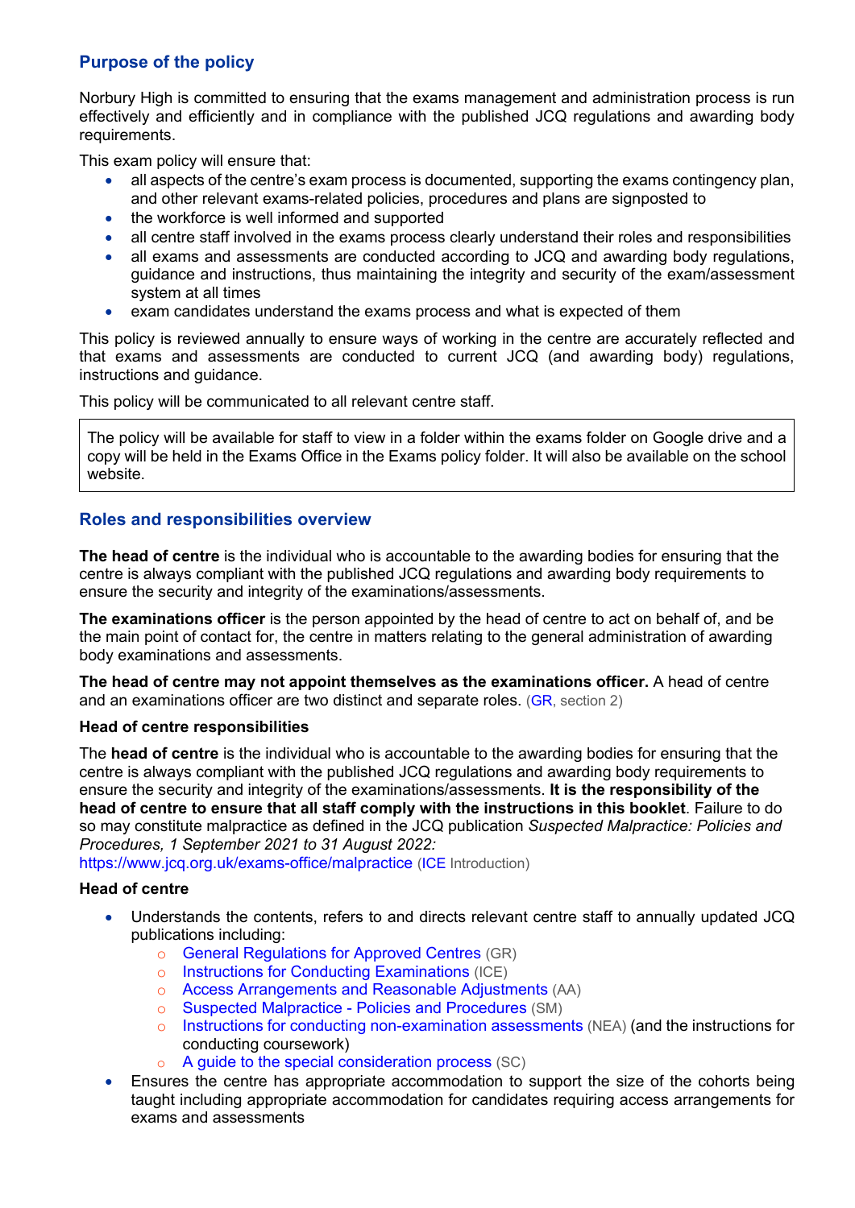## Purpose of the policy

Norbury High is committed to ensuring that the exams management and administration process is run effectively and efficiently and in compliance with the published JCQ regulations and awarding body requirements.

This exam policy will ensure that:

- all aspects of the centre's exam process is documented, supporting the exams contingency plan, and other relevant exams-related policies, procedures and plans are signposted to
- the workforce is well informed and supported
- all centre staff involved in the exams process clearly understand their roles and responsibilities
- all exams and assessments are conducted according to JCQ and awarding body regulations, guidance and instructions, thus maintaining the integrity and security of the exam/assessment system at all times
- exam candidates understand the exams process and what is expected of them

This policy is reviewed annually to ensure ways of working in the centre are accurately reflected and that exams and assessments are conducted to current JCQ (and awarding body) regulations, instructions and guidance.

This policy will be communicated to all relevant centre staff.

> The policy will be available for staff to view in a folder within the exams folder on Google drive and a copy will be held in the Exams Office in the Exams policy folder. It will also be available on the school website.

## Roles and responsibilities overview

**The head of centre** is the individual who is accountable to the awarding bodies for ensuring that the centre is always compliant with the published JCQ regulations and awarding body requirements to ensure the security and integrity of the examinations/assessments.

**The examinations officer** is the person appointed by the head of centre to act on behalf of, and be the main point of contact for, the centre in matters relating to the general administration of awarding body examinations and assessments.

**The head of centre may not appoint themselves as the examinations officer.** A head of centre and an examinations officer are two distinct and separate roles. (GR, section 2)

### Head of centre responsibilities

The **head of centre** is the individual who is accountable to the awarding bodies for ensuring that the centre is always compliant with the published JCQ regulations and awarding body requirements to ensure the security and integrity of the examinations/assessments. **It is the responsibility of the head of centre to ensure that all staff comply with the instructions in this booklet**. Failure to do so may constitute malpractice as defined in the JCQ publication *Suspected Malpractice: Policies and Procedures, 1 September 2021 to 31 August 2022:*
https://www.jcq.org.uk/exams-office/malpractice (ICE Introduction)

### Head of centre

- Understands the contents, refers to and directs relevant centre staff to annually updated JCQ publications including:
  - General Regulations for Approved Centres (GR)
  - Instructions for Conducting Examinations (ICE)
  - Access Arrangements and Reasonable Adjustments (AA)
  - Suspected Malpractice - Policies and Procedures (SM)
  - Instructions for conducting non-examination assessments (NEA) (and the instructions for conducting coursework)
  - A guide to the special consideration process (SC)
- Ensures the centre has appropriate accommodation to support the size of the cohorts being taught including appropriate accommodation for candidates requiring access arrangements for exams and assessments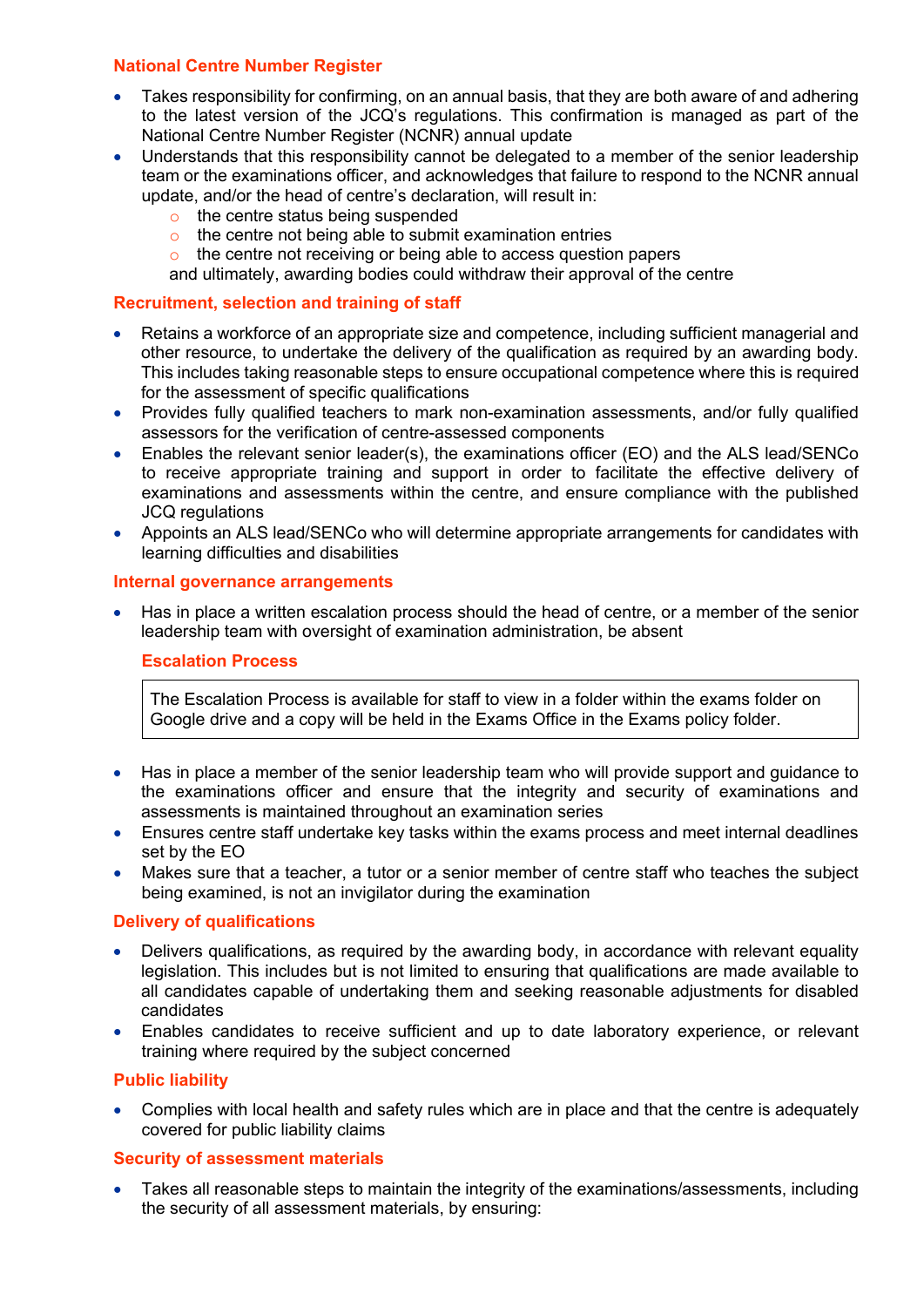### National Centre Number Register

- Takes responsibility for confirming, on an annual basis, that they are both aware of and adhering to the latest version of the JCQ's regulations. This confirmation is managed as part of the National Centre Number Register (NCNR) annual update
- Understands that this responsibility cannot be delegated to a member of the senior leadership team or the examinations officer, and acknowledges that failure to respond to the NCNR annual update, and/or the head of centre's declaration, will result in:
    - the centre status being suspended
    - the centre not being able to submit examination entries
    - the centre not receiving or being able to access question papers

  and ultimately, awarding bodies could withdraw their approval of the centre

### Recruitment, selection and training of staff

- Retains a workforce of an appropriate size and competence, including sufficient managerial and other resource, to undertake the delivery of the qualification as required by an awarding body. This includes taking reasonable steps to ensure occupational competence where this is required for the assessment of specific qualifications
- Provides fully qualified teachers to mark non-examination assessments, and/or fully qualified assessors for the verification of centre-assessed components
- Enables the relevant senior leader(s), the examinations officer (EO) and the ALS lead/SENCo to receive appropriate training and support in order to facilitate the effective delivery of examinations and assessments within the centre, and ensure compliance with the published JCQ regulations
- Appoints an ALS lead/SENCo who will determine appropriate arrangements for candidates with learning difficulties and disabilities

### Internal governance arrangements

- Has in place a written escalation process should the head of centre, or a member of the senior leadership team with oversight of examination administration, be absent

#### Escalation Process

| The Escalation Process is available for staff to view in a folder within the exams folder on Google drive and a copy will be held in the Exams Office in the Exams policy folder. |
|---|

- Has in place a member of the senior leadership team who will provide support and guidance to the examinations officer and ensure that the integrity and security of examinations and assessments is maintained throughout an examination series
- Ensures centre staff undertake key tasks within the exams process and meet internal deadlines set by the EO
- Makes sure that a teacher, a tutor or a senior member of centre staff who teaches the subject being examined, is not an invigilator during the examination

### Delivery of qualifications

- Delivers qualifications, as required by the awarding body, in accordance with relevant equality legislation. This includes but is not limited to ensuring that qualifications are made available to all candidates capable of undertaking them and seeking reasonable adjustments for disabled candidates
- Enables candidates to receive sufficient and up to date laboratory experience, or relevant training where required by the subject concerned

### Public liability

- Complies with local health and safety rules which are in place and that the centre is adequately covered for public liability claims

### Security of assessment materials

- Takes all reasonable steps to maintain the integrity of the examinations/assessments, including the security of all assessment materials, by ensuring: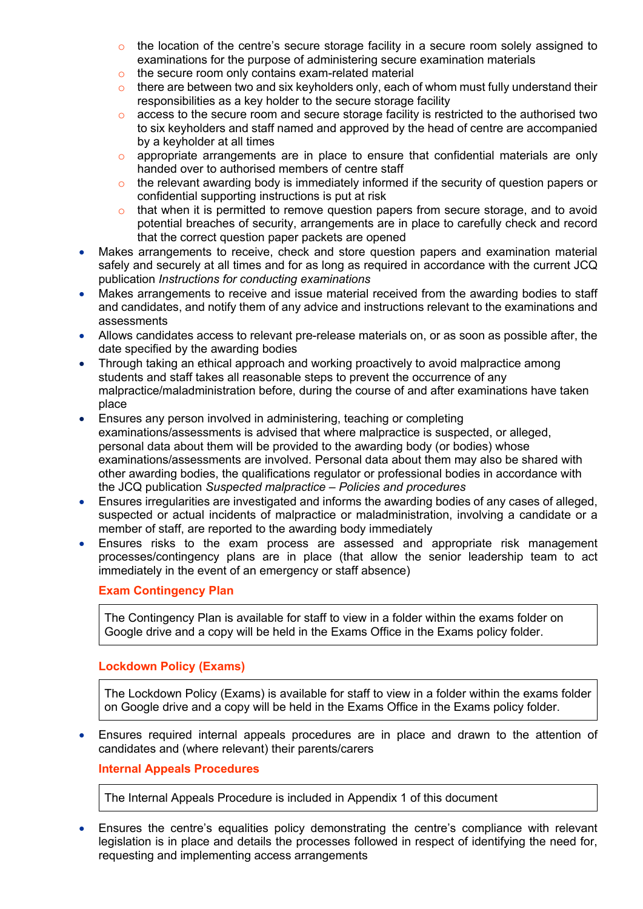- the location of the centre's secure storage facility in a secure room solely assigned to examinations for the purpose of administering secure examination materials
    - the secure room only contains exam-related material
    - there are between two and six keyholders only, each of whom must fully understand their responsibilities as a key holder to the secure storage facility
    - access to the secure room and secure storage facility is restricted to the authorised two to six keyholders and staff named and approved by the head of centre are accompanied by a keyholder at all times
    - appropriate arrangements are in place to ensure that confidential materials are only handed over to authorised members of centre staff
    - the relevant awarding body is immediately informed if the security of question papers or confidential supporting instructions is put at risk
    - that when it is permitted to remove question papers from secure storage, and to avoid potential breaches of security, arrangements are in place to carefully check and record that the correct question paper packets are opened
- Makes arrangements to receive, check and store question papers and examination material safely and securely at all times and for as long as required in accordance with the current JCQ publication *Instructions for conducting examinations*
- Makes arrangements to receive and issue material received from the awarding bodies to staff and candidates, and notify them of any advice and instructions relevant to the examinations and assessments
- Allows candidates access to relevant pre-release materials on, or as soon as possible after, the date specified by the awarding bodies
- Through taking an ethical approach and working proactively to avoid malpractice among students and staff takes all reasonable steps to prevent the occurrence of any malpractice/maladministration before, during the course of and after examinations have taken place
- Ensures any person involved in administering, teaching or completing examinations/assessments is advised that where malpractice is suspected, or alleged, personal data about them will be provided to the awarding body (or bodies) whose examinations/assessments are involved. Personal data about them may also be shared with other awarding bodies, the qualifications regulator or professional bodies in accordance with the JCQ publication *Suspected malpractice – Policies and procedures*
- Ensures irregularities are investigated and informs the awarding bodies of any cases of alleged, suspected or actual incidents of malpractice or maladministration, involving a candidate or a member of staff, are reported to the awarding body immediately
- Ensures risks to the exam process are assessed and appropriate risk management processes/contingency plans are in place (that allow the senior leadership team to act immediately in the event of an emergency or staff absence)

**Exam Contingency Plan**

> The Contingency Plan is available for staff to view in a folder within the exams folder on Google drive and a copy will be held in the Exams Office in the Exams policy folder.

**Lockdown Policy (Exams)**

> The Lockdown Policy (Exams) is available for staff to view in a folder within the exams folder on Google drive and a copy will be held in the Exams Office in the Exams policy folder.

- Ensures required internal appeals procedures are in place and drawn to the attention of candidates and (where relevant) their parents/carers

**Internal Appeals Procedures**

> The Internal Appeals Procedure is included in Appendix 1 of this document

- Ensures the centre's equalities policy demonstrating the centre's compliance with relevant legislation is in place and details the processes followed in respect of identifying the need for, requesting and implementing access arrangements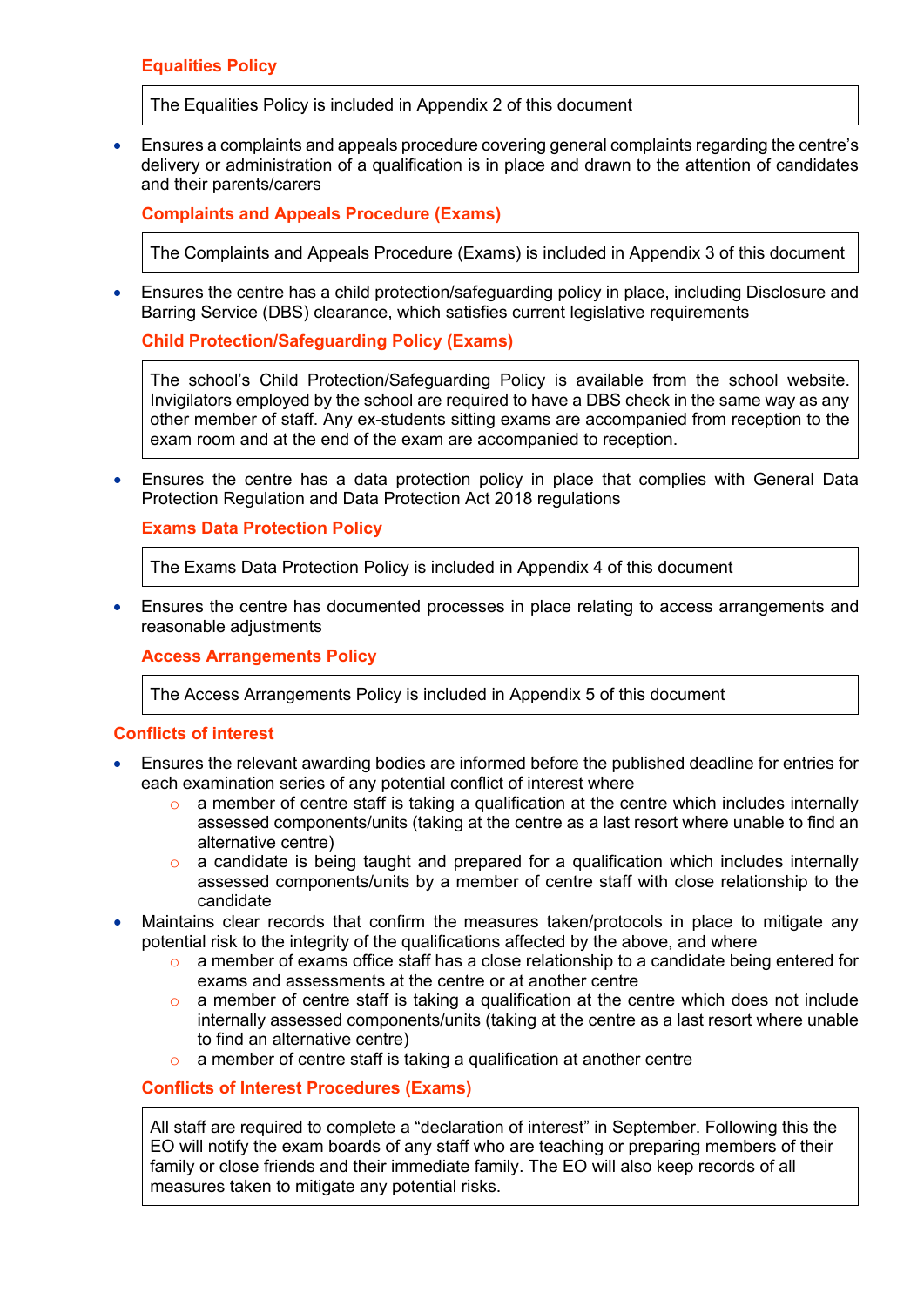### Equalities Policy

> The Equalities Policy is included in Appendix 2 of this document

- Ensures a complaints and appeals procedure covering general complaints regarding the centre's delivery or administration of a qualification is in place and drawn to the attention of candidates and their parents/carers

### Complaints and Appeals Procedure (Exams)

> The Complaints and Appeals Procedure (Exams) is included in Appendix 3 of this document

- Ensures the centre has a child protection/safeguarding policy in place, including Disclosure and Barring Service (DBS) clearance, which satisfies current legislative requirements

### Child Protection/Safeguarding Policy (Exams)

> The school's Child Protection/Safeguarding Policy is available from the school website. Invigilators employed by the school are required to have a DBS check in the same way as any other member of staff. Any ex-students sitting exams are accompanied from reception to the exam room and at the end of the exam are accompanied to reception.

- Ensures the centre has a data protection policy in place that complies with General Data Protection Regulation and Data Protection Act 2018 regulations

### Exams Data Protection Policy

> The Exams Data Protection Policy is included in Appendix 4 of this document

- Ensures the centre has documented processes in place relating to access arrangements and reasonable adjustments

### Access Arrangements Policy

> The Access Arrangements Policy is included in Appendix 5 of this document

## Conflicts of interest

- Ensures the relevant awarding bodies are informed before the published deadline for entries for each examination series of any potential conflict of interest where
  - a member of centre staff is taking a qualification at the centre which includes internally assessed components/units (taking at the centre as a last resort where unable to find an alternative centre)
  - a candidate is being taught and prepared for a qualification which includes internally assessed components/units by a member of centre staff with close relationship to the candidate
- Maintains clear records that confirm the measures taken/protocols in place to mitigate any potential risk to the integrity of the qualifications affected by the above, and where
  - a member of exams office staff has a close relationship to a candidate being entered for exams and assessments at the centre or at another centre
  - a member of centre staff is taking a qualification at the centre which does not include internally assessed components/units (taking at the centre as a last resort where unable to find an alternative centre)
  - a member of centre staff is taking a qualification at another centre

### Conflicts of Interest Procedures (Exams)

> All staff are required to complete a "declaration of interest" in September. Following this the EO will notify the exam boards of any staff who are teaching or preparing members of their family or close friends and their immediate family. The EO will also keep records of all measures taken to mitigate any potential risks.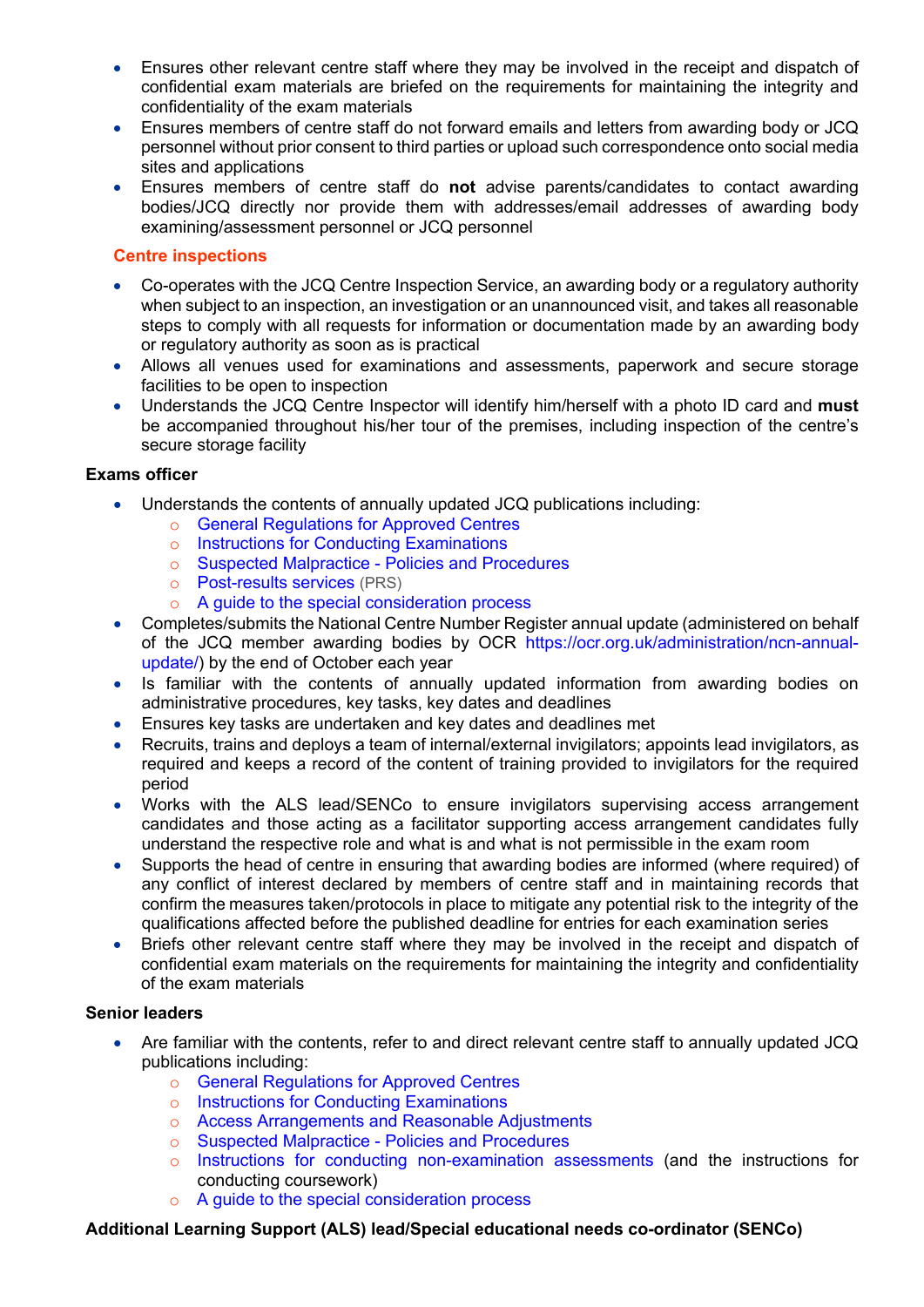- Ensures other relevant centre staff where they may be involved in the receipt and dispatch of confidential exam materials are briefed on the requirements for maintaining the integrity and confidentiality of the exam materials
- Ensures members of centre staff do not forward emails and letters from awarding body or JCQ personnel without prior consent to third parties or upload such correspondence onto social media sites and applications
- Ensures members of centre staff do **not** advise parents/candidates to contact awarding bodies/JCQ directly nor provide them with addresses/email addresses of awarding body examining/assessment personnel or JCQ personnel

### Centre inspections

- Co-operates with the JCQ Centre Inspection Service, an awarding body or a regulatory authority when subject to an inspection, an investigation or an unannounced visit, and takes all reasonable steps to comply with all requests for information or documentation made by an awarding body or regulatory authority as soon as is practical
- Allows all venues used for examinations and assessments, paperwork and secure storage facilities to be open to inspection
- Understands the JCQ Centre Inspector will identify him/herself with a photo ID card and **must** be accompanied throughout his/her tour of the premises, including inspection of the centre's secure storage facility

### Exams officer

- Understands the contents of annually updated JCQ publications including:
  - General Regulations for Approved Centres
  - Instructions for Conducting Examinations
  - Suspected Malpractice - Policies and Procedures
  - Post-results services (PRS)
  - A guide to the special consideration process
- Completes/submits the National Centre Number Register annual update (administered on behalf of the JCQ member awarding bodies by OCR https://ocr.org.uk/administration/ncn-annual-update/) by the end of October each year
- Is familiar with the contents of annually updated information from awarding bodies on administrative procedures, key tasks, key dates and deadlines
- Ensures key tasks are undertaken and key dates and deadlines met
- Recruits, trains and deploys a team of internal/external invigilators; appoints lead invigilators, as required and keeps a record of the content of training provided to invigilators for the required period
- Works with the ALS lead/SENCo to ensure invigilators supervising access arrangement candidates and those acting as a facilitator supporting access arrangement candidates fully understand the respective role and what is and what is not permissible in the exam room
- Supports the head of centre in ensuring that awarding bodies are informed (where required) of any conflict of interest declared by members of centre staff and in maintaining records that confirm the measures taken/protocols in place to mitigate any potential risk to the integrity of the qualifications affected before the published deadline for entries for each examination series
- Briefs other relevant centre staff where they may be involved in the receipt and dispatch of confidential exam materials on the requirements for maintaining the integrity and confidentiality of the exam materials

### Senior leaders

- Are familiar with the contents, refer to and direct relevant centre staff to annually updated JCQ publications including:
  - General Regulations for Approved Centres
  - Instructions for Conducting Examinations
  - Access Arrangements and Reasonable Adjustments
  - Suspected Malpractice - Policies and Procedures
  - Instructions for conducting non-examination assessments (and the instructions for conducting coursework)
  - A guide to the special consideration process

### Additional Learning Support (ALS) lead/Special educational needs co-ordinator (SENCo)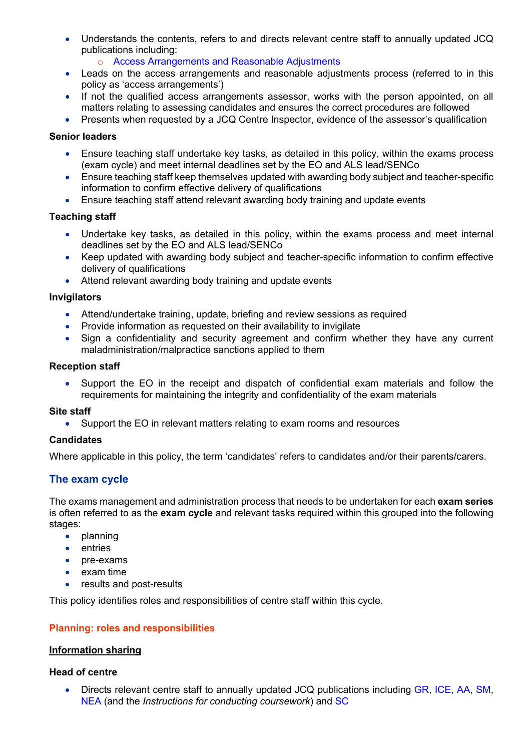- Understands the contents, refers to and directs relevant centre staff to annually updated JCQ publications including:
    - Access Arrangements and Reasonable Adjustments
- Leads on the access arrangements and reasonable adjustments process (referred to in this policy as 'access arrangements')
- If not the qualified access arrangements assessor, works with the person appointed, on all matters relating to assessing candidates and ensures the correct procedures are followed
- Presents when requested by a JCQ Centre Inspector, evidence of the assessor's qualification

**Senior leaders**

- Ensure teaching staff undertake key tasks, as detailed in this policy, within the exams process (exam cycle) and meet internal deadlines set by the EO and ALS lead/SENCo
- Ensure teaching staff keep themselves updated with awarding body subject and teacher-specific information to confirm effective delivery of qualifications
- Ensure teaching staff attend relevant awarding body training and update events

**Teaching staff**

- Undertake key tasks, as detailed in this policy, within the exams process and meet internal deadlines set by the EO and ALS lead/SENCo
- Keep updated with awarding body subject and teacher-specific information to confirm effective delivery of qualifications
- Attend relevant awarding body training and update events

**Invigilators**

- Attend/undertake training, update, briefing and review sessions as required
- Provide information as requested on their availability to invigilate
- Sign a confidentiality and security agreement and confirm whether they have any current maladministration/malpractice sanctions applied to them

**Reception staff**

- Support the EO in the receipt and dispatch of confidential exam materials and follow the requirements for maintaining the integrity and confidentiality of the exam materials

**Site staff**

- Support the EO in relevant matters relating to exam rooms and resources

**Candidates**

Where applicable in this policy, the term 'candidates' refers to candidates and/or their parents/carers.

## The exam cycle

The exams management and administration process that needs to be undertaken for each **exam series** is often referred to as the **exam cycle** and relevant tasks required within this grouped into the following stages:

- planning
- entries
- pre-exams
- exam time
- results and post-results

This policy identifies roles and responsibilities of centre staff within this cycle.

### Planning: roles and responsibilities

**Information sharing**

**Head of centre**

- Directs relevant centre staff to annually updated JCQ publications including GR, ICE, AA, SM, NEA (and the *Instructions for conducting coursework*) and SC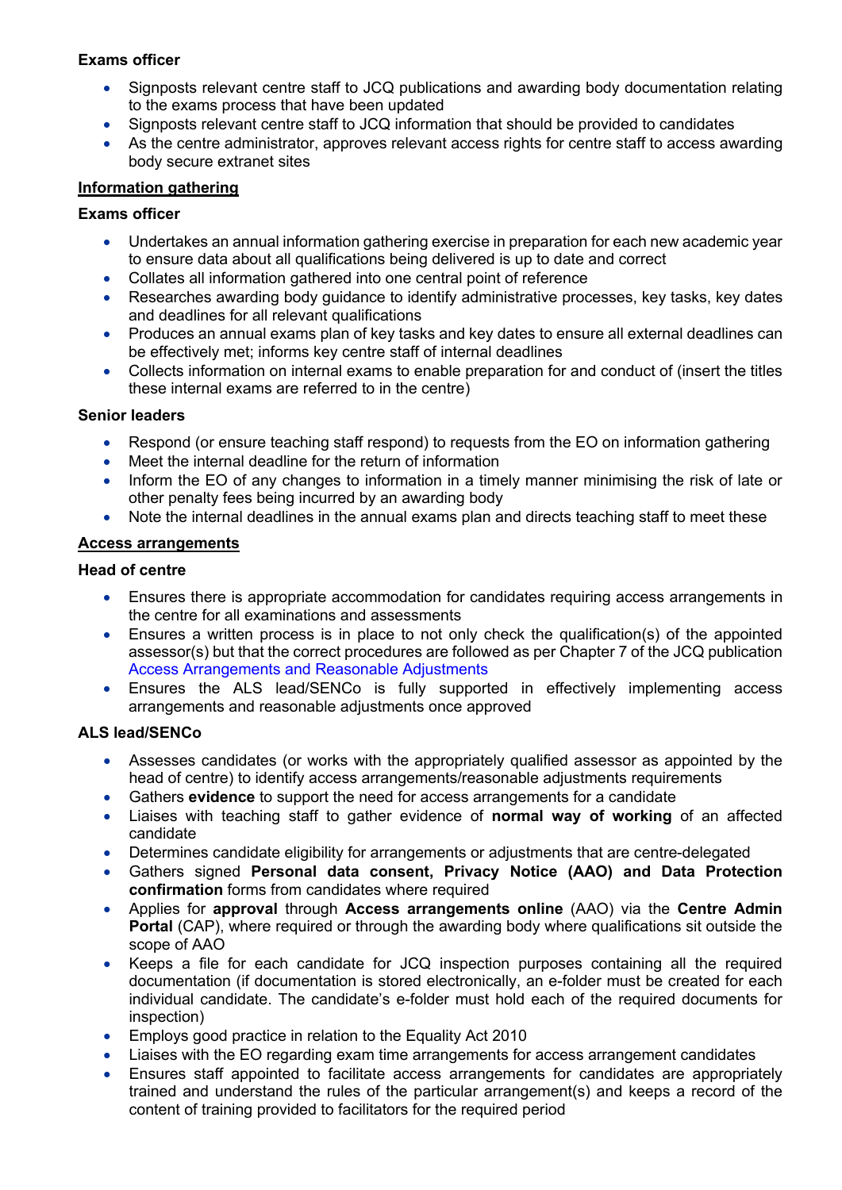**Exams officer**

- Signposts relevant centre staff to JCQ publications and awarding body documentation relating to the exams process that have been updated
- Signposts relevant centre staff to JCQ information that should be provided to candidates
- As the centre administrator, approves relevant access rights for centre staff to access awarding body secure extranet sites

## Information gathering

**Exams officer**

- Undertakes an annual information gathering exercise in preparation for each new academic year to ensure data about all qualifications being delivered is up to date and correct
- Collates all information gathered into one central point of reference
- Researches awarding body guidance to identify administrative processes, key tasks, key dates and deadlines for all relevant qualifications
- Produces an annual exams plan of key tasks and key dates to ensure all external deadlines can be effectively met; informs key centre staff of internal deadlines
- Collects information on internal exams to enable preparation for and conduct of (insert the titles these internal exams are referred to in the centre)

**Senior leaders**

- Respond (or ensure teaching staff respond) to requests from the EO on information gathering
- Meet the internal deadline for the return of information
- Inform the EO of any changes to information in a timely manner minimising the risk of late or other penalty fees being incurred by an awarding body
- Note the internal deadlines in the annual exams plan and directs teaching staff to meet these

## Access arrangements

**Head of centre**

- Ensures there is appropriate accommodation for candidates requiring access arrangements in the centre for all examinations and assessments
- Ensures a written process is in place to not only check the qualification(s) of the appointed assessor(s) but that the correct procedures are followed as per Chapter 7 of the JCQ publication Access Arrangements and Reasonable Adjustments
- Ensures the ALS lead/SENCo is fully supported in effectively implementing access arrangements and reasonable adjustments once approved

**ALS lead/SENCo**

- Assesses candidates (or works with the appropriately qualified assessor as appointed by the head of centre) to identify access arrangements/reasonable adjustments requirements
- Gathers **evidence** to support the need for access arrangements for a candidate
- Liaises with teaching staff to gather evidence of **normal way of working** of an affected candidate
- Determines candidate eligibility for arrangements or adjustments that are centre-delegated
- Gathers signed **Personal data consent, Privacy Notice (AAO) and Data Protection confirmation** forms from candidates where required
- Applies for **approval** through **Access arrangements online** (AAO) via the **Centre Admin Portal** (CAP), where required or through the awarding body where qualifications sit outside the scope of AAO
- Keeps a file for each candidate for JCQ inspection purposes containing all the required documentation (if documentation is stored electronically, an e-folder must be created for each individual candidate. The candidate's e-folder must hold each of the required documents for inspection)
- Employs good practice in relation to the Equality Act 2010
- Liaises with the EO regarding exam time arrangements for access arrangement candidates
- Ensures staff appointed to facilitate access arrangements for candidates are appropriately trained and understand the rules of the particular arrangement(s) and keeps a record of the content of training provided to facilitators for the required period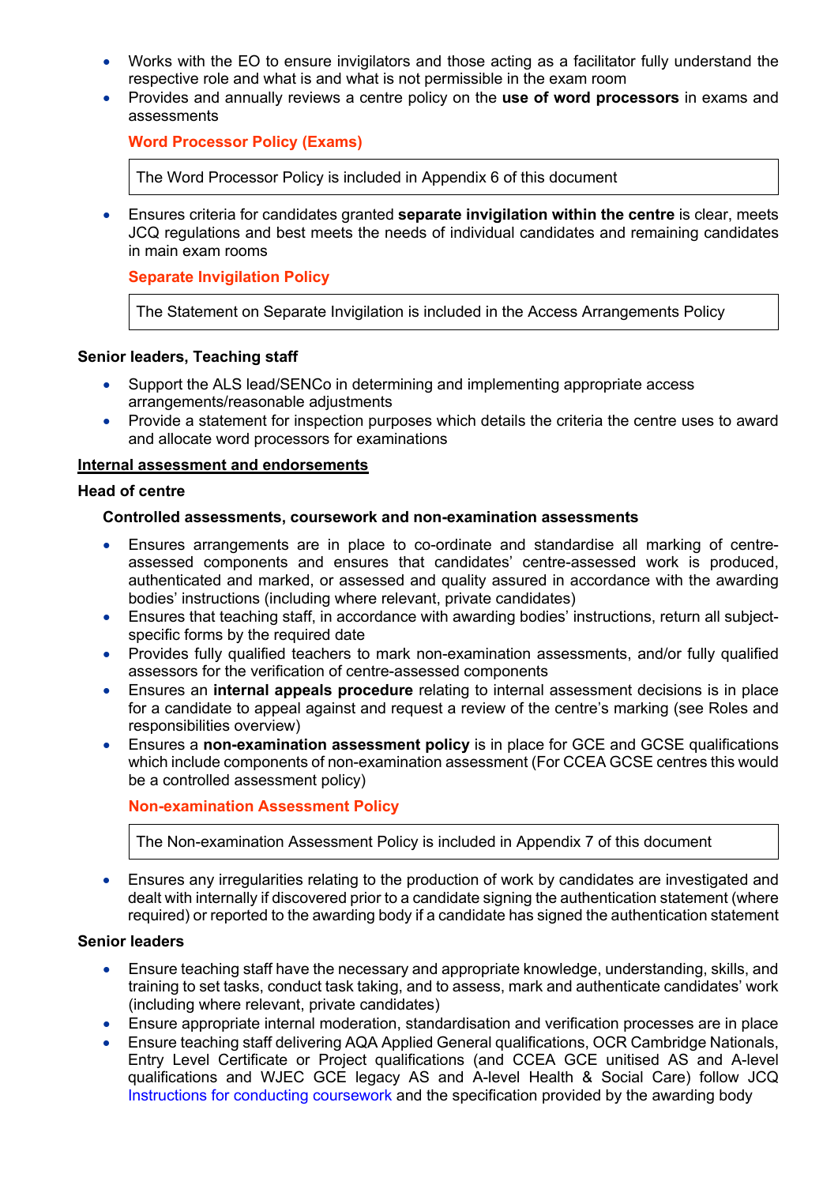- Works with the EO to ensure invigilators and those acting as a facilitator fully understand the respective role and what is and what is not permissible in the exam room
- Provides and annually reviews a centre policy on the **use of word processors** in exams and assessments

**Word Processor Policy (Exams)**

| The Word Processor Policy is included in Appendix 6 of this document |
|---|

- Ensures criteria for candidates granted **separate invigilation within the centre** is clear, meets JCQ regulations and best meets the needs of individual candidates and remaining candidates in main exam rooms

**Separate Invigilation Policy**

| The Statement on Separate Invigilation is included in the Access Arrangements Policy |
|---|

**Senior leaders, Teaching staff**

- Support the ALS lead/SENCo in determining and implementing appropriate access arrangements/reasonable adjustments
- Provide a statement for inspection purposes which details the criteria the centre uses to award and allocate word processors for examinations

**<u>Internal assessment and endorsements</u>**

**Head of centre**

**Controlled assessments, coursework and non-examination assessments**

- Ensures arrangements are in place to co-ordinate and standardise all marking of centre-assessed components and ensures that candidates' centre-assessed work is produced, authenticated and marked, or assessed and quality assured in accordance with the awarding bodies' instructions (including where relevant, private candidates)
- Ensures that teaching staff, in accordance with awarding bodies' instructions, return all subject-specific forms by the required date
- Provides fully qualified teachers to mark non-examination assessments, and/or fully qualified assessors for the verification of centre-assessed components
- Ensures an **internal appeals procedure** relating to internal assessment decisions is in place for a candidate to appeal against and request a review of the centre's marking (see Roles and responsibilities overview)
- Ensures a **non-examination assessment policy** is in place for GCE and GCSE qualifications which include components of non-examination assessment (For CCEA GCSE centres this would be a controlled assessment policy)

**Non-examination Assessment Policy**

| The Non-examination Assessment Policy is included in Appendix 7 of this document |
|---|

- Ensures any irregularities relating to the production of work by candidates are investigated and dealt with internally if discovered prior to a candidate signing the authentication statement (where required) or reported to the awarding body if a candidate has signed the authentication statement

**Senior leaders**

- Ensure teaching staff have the necessary and appropriate knowledge, understanding, skills, and training to set tasks, conduct task taking, and to assess, mark and authenticate candidates' work (including where relevant, private candidates)
- Ensure appropriate internal moderation, standardisation and verification processes are in place
- Ensure teaching staff delivering AQA Applied General qualifications, OCR Cambridge Nationals, Entry Level Certificate or Project qualifications (and CCEA GCE unitised AS and A-level qualifications and WJEC GCE legacy AS and A-level Health & Social Care) follow JCQ Instructions for conducting coursework and the specification provided by the awarding body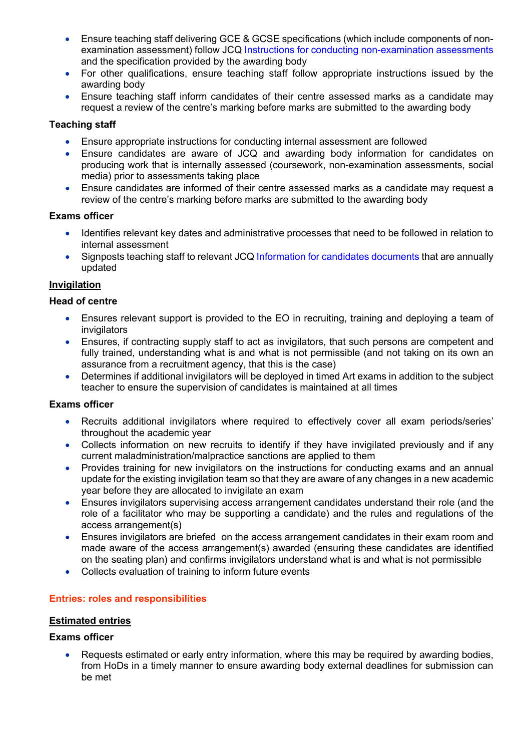- Ensure teaching staff delivering GCE & GCSE specifications (which include components of non-examination assessment) follow JCQ Instructions for conducting non-examination assessments and the specification provided by the awarding body
- For other qualifications, ensure teaching staff follow appropriate instructions issued by the awarding body
- Ensure teaching staff inform candidates of their centre assessed marks as a candidate may request a review of the centre's marking before marks are submitted to the awarding body

**Teaching staff**

- Ensure appropriate instructions for conducting internal assessment are followed
- Ensure candidates are aware of JCQ and awarding body information for candidates on producing work that is internally assessed (coursework, non-examination assessments, social media) prior to assessments taking place
- Ensure candidates are informed of their centre assessed marks as a candidate may request a review of the centre's marking before marks are submitted to the awarding body

**Exams officer**

- Identifies relevant key dates and administrative processes that need to be followed in relation to internal assessment
- Signposts teaching staff to relevant JCQ Information for candidates documents that are annually updated

**<u>Invigilation</u>**

**Head of centre**

- Ensures relevant support is provided to the EO in recruiting, training and deploying a team of invigilators
- Ensures, if contracting supply staff to act as invigilators, that such persons are competent and fully trained, understanding what is and what is not permissible (and not taking on its own an assurance from a recruitment agency, that this is the case)
- Determines if additional invigilators will be deployed in timed Art exams in addition to the subject teacher to ensure the supervision of candidates is maintained at all times

**Exams officer**

- Recruits additional invigilators where required to effectively cover all exam periods/series' throughout the academic year
- Collects information on new recruits to identify if they have invigilated previously and if any current maladministration/malpractice sanctions are applied to them
- Provides training for new invigilators on the instructions for conducting exams and an annual update for the existing invigilation team so that they are aware of any changes in a new academic year before they are allocated to invigilate an exam
- Ensures invigilators supervising access arrangement candidates understand their role (and the role of a facilitator who may be supporting a candidate) and the rules and regulations of the access arrangement(s)
- Ensures invigilators are briefed on the access arrangement candidates in their exam room and made aware of the access arrangement(s) awarded (ensuring these candidates are identified on the seating plan) and confirms invigilators understand what is and what is not permissible
- Collects evaluation of training to inform future events

## Entries: roles and responsibilities

**<u>Estimated entries</u>**

**Exams officer**

- Requests estimated or early entry information, where this may be required by awarding bodies, from HoDs in a timely manner to ensure awarding body external deadlines for submission can be met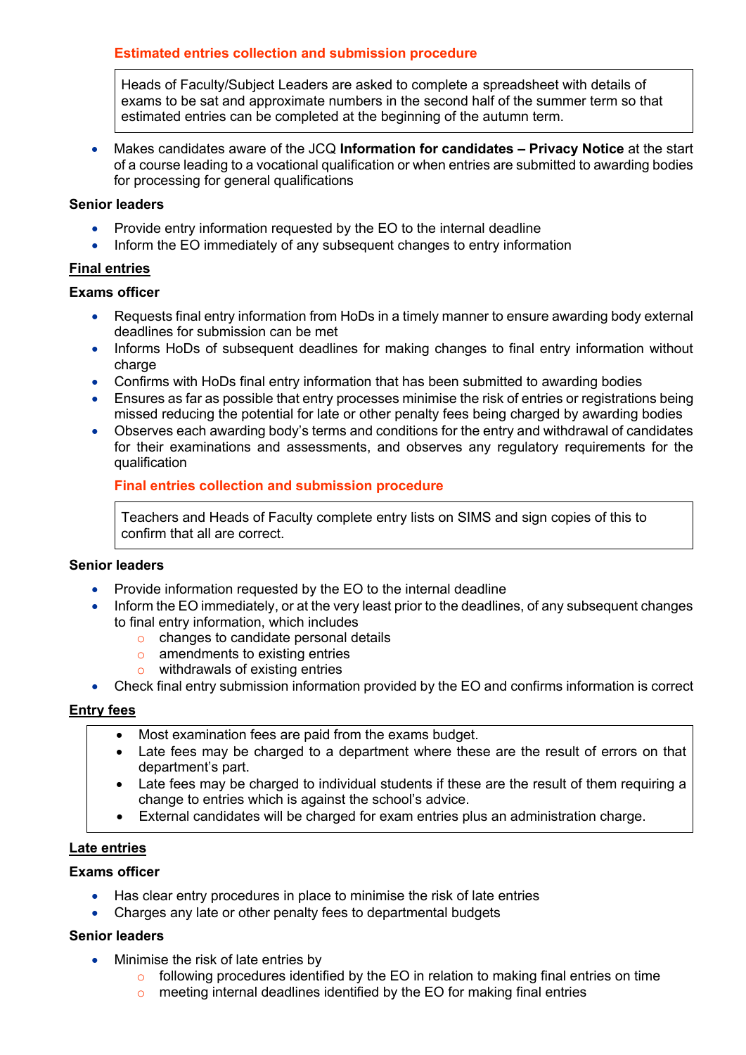**Estimated entries collection and submission procedure**

> Heads of Faculty/Subject Leaders are asked to complete a spreadsheet with details of exams to be sat and approximate numbers in the second half of the summer term so that estimated entries can be completed at the beginning of the autumn term.

- Makes candidates aware of the JCQ **Information for candidates – Privacy Notice** at the start of a course leading to a vocational qualification or when entries are submitted to awarding bodies for processing for general qualifications

**Senior leaders**

- Provide entry information requested by the EO to the internal deadline
- Inform the EO immediately of any subsequent changes to entry information

## Final entries

**Exams officer**

- Requests final entry information from HoDs in a timely manner to ensure awarding body external deadlines for submission can be met
- Informs HoDs of subsequent deadlines for making changes to final entry information without charge
- Confirms with HoDs final entry information that has been submitted to awarding bodies
- Ensures as far as possible that entry processes minimise the risk of entries or registrations being missed reducing the potential for late or other penalty fees being charged by awarding bodies
- Observes each awarding body's terms and conditions for the entry and withdrawal of candidates for their examinations and assessments, and observes any regulatory requirements for the qualification

**Final entries collection and submission procedure**

> Teachers and Heads of Faculty complete entry lists on SIMS and sign copies of this to confirm that all are correct.

**Senior leaders**

- Provide information requested by the EO to the internal deadline
- Inform the EO immediately, or at the very least prior to the deadlines, of any subsequent changes to final entry information, which includes
  - changes to candidate personal details
  - amendments to existing entries
  - withdrawals of existing entries
- Check final entry submission information provided by the EO and confirms information is correct

## Entry fees

> - Most examination fees are paid from the exams budget.
> - Late fees may be charged to a department where these are the result of errors on that department's part.
> - Late fees may be charged to individual students if these are the result of them requiring a change to entries which is against the school's advice.
> - External candidates will be charged for exam entries plus an administration charge.

## Late entries

**Exams officer**

- Has clear entry procedures in place to minimise the risk of late entries
- Charges any late or other penalty fees to departmental budgets

**Senior leaders**

- Minimise the risk of late entries by
  - following procedures identified by the EO in relation to making final entries on time
  - meeting internal deadlines identified by the EO for making final entries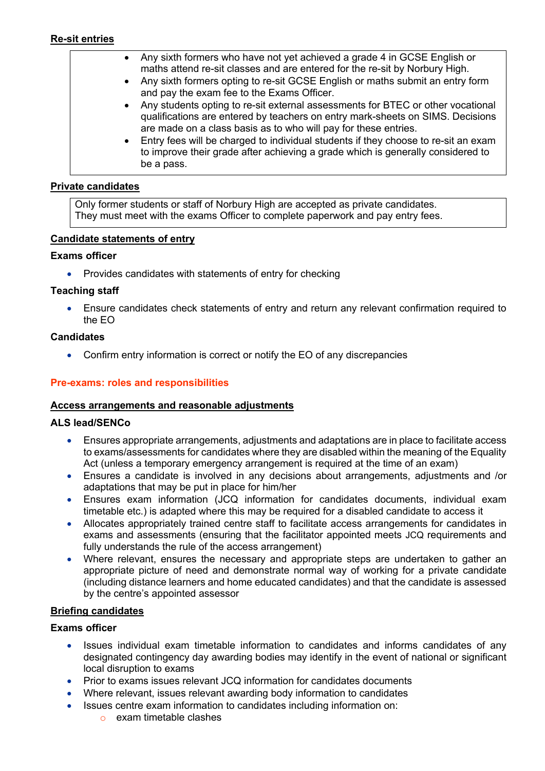**Re-sit entries**

- Any sixth formers who have not yet achieved a grade 4 in GCSE English or maths attend re-sit classes and are entered for the re-sit by Norbury High.
- Any sixth formers opting to re-sit GCSE English or maths submit an entry form and pay the exam fee to the Exams Officer.
- Any students opting to re-sit external assessments for BTEC or other vocational qualifications are entered by teachers on entry mark-sheets on SIMS. Decisions are made on a class basis as to who will pay for these entries.
- Entry fees will be charged to individual students if they choose to re-sit an exam to improve their grade after achieving a grade which is generally considered to be a pass.

**Private candidates**

Only former students or staff of Norbury High are accepted as private candidates. They must meet with the exams Officer to complete paperwork and pay entry fees.

**Candidate statements of entry**

**Exams officer**

- Provides candidates with statements of entry for checking

**Teaching staff**

- Ensure candidates check statements of entry and return any relevant confirmation required to the EO

**Candidates**

- Confirm entry information is correct or notify the EO of any discrepancies

## Pre-exams: roles and responsibilities

**Access arrangements and reasonable adjustments**

**ALS lead/SENCo**

- Ensures appropriate arrangements, adjustments and adaptations are in place to facilitate access to exams/assessments for candidates where they are disabled within the meaning of the Equality Act (unless a temporary emergency arrangement is required at the time of an exam)
- Ensures a candidate is involved in any decisions about arrangements, adjustments and /or adaptations that may be put in place for him/her
- Ensures exam information (JCQ information for candidates documents, individual exam timetable etc.) is adapted where this may be required for a disabled candidate to access it
- Allocates appropriately trained centre staff to facilitate access arrangements for candidates in exams and assessments (ensuring that the facilitator appointed meets JCQ requirements and fully understands the rule of the access arrangement)
- Where relevant, ensures the necessary and appropriate steps are undertaken to gather an appropriate picture of need and demonstrate normal way of working for a private candidate (including distance learners and home educated candidates) and that the candidate is assessed by the centre's appointed assessor

**Briefing candidates**

**Exams officer**

- Issues individual exam timetable information to candidates and informs candidates of any designated contingency day awarding bodies may identify in the event of national or significant local disruption to exams
- Prior to exams issues relevant JCQ information for candidates documents
- Where relevant, issues relevant awarding body information to candidates
- Issues centre exam information to candidates including information on:
    - exam timetable clashes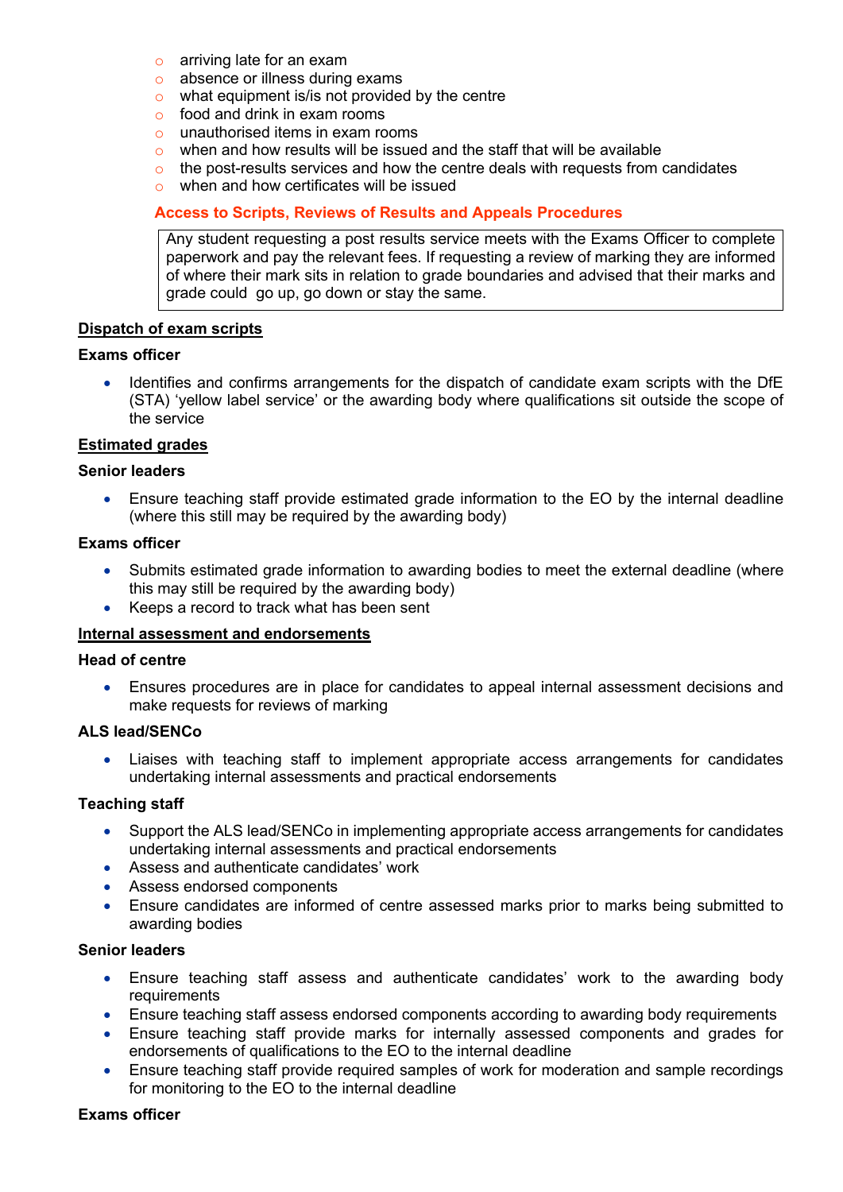- arriving late for an exam
- absence or illness during exams
- what equipment is/is not provided by the centre
- food and drink in exam rooms
- unauthorised items in exam rooms
- when and how results will be issued and the staff that will be available
- the post-results services and how the centre deals with requests from candidates
- when and how certificates will be issued

**Access to Scripts, Reviews of Results and Appeals Procedures**

| Any student requesting a post results service meets with the Exams Officer to complete paperwork and pay the relevant fees. If requesting a review of marking they are informed of where their mark sits in relation to grade boundaries and advised that their marks and grade could go up, go down or stay the same. |
|---|

## Dispatch of exam scripts

**Exams officer**

- Identifies and confirms arrangements for the dispatch of candidate exam scripts with the DfE (STA) 'yellow label service' or the awarding body where qualifications sit outside the scope of the service

## Estimated grades

**Senior leaders**

- Ensure teaching staff provide estimated grade information to the EO by the internal deadline (where this still may be required by the awarding body)

**Exams officer**

- Submits estimated grade information to awarding bodies to meet the external deadline (where this may still be required by the awarding body)
- Keeps a record to track what has been sent

## Internal assessment and endorsements

**Head of centre**

- Ensures procedures are in place for candidates to appeal internal assessment decisions and make requests for reviews of marking

**ALS lead/SENCo**

- Liaises with teaching staff to implement appropriate access arrangements for candidates undertaking internal assessments and practical endorsements

**Teaching staff**

- Support the ALS lead/SENCo in implementing appropriate access arrangements for candidates undertaking internal assessments and practical endorsements
- Assess and authenticate candidates' work
- Assess endorsed components
- Ensure candidates are informed of centre assessed marks prior to marks being submitted to awarding bodies

**Senior leaders**

- Ensure teaching staff assess and authenticate candidates' work to the awarding body requirements
- Ensure teaching staff assess endorsed components according to awarding body requirements
- Ensure teaching staff provide marks for internally assessed components and grades for endorsements of qualifications to the EO to the internal deadline
- Ensure teaching staff provide required samples of work for moderation and sample recordings for monitoring to the EO to the internal deadline

**Exams officer**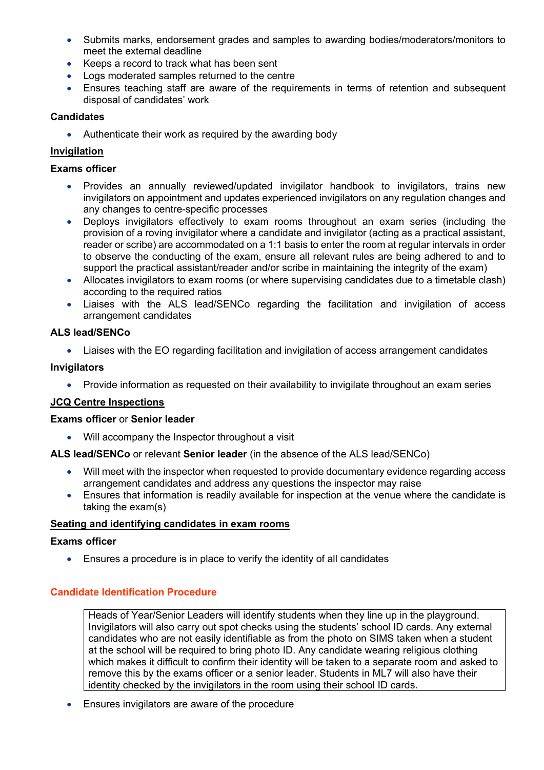- Submits marks, endorsement grades and samples to awarding bodies/moderators/monitors to meet the external deadline
- Keeps a record to track what has been sent
- Logs moderated samples returned to the centre
- Ensures teaching staff are aware of the requirements in terms of retention and subsequent disposal of candidates' work

**Candidates**

- Authenticate their work as required by the awarding body

**Invigilation**

**Exams officer**

- Provides an annually reviewed/updated invigilator handbook to invigilators, trains new invigilators on appointment and updates experienced invigilators on any regulation changes and any changes to centre-specific processes
- Deploys invigilators effectively to exam rooms throughout an exam series (including the provision of a roving invigilator where a candidate and invigilator (acting as a practical assistant, reader or scribe) are accommodated on a 1:1 basis to enter the room at regular intervals in order to observe the conducting of the exam, ensure all relevant rules are being adhered to and to support the practical assistant/reader and/or scribe in maintaining the integrity of the exam)
- Allocates invigilators to exam rooms (or where supervising candidates due to a timetable clash) according to the required ratios
- Liaises with the ALS lead/SENCo regarding the facilitation and invigilation of access arrangement candidates

**ALS lead/SENCo**

- Liaises with the EO regarding facilitation and invigilation of access arrangement candidates

**Invigilators**

- Provide information as requested on their availability to invigilate throughout an exam series

**JCQ Centre Inspections**

**Exams officer** or **Senior leader**

- Will accompany the Inspector throughout a visit

**ALS lead/SENCo** or relevant **Senior leader** (in the absence of the ALS lead/SENCo)

- Will meet with the inspector when requested to provide documentary evidence regarding access arrangement candidates and address any questions the inspector may raise
- Ensures that information is readily available for inspection at the venue where the candidate is taking the exam(s)

**Seating and identifying candidates in exam rooms**

**Exams officer**

- Ensures a procedure is in place to verify the identity of all candidates

**Candidate Identification Procedure**

Heads of Year/Senior Leaders will identify students when they line up in the playground. Invigilators will also carry out spot checks using the students' school ID cards. Any external candidates who are not easily identifiable as from the photo on SIMS taken when a student at the school will be required to bring photo ID. Any candidate wearing religious clothing which makes it difficult to confirm their identity will be taken to a separate room and asked to remove this by the exams officer or a senior leader. Students in ML7 will also have their identity checked by the invigilators in the room using their school ID cards.

- Ensures invigilators are aware of the procedure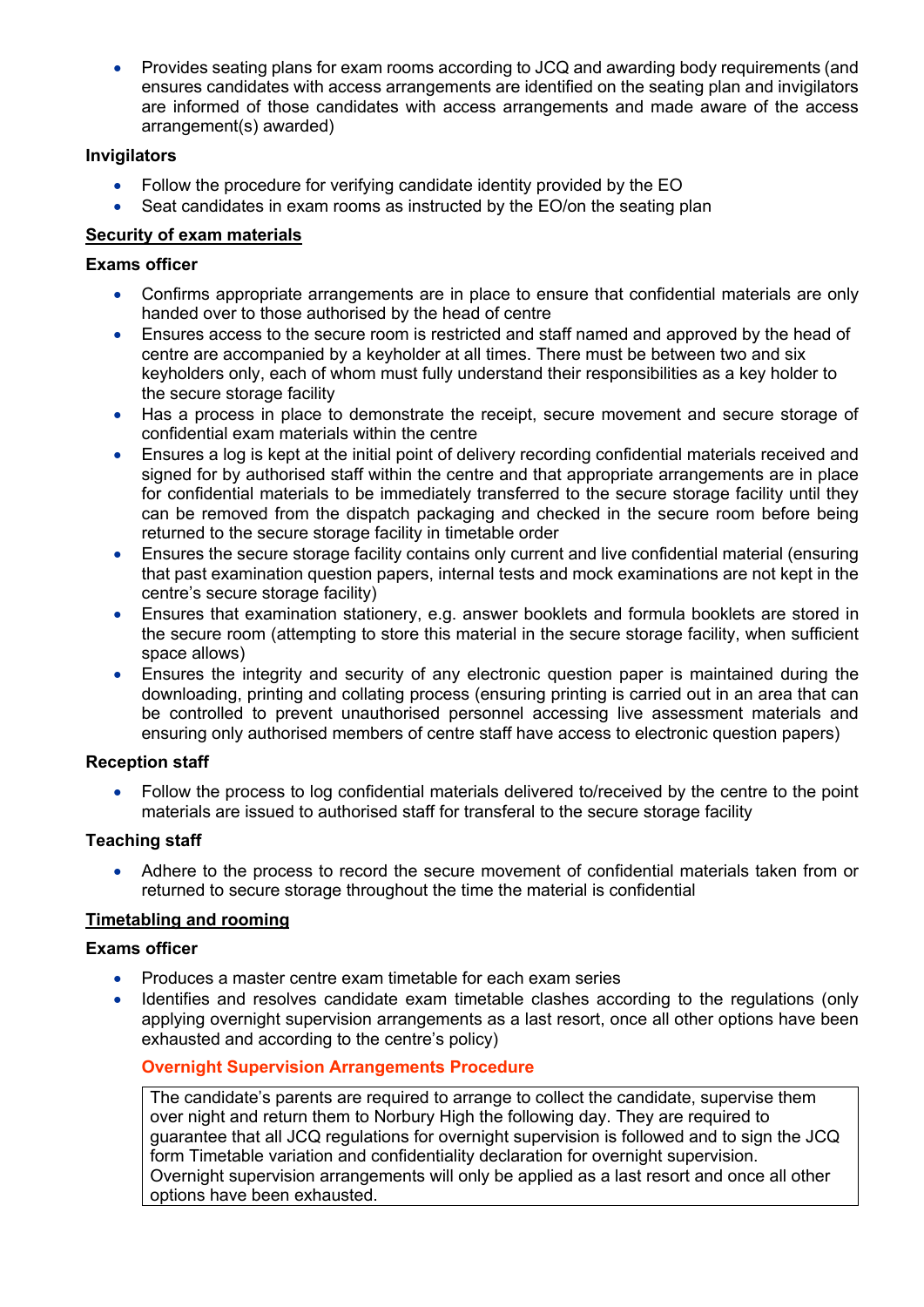- Provides seating plans for exam rooms according to JCQ and awarding body requirements (and ensures candidates with access arrangements are identified on the seating plan and invigilators are informed of those candidates with access arrangements and made aware of the access arrangement(s) awarded)

**Invigilators**

- Follow the procedure for verifying candidate identity provided by the EO
- Seat candidates in exam rooms as instructed by the EO/on the seating plan

**<u>Security of exam materials</u>**

**Exams officer**

- Confirms appropriate arrangements are in place to ensure that confidential materials are only handed over to those authorised by the head of centre
- Ensures access to the secure room is restricted and staff named and approved by the head of centre are accompanied by a keyholder at all times. There must be between two and six keyholders only, each of whom must fully understand their responsibilities as a key holder to the secure storage facility
- Has a process in place to demonstrate the receipt, secure movement and secure storage of confidential exam materials within the centre
- Ensures a log is kept at the initial point of delivery recording confidential materials received and signed for by authorised staff within the centre and that appropriate arrangements are in place for confidential materials to be immediately transferred to the secure storage facility until they can be removed from the dispatch packaging and checked in the secure room before being returned to the secure storage facility in timetable order
- Ensures the secure storage facility contains only current and live confidential material (ensuring that past examination question papers, internal tests and mock examinations are not kept in the centre's secure storage facility)
- Ensures that examination stationery, e.g. answer booklets and formula booklets are stored in the secure room (attempting to store this material in the secure storage facility, when sufficient space allows)
- Ensures the integrity and security of any electronic question paper is maintained during the downloading, printing and collating process (ensuring printing is carried out in an area that can be controlled to prevent unauthorised personnel accessing live assessment materials and ensuring only authorised members of centre staff have access to electronic question papers)

**Reception staff**

- Follow the process to log confidential materials delivered to/received by the centre to the point materials are issued to authorised staff for transferal to the secure storage facility

**Teaching staff**

- Adhere to the process to record the secure movement of confidential materials taken from or returned to secure storage throughout the time the material is confidential

**<u>Timetabling and rooming</u>**

**Exams officer**

- Produces a master centre exam timetable for each exam series
- Identifies and resolves candidate exam timetable clashes according to the regulations (only applying overnight supervision arrangements as a last resort, once all other options have been exhausted and according to the centre's policy)

**Overnight Supervision Arrangements Procedure**

The candidate's parents are required to arrange to collect the candidate, supervise them over night and return them to Norbury High the following day. They are required to guarantee that all JCQ regulations for overnight supervision is followed and to sign the JCQ form Timetable variation and confidentiality declaration for overnight supervision. Overnight supervision arrangements will only be applied as a last resort and once all other options have been exhausted.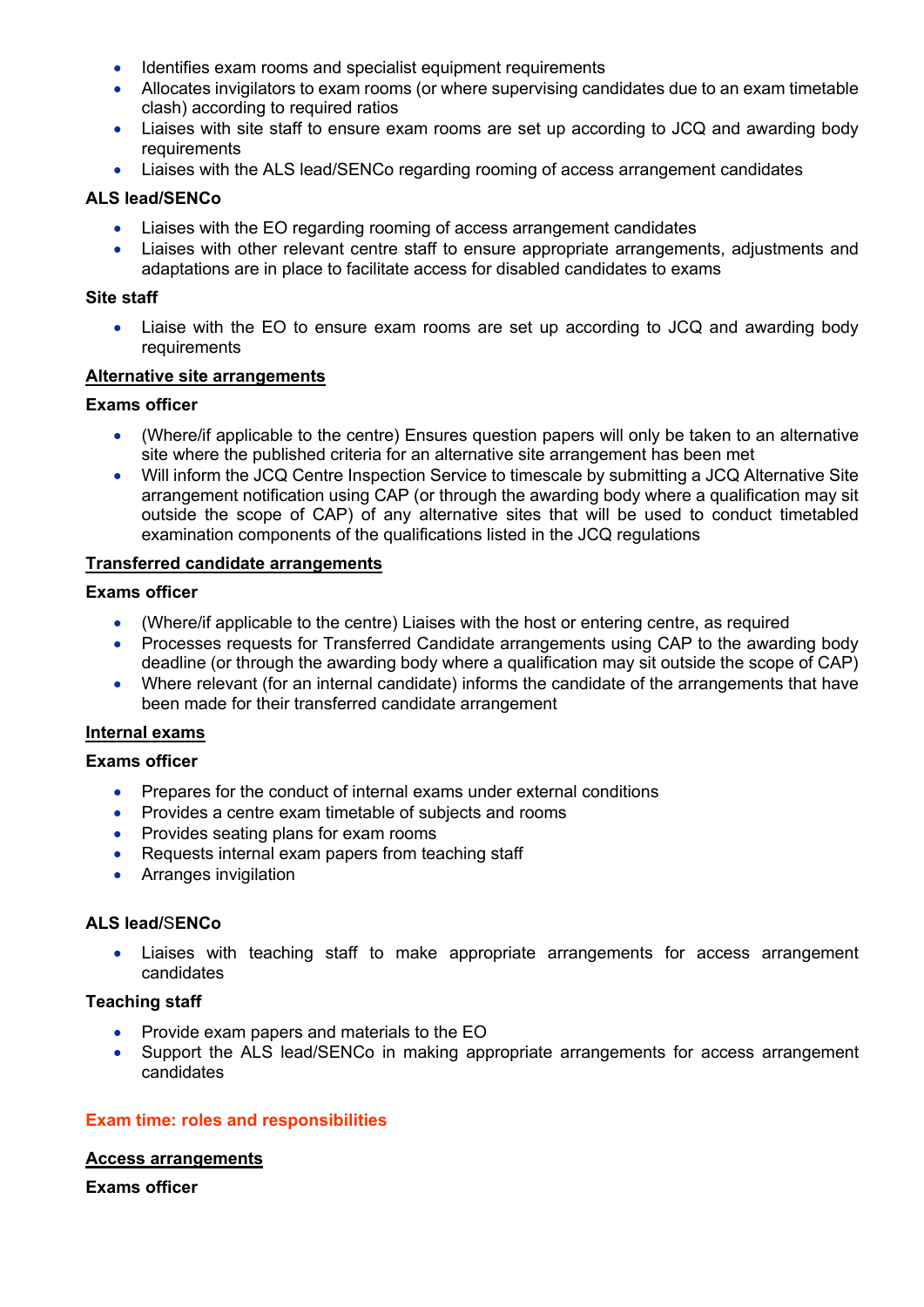- Identifies exam rooms and specialist equipment requirements
- Allocates invigilators to exam rooms (or where supervising candidates due to an exam timetable clash) according to required ratios
- Liaises with site staff to ensure exam rooms are set up according to JCQ and awarding body requirements
- Liaises with the ALS lead/SENCo regarding rooming of access arrangement candidates

**ALS lead/SENCo**

- Liaises with the EO regarding rooming of access arrangement candidates
- Liaises with other relevant centre staff to ensure appropriate arrangements, adjustments and adaptations are in place to facilitate access for disabled candidates to exams

**Site staff**

- Liaise with the EO to ensure exam rooms are set up according to JCQ and awarding body requirements

### Alternative site arrangements

**Exams officer**

- (Where/if applicable to the centre) Ensures question papers will only be taken to an alternative site where the published criteria for an alternative site arrangement has been met
- Will inform the JCQ Centre Inspection Service to timescale by submitting a JCQ Alternative Site arrangement notification using CAP (or through the awarding body where a qualification may sit outside the scope of CAP) of any alternative sites that will be used to conduct timetabled examination components of the qualifications listed in the JCQ regulations

### Transferred candidate arrangements

**Exams officer**

- (Where/if applicable to the centre) Liaises with the host or entering centre, as required
- Processes requests for Transferred Candidate arrangements using CAP to the awarding body deadline (or through the awarding body where a qualification may sit outside the scope of CAP)
- Where relevant (for an internal candidate) informs the candidate of the arrangements that have been made for their transferred candidate arrangement

### Internal exams

**Exams officer**

- Prepares for the conduct of internal exams under external conditions
- Provides a centre exam timetable of subjects and rooms
- Provides seating plans for exam rooms
- Requests internal exam papers from teaching staff
- Arranges invigilation

**ALS lead/SENCo**

- Liaises with teaching staff to make appropriate arrangements for access arrangement candidates

**Teaching staff**

- Provide exam papers and materials to the EO
- Support the ALS lead/SENCo in making appropriate arrangements for access arrangement candidates

## Exam time: roles and responsibilities

### Access arrangements

**Exams officer**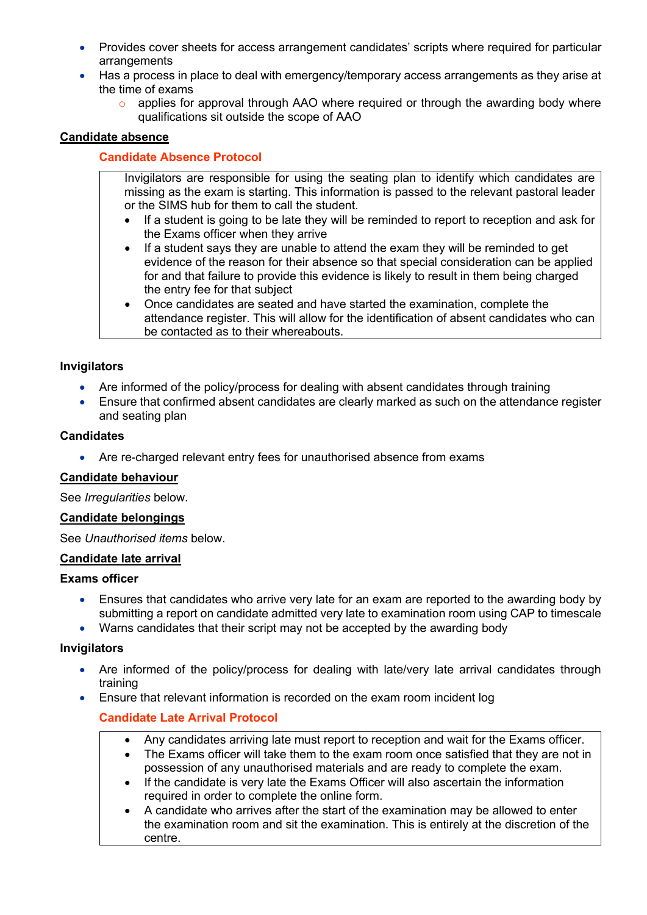- Provides cover sheets for access arrangement candidates' scripts where required for particular arrangements
- Has a process in place to deal with emergency/temporary access arrangements as they arise at the time of exams
  - applies for approval through AAO where required or through the awarding body where qualifications sit outside the scope of AAO

**Candidate absence**

**Candidate Absence Protocol**

> Invigilators are responsible for using the seating plan to identify which candidates are missing as the exam is starting. This information is passed to the relevant pastoral leader or the SIMS hub for them to call the student.
>
> - If a student is going to be late they will be reminded to report to reception and ask for the Exams officer when they arrive
> - If a student says they are unable to attend the exam they will be reminded to get evidence of the reason for their absence so that special consideration can be applied for and that failure to provide this evidence is likely to result in them being charged the entry fee for that subject
> - Once candidates are seated and have started the examination, complete the attendance register. This will allow for the identification of absent candidates who can be contacted as to their whereabouts.

**Invigilators**

- Are informed of the policy/process for dealing with absent candidates through training
- Ensure that confirmed absent candidates are clearly marked as such on the attendance register and seating plan

**Candidates**

- Are re-charged relevant entry fees for unauthorised absence from exams

**Candidate behaviour**

See *Irregularities* below.

**Candidate belongings**

See *Unauthorised items* below.

**Candidate late arrival**

**Exams officer**

- Ensures that candidates who arrive very late for an exam are reported to the awarding body by submitting a report on candidate admitted very late to examination room using CAP to timescale
- Warns candidates that their script may not be accepted by the awarding body

**Invigilators**

- Are informed of the policy/process for dealing with late/very late arrival candidates through training
- Ensure that relevant information is recorded on the exam room incident log

**Candidate Late Arrival Protocol**

> - Any candidates arriving late must report to reception and wait for the Exams officer.
> - The Exams officer will take them to the exam room once satisfied that they are not in possession of any unauthorised materials and are ready to complete the exam.
> - If the candidate is very late the Exams Officer will also ascertain the information required in order to complete the online form.
> - A candidate who arrives after the start of the examination may be allowed to enter the examination room and sit the examination. This is entirely at the discretion of the centre.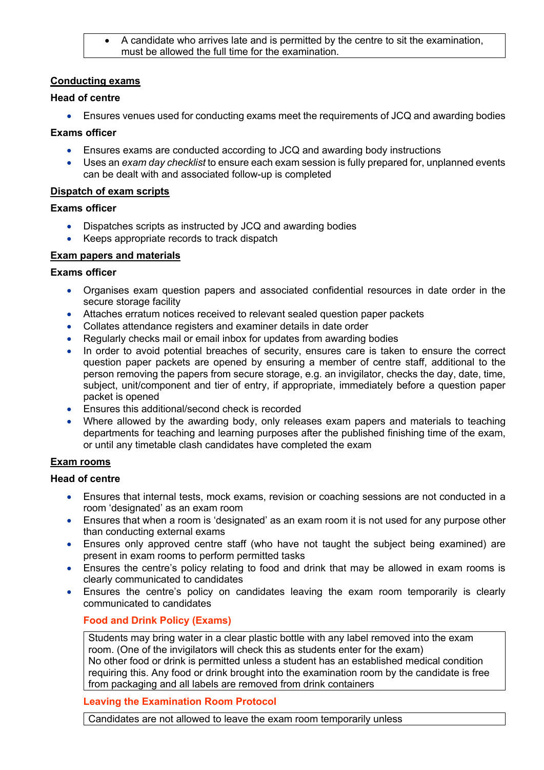- A candidate who arrives late and is permitted by the centre to sit the examination, must be allowed the full time for the examination.

**Conducting exams**

**Head of centre**

- Ensures venues used for conducting exams meet the requirements of JCQ and awarding bodies

**Exams officer**

- Ensures exams are conducted according to JCQ and awarding body instructions
- Uses an *exam day checklist* to ensure each exam session is fully prepared for, unplanned events can be dealt with and associated follow-up is completed

**Dispatch of exam scripts**

**Exams officer**

- Dispatches scripts as instructed by JCQ and awarding bodies
- Keeps appropriate records to track dispatch

**Exam papers and materials**

**Exams officer**

- Organises exam question papers and associated confidential resources in date order in the secure storage facility
- Attaches erratum notices received to relevant sealed question paper packets
- Collates attendance registers and examiner details in date order
- Regularly checks mail or email inbox for updates from awarding bodies
- In order to avoid potential breaches of security, ensures care is taken to ensure the correct question paper packets are opened by ensuring a member of centre staff, additional to the person removing the papers from secure storage, e.g. an invigilator, checks the day, date, time, subject, unit/component and tier of entry, if appropriate, immediately before a question paper packet is opened
- Ensures this additional/second check is recorded
- Where allowed by the awarding body, only releases exam papers and materials to teaching departments for teaching and learning purposes after the published finishing time of the exam, or until any timetable clash candidates have completed the exam

**Exam rooms**

**Head of centre**

- Ensures that internal tests, mock exams, revision or coaching sessions are not conducted in a room 'designated' as an exam room
- Ensures that when a room is 'designated' as an exam room it is not used for any purpose other than conducting external exams
- Ensures only approved centre staff (who have not taught the subject being examined) are present in exam rooms to perform permitted tasks
- Ensures the centre's policy relating to food and drink that may be allowed in exam rooms is clearly communicated to candidates
- Ensures the centre's policy on candidates leaving the exam room temporarily is clearly communicated to candidates

**Food and Drink Policy (Exams)**

Students may bring water in a clear plastic bottle with any label removed into the exam room. (One of the invigilators will check this as students enter for the exam)
No other food or drink is permitted unless a student has an established medical condition requiring this. Any food or drink brought into the examination room by the candidate is free from packaging and all labels are removed from drink containers

**Leaving the Examination Room Protocol**

Candidates are not allowed to leave the exam room temporarily unless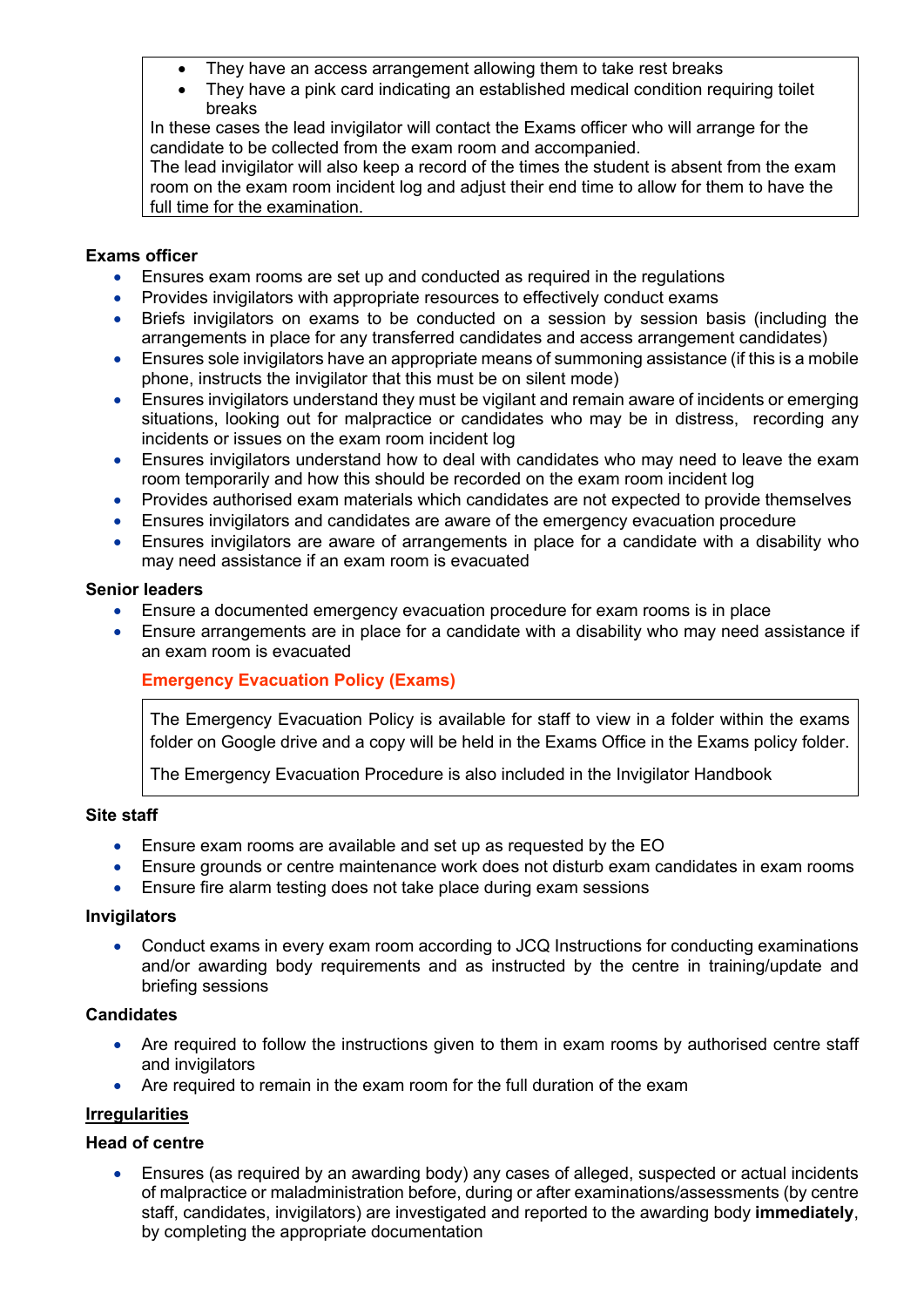- They have an access arrangement allowing them to take rest breaks
- They have a pink card indicating an established medical condition requiring toilet breaks

In these cases the lead invigilator will contact the Exams officer who will arrange for the candidate to be collected from the exam room and accompanied.

The lead invigilator will also keep a record of the times the student is absent from the exam room on the exam room incident log and adjust their end time to allow for them to have the full time for the examination.

**Exams officer**

- Ensures exam rooms are set up and conducted as required in the regulations
- Provides invigilators with appropriate resources to effectively conduct exams
- Briefs invigilators on exams to be conducted on a session by session basis (including the arrangements in place for any transferred candidates and access arrangement candidates)
- Ensures sole invigilators have an appropriate means of summoning assistance (if this is a mobile phone, instructs the invigilator that this must be on silent mode)
- Ensures invigilators understand they must be vigilant and remain aware of incidents or emerging situations, looking out for malpractice or candidates who may be in distress, recording any incidents or issues on the exam room incident log
- Ensures invigilators understand how to deal with candidates who may need to leave the exam room temporarily and how this should be recorded on the exam room incident log
- Provides authorised exam materials which candidates are not expected to provide themselves
- Ensures invigilators and candidates are aware of the emergency evacuation procedure
- Ensures invigilators are aware of arrangements in place for a candidate with a disability who may need assistance if an exam room is evacuated

**Senior leaders**

- Ensure a documented emergency evacuation procedure for exam rooms is in place
- Ensure arrangements are in place for a candidate with a disability who may need assistance if an exam room is evacuated

**Emergency Evacuation Policy (Exams)**

The Emergency Evacuation Policy is available for staff to view in a folder within the exams folder on Google drive and a copy will be held in the Exams Office in the Exams policy folder.

The Emergency Evacuation Procedure is also included in the Invigilator Handbook

**Site staff**

- Ensure exam rooms are available and set up as requested by the EO
- Ensure grounds or centre maintenance work does not disturb exam candidates in exam rooms
- Ensure fire alarm testing does not take place during exam sessions

**Invigilators**

- Conduct exams in every exam room according to JCQ Instructions for conducting examinations and/or awarding body requirements and as instructed by the centre in training/update and briefing sessions

**Candidates**

- Are required to follow the instructions given to them in exam rooms by authorised centre staff and invigilators
- Are required to remain in the exam room for the full duration of the exam

**<u>Irregularities</u>**

**Head of centre**

- Ensures (as required by an awarding body) any cases of alleged, suspected or actual incidents of malpractice or maladministration before, during or after examinations/assessments (by centre staff, candidates, invigilators) are investigated and reported to the awarding body **immediately**, by completing the appropriate documentation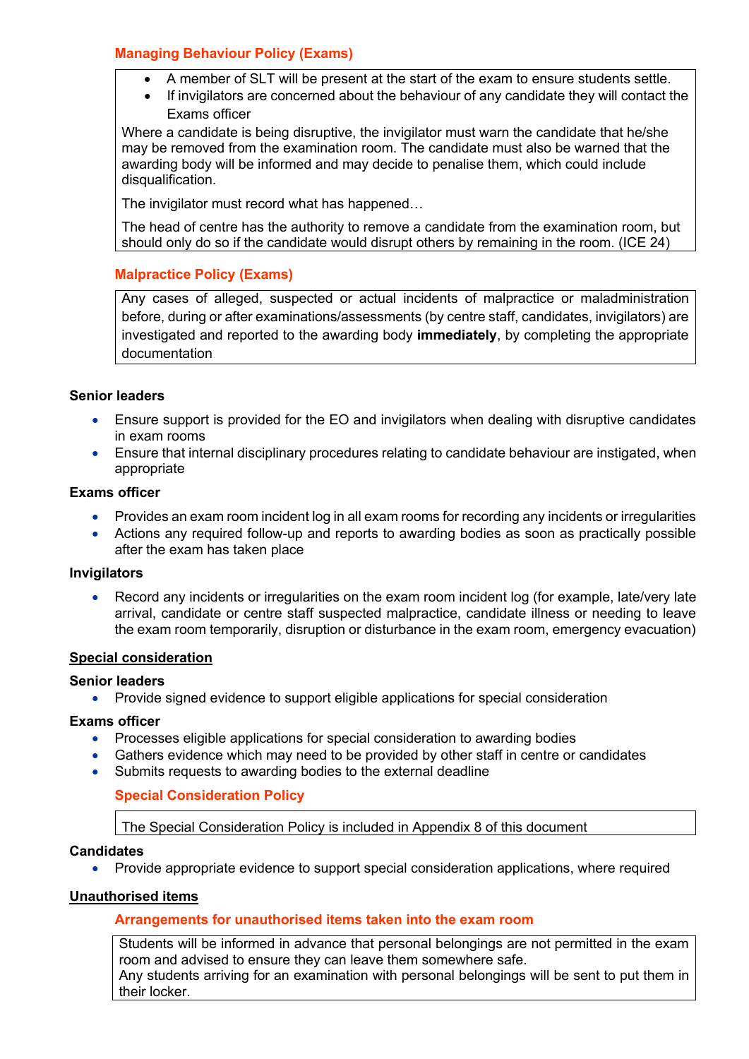**Managing Behaviour Policy (Exams)**

> - A member of SLT will be present at the start of the exam to ensure students settle.
> - If invigilators are concerned about the behaviour of any candidate they will contact the Exams officer
>
> Where a candidate is being disruptive, the invigilator must warn the candidate that he/she may be removed from the examination room. The candidate must also be warned that the awarding body will be informed and may decide to penalise them, which could include disqualification.
>
> The invigilator must record what has happened…
>
> The head of centre has the authority to remove a candidate from the examination room, but should only do so if the candidate would disrupt others by remaining in the room. (ICE 24)

**Malpractice Policy (Exams)**

> Any cases of alleged, suspected or actual incidents of malpractice or maladministration before, during or after examinations/assessments (by centre staff, candidates, invigilators) are investigated and reported to the awarding body **immediately**, by completing the appropriate documentation

**Senior leaders**

- Ensure support is provided for the EO and invigilators when dealing with disruptive candidates in exam rooms
- Ensure that internal disciplinary procedures relating to candidate behaviour are instigated, when appropriate

**Exams officer**

- Provides an exam room incident log in all exam rooms for recording any incidents or irregularities
- Actions any required follow-up and reports to awarding bodies as soon as practically possible after the exam has taken place

**Invigilators**

- Record any incidents or irregularities on the exam room incident log (for example, late/very late arrival, candidate or centre staff suspected malpractice, candidate illness or needing to leave the exam room temporarily, disruption or disturbance in the exam room, emergency evacuation)

## Special consideration

**Senior leaders**

- Provide signed evidence to support eligible applications for special consideration

**Exams officer**

- Processes eligible applications for special consideration to awarding bodies
- Gathers evidence which may need to be provided by other staff in centre or candidates
- Submits requests to awarding bodies to the external deadline

**Special Consideration Policy**

> The Special Consideration Policy is included in Appendix 8 of this document

**Candidates**

- Provide appropriate evidence to support special consideration applications, where required

## Unauthorised items

**Arrangements for unauthorised items taken into the exam room**

> Students will be informed in advance that personal belongings are not permitted in the exam room and advised to ensure they can leave them somewhere safe.
> Any students arriving for an examination with personal belongings will be sent to put them in their locker.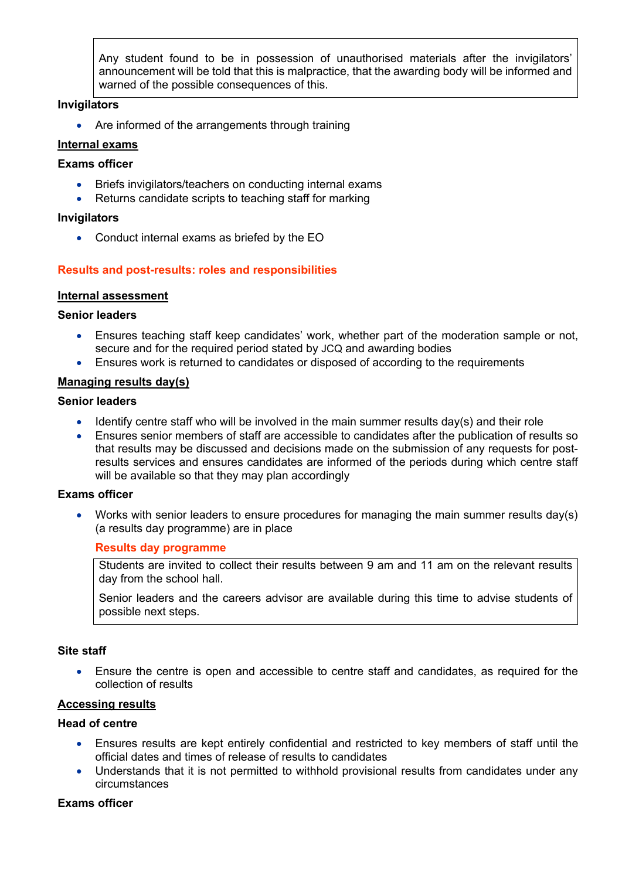> Any student found to be in possession of unauthorised materials after the invigilators' announcement will be told that this is malpractice, that the awarding body will be informed and warned of the possible consequences of this.

**Invigilators**

- Are informed of the arrangements through training

**Internal exams**

**Exams officer**

- Briefs invigilators/teachers on conducting internal exams
- Returns candidate scripts to teaching staff for marking

**Invigilators**

- Conduct internal exams as briefed by the EO

## Results and post-results: roles and responsibilities

**Internal assessment**

**Senior leaders**

- Ensures teaching staff keep candidates' work, whether part of the moderation sample or not, secure and for the required period stated by JCQ and awarding bodies
- Ensures work is returned to candidates or disposed of according to the requirements

**Managing results day(s)**

**Senior leaders**

- Identify centre staff who will be involved in the main summer results day(s) and their role
- Ensures senior members of staff are accessible to candidates after the publication of results so that results may be discussed and decisions made on the submission of any requests for post-results services and ensures candidates are informed of the periods during which centre staff will be available so that they may plan accordingly

**Exams officer**

- Works with senior leaders to ensure procedures for managing the main summer results day(s) (a results day programme) are in place

### Results day programme

> Students are invited to collect their results between 9 am and 11 am on the relevant results day from the school hall.
>
> Senior leaders and the careers advisor are available during this time to advise students of possible next steps.

**Site staff**

- Ensure the centre is open and accessible to centre staff and candidates, as required for the collection of results

**Accessing results**

**Head of centre**

- Ensures results are kept entirely confidential and restricted to key members of staff until the official dates and times of release of results to candidates
- Understands that it is not permitted to withhold provisional results from candidates under any circumstances

**Exams officer**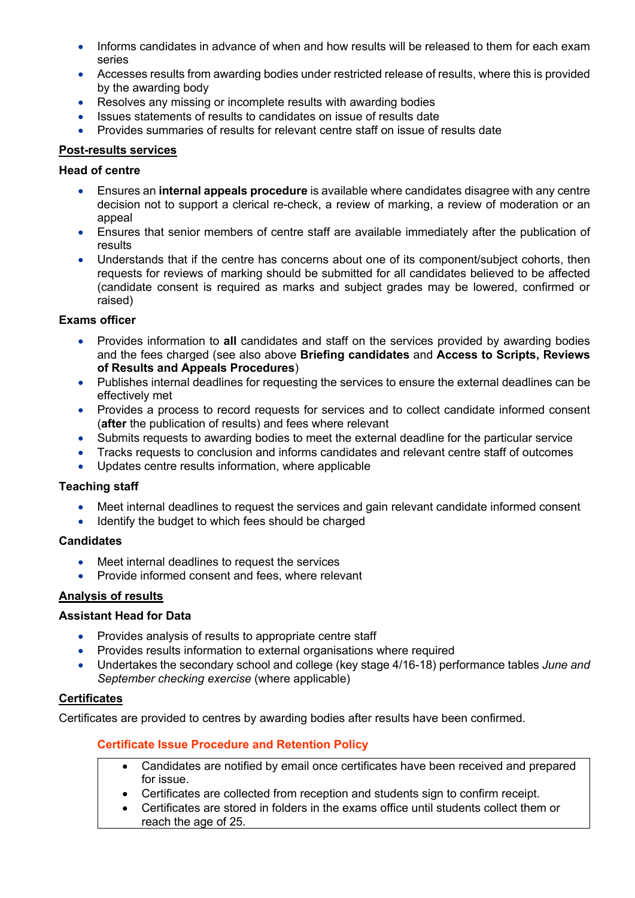- Informs candidates in advance of when and how results will be released to them for each exam series
- Accesses results from awarding bodies under restricted release of results, where this is provided by the awarding body
- Resolves any missing or incomplete results with awarding bodies
- Issues statements of results to candidates on issue of results date
- Provides summaries of results for relevant centre staff on issue of results date

## Post-results services

### Head of centre

- Ensures an **internal appeals procedure** is available where candidates disagree with any centre decision not to support a clerical re-check, a review of marking, a review of moderation or an appeal
- Ensures that senior members of centre staff are available immediately after the publication of results
- Understands that if the centre has concerns about one of its component/subject cohorts, then requests for reviews of marking should be submitted for all candidates believed to be affected (candidate consent is required as marks and subject grades may be lowered, confirmed or raised)

### Exams officer

- Provides information to **all** candidates and staff on the services provided by awarding bodies and the fees charged (see also above **Briefing candidates** and **Access to Scripts, Reviews of Results and Appeals Procedures**)
- Publishes internal deadlines for requesting the services to ensure the external deadlines can be effectively met
- Provides a process to record requests for services and to collect candidate informed consent (**after** the publication of results) and fees where relevant
- Submits requests to awarding bodies to meet the external deadline for the particular service
- Tracks requests to conclusion and informs candidates and relevant centre staff of outcomes
- Updates centre results information, where applicable

### Teaching staff

- Meet internal deadlines to request the services and gain relevant candidate informed consent
- Identify the budget to which fees should be charged

### Candidates

- Meet internal deadlines to request the services
- Provide informed consent and fees, where relevant

## Analysis of results

### Assistant Head for Data

- Provides analysis of results to appropriate centre staff
- Provides results information to external organisations where required
- Undertakes the secondary school and college (key stage 4/16-18) performance tables *June and September checking exercise* (where applicable)

## Certificates

Certificates are provided to centres by awarding bodies after results have been confirmed.

### Certificate Issue Procedure and Retention Policy

- Candidates are notified by email once certificates have been received and prepared for issue.
- Certificates are collected from reception and students sign to confirm receipt.
- Certificates are stored in folders in the exams office until students collect them or reach the age of 25.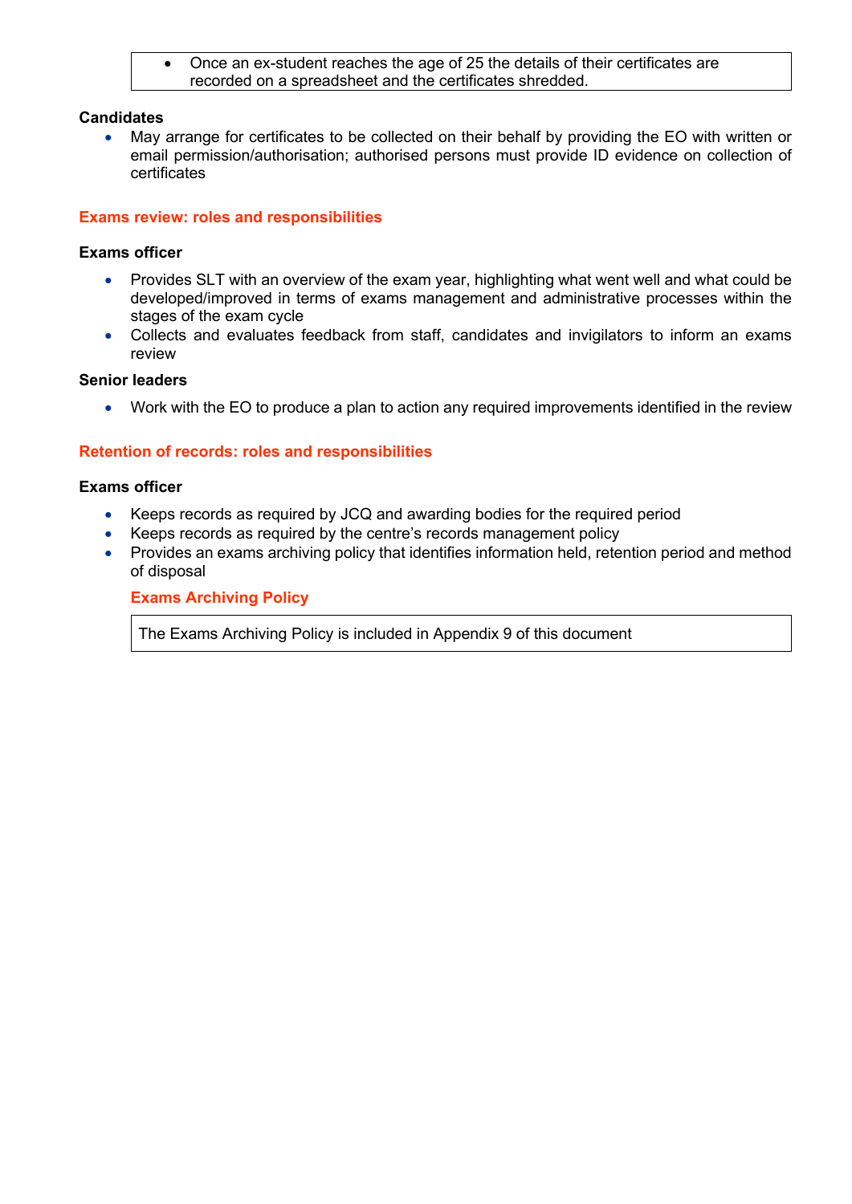- Once an ex-student reaches the age of 25 the details of their certificates are recorded on a spreadsheet and the certificates shredded.

**Candidates**

- May arrange for certificates to be collected on their behalf by providing the EO with written or email permission/authorisation; authorised persons must provide ID evidence on collection of certificates

## Exams review: roles and responsibilities

**Exams officer**

- Provides SLT with an overview of the exam year, highlighting what went well and what could be developed/improved in terms of exams management and administrative processes within the stages of the exam cycle
- Collects and evaluates feedback from staff, candidates and invigilators to inform an exams review

**Senior leaders**

- Work with the EO to produce a plan to action any required improvements identified in the review

## Retention of records: roles and responsibilities

**Exams officer**

- Keeps records as required by JCQ and awarding bodies for the required period
- Keeps records as required by the centre's records management policy
- Provides an exams archiving policy that identifies information held, retention period and method of disposal

### Exams Archiving Policy

The Exams Archiving Policy is included in Appendix 9 of this document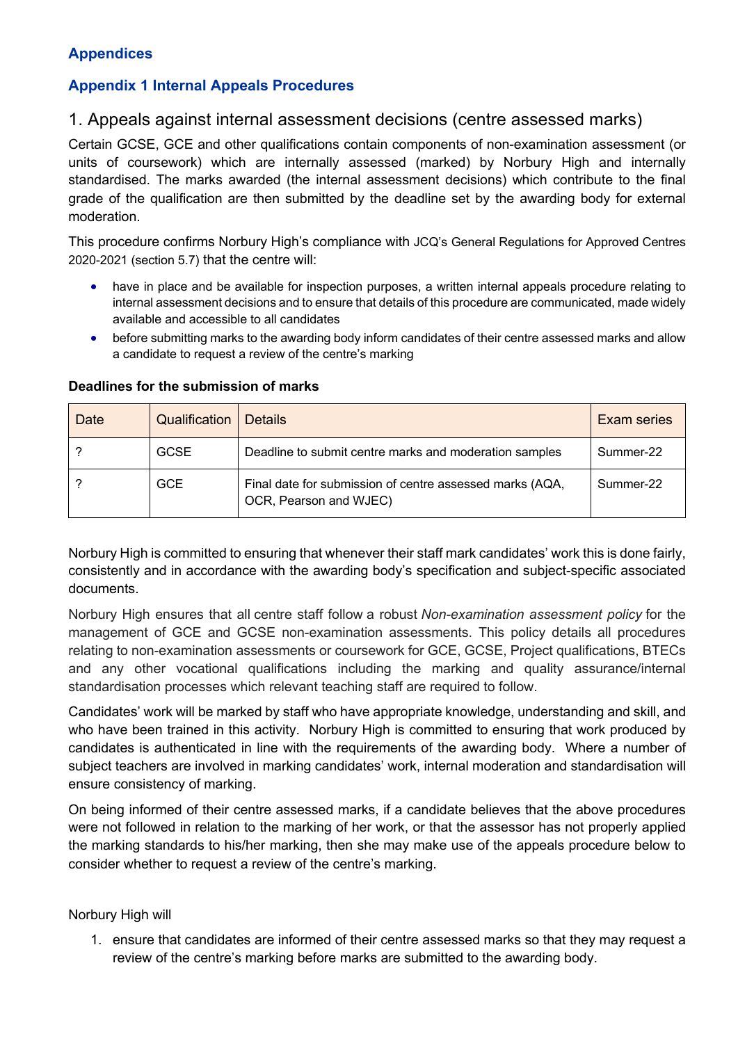## Appendices

### Appendix 1 Internal Appeals Procedures

# 1. Appeals against internal assessment decisions (centre assessed marks)

Certain GCSE, GCE and other qualifications contain components of non-examination assessment (or units of coursework) which are internally assessed (marked) by Norbury High and internally standardised. The marks awarded (the internal assessment decisions) which contribute to the final grade of the qualification are then submitted by the deadline set by the awarding body for external moderation.

This procedure confirms Norbury High's compliance with JCQ's General Regulations for Approved Centres 2020-2021 (section 5.7) that the centre will:

- have in place and be available for inspection purposes, a written internal appeals procedure relating to internal assessment decisions and to ensure that details of this procedure are communicated, made widely available and accessible to all candidates
- before submitting marks to the awarding body inform candidates of their centre assessed marks and allow a candidate to request a review of the centre's marking

**Deadlines for the submission of marks**

| Date | Qualification | Details | Exam series |
|---|---|---|---|
| ? | GCSE | Deadline to submit centre marks and moderation samples | Summer-22 |
| ? | GCE | Final date for submission of centre assessed marks (AQA, OCR, Pearson and WJEC) | Summer-22 |

Norbury High is committed to ensuring that whenever their staff mark candidates' work this is done fairly, consistently and in accordance with the awarding body's specification and subject-specific associated documents.

Norbury High ensures that all centre staff follow a robust *Non-examination assessment policy* for the management of GCE and GCSE non-examination assessments. This policy details all procedures relating to non-examination assessments or coursework for GCE, GCSE, Project qualifications, BTECs and any other vocational qualifications including the marking and quality assurance/internal standardisation processes which relevant teaching staff are required to follow.

Candidates' work will be marked by staff who have appropriate knowledge, understanding and skill, and who have been trained in this activity. Norbury High is committed to ensuring that work produced by candidates is authenticated in line with the requirements of the awarding body. Where a number of subject teachers are involved in marking candidates' work, internal moderation and standardisation will ensure consistency of marking.

On being informed of their centre assessed marks, if a candidate believes that the above procedures were not followed in relation to the marking of her work, or that the assessor has not properly applied the marking standards to his/her marking, then she may make use of the appeals procedure below to consider whether to request a review of the centre's marking.

Norbury High will

1. ensure that candidates are informed of their centre assessed marks so that they may request a review of the centre's marking before marks are submitted to the awarding body.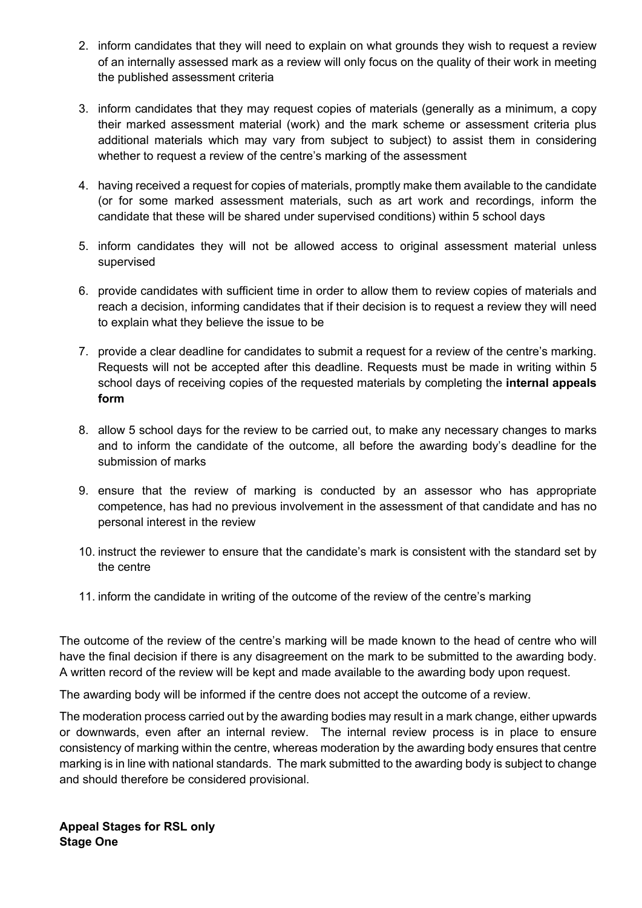2. inform candidates that they will need to explain on what grounds they wish to request a review of an internally assessed mark as a review will only focus on the quality of their work in meeting the published assessment criteria

3. inform candidates that they may request copies of materials (generally as a minimum, a copy their marked assessment material (work) and the mark scheme or assessment criteria plus additional materials which may vary from subject to subject) to assist them in considering whether to request a review of the centre's marking of the assessment

4. having received a request for copies of materials, promptly make them available to the candidate (or for some marked assessment materials, such as art work and recordings, inform the candidate that these will be shared under supervised conditions) within 5 school days

5. inform candidates they will not be allowed access to original assessment material unless supervised

6. provide candidates with sufficient time in order to allow them to review copies of materials and reach a decision, informing candidates that if their decision is to request a review they will need to explain what they believe the issue to be

7. provide a clear deadline for candidates to submit a request for a review of the centre's marking. Requests will not be accepted after this deadline. Requests must be made in writing within 5 school days of receiving copies of the requested materials by completing the **internal appeals form**

8. allow 5 school days for the review to be carried out, to make any necessary changes to marks and to inform the candidate of the outcome, all before the awarding body's deadline for the submission of marks

9. ensure that the review of marking is conducted by an assessor who has appropriate competence, has had no previous involvement in the assessment of that candidate and has no personal interest in the review

10. instruct the reviewer to ensure that the candidate's mark is consistent with the standard set by the centre

11. inform the candidate in writing of the outcome of the review of the centre's marking

The outcome of the review of the centre's marking will be made known to the head of centre who will have the final decision if there is any disagreement on the mark to be submitted to the awarding body. A written record of the review will be kept and made available to the awarding body upon request.

The awarding body will be informed if the centre does not accept the outcome of a review.

The moderation process carried out by the awarding bodies may result in a mark change, either upwards or downwards, even after an internal review. The internal review process is in place to ensure consistency of marking within the centre, whereas moderation by the awarding body ensures that centre marking is in line with national standards. The mark submitted to the awarding body is subject to change and should therefore be considered provisional.

**Appeal Stages for RSL only**
**Stage One**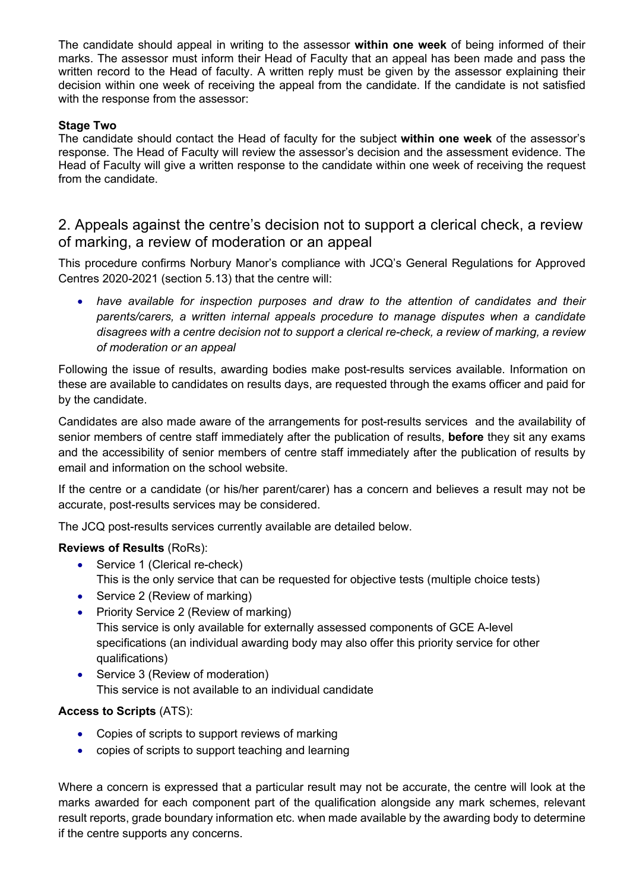The candidate should appeal in writing to the assessor **within one week** of being informed of their marks. The assessor must inform their Head of Faculty that an appeal has been made and pass the written record to the Head of faculty. A written reply must be given by the assessor explaining their decision within one week of receiving the appeal from the candidate. If the candidate is not satisfied with the response from the assessor:

**Stage Two**

The candidate should contact the Head of faculty for the subject **within one week** of the assessor's response. The Head of Faculty will review the assessor's decision and the assessment evidence. The Head of Faculty will give a written response to the candidate within one week of receiving the request from the candidate.

## 2. Appeals against the centre's decision not to support a clerical check, a review of marking, a review of moderation or an appeal

This procedure confirms Norbury Manor's compliance with JCQ's General Regulations for Approved Centres 2020-2021 (section 5.13) that the centre will:

- *have available for inspection purposes and draw to the attention of candidates and their parents/carers, a written internal appeals procedure to manage disputes when a candidate disagrees with a centre decision not to support a clerical re-check, a review of marking, a review of moderation or an appeal*

Following the issue of results, awarding bodies make post-results services available. Information on these are available to candidates on results days, are requested through the exams officer and paid for by the candidate.

Candidates are also made aware of the arrangements for post-results services and the availability of senior members of centre staff immediately after the publication of results, **before** they sit any exams and the accessibility of senior members of centre staff immediately after the publication of results by email and information on the school website.

If the centre or a candidate (or his/her parent/carer) has a concern and believes a result may not be accurate, post-results services may be considered.

The JCQ post-results services currently available are detailed below.

**Reviews of Results** (RoRs):

- Service 1 (Clerical re-check)
  This is the only service that can be requested for objective tests (multiple choice tests)
- Service 2 (Review of marking)
- Priority Service 2 (Review of marking)
  This service is only available for externally assessed components of GCE A-level specifications (an individual awarding body may also offer this priority service for other qualifications)
- Service 3 (Review of moderation)
  This service is not available to an individual candidate

**Access to Scripts** (ATS):

- Copies of scripts to support reviews of marking
- copies of scripts to support teaching and learning

Where a concern is expressed that a particular result may not be accurate, the centre will look at the marks awarded for each component part of the qualification alongside any mark schemes, relevant result reports, grade boundary information etc. when made available by the awarding body to determine if the centre supports any concerns.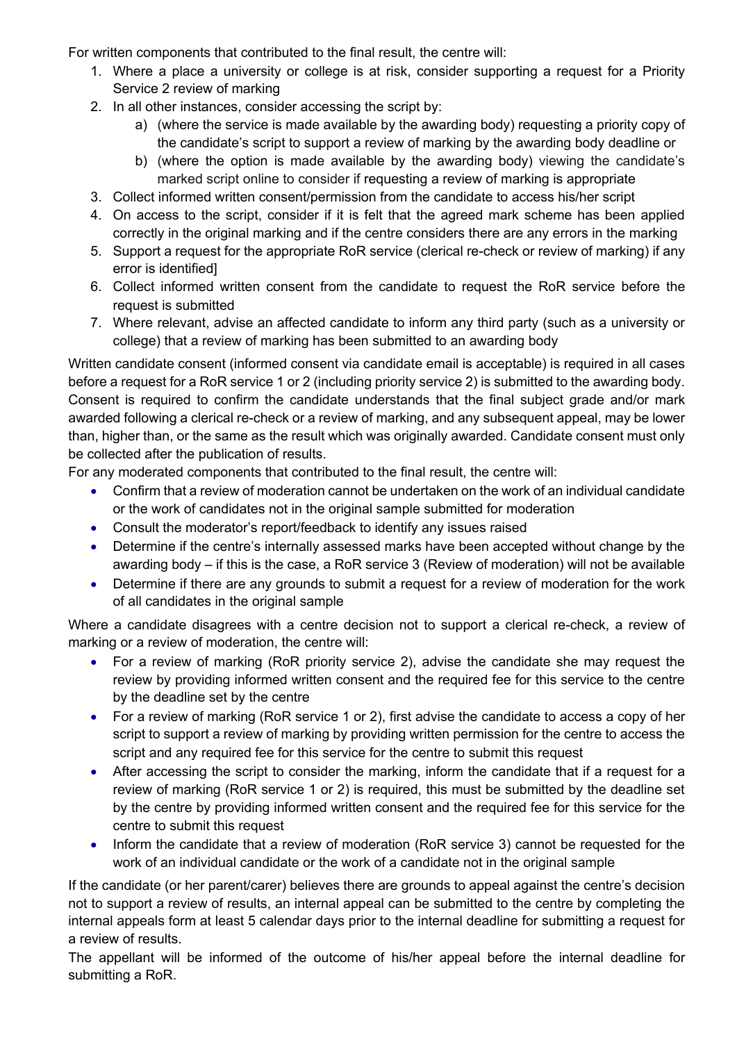For written components that contributed to the final result, the centre will:

1. Where a place a university or college is at risk, consider supporting a request for a Priority Service 2 review of marking
2. In all other instances, consider accessing the script by:
   a) (where the service is made available by the awarding body) requesting a priority copy of the candidate's script to support a review of marking by the awarding body deadline or
   b) (where the option is made available by the awarding body) viewing the candidate's marked script online to consider if requesting a review of marking is appropriate
3. Collect informed written consent/permission from the candidate to access his/her script
4. On access to the script, consider if it is felt that the agreed mark scheme has been applied correctly in the original marking and if the centre considers there are any errors in the marking
5. Support a request for the appropriate RoR service (clerical re-check or review of marking) if any error is identified]
6. Collect informed written consent from the candidate to request the RoR service before the request is submitted
7. Where relevant, advise an affected candidate to inform any third party (such as a university or college) that a review of marking has been submitted to an awarding body

Written candidate consent (informed consent via candidate email is acceptable) is required in all cases before a request for a RoR service 1 or 2 (including priority service 2) is submitted to the awarding body. Consent is required to confirm the candidate understands that the final subject grade and/or mark awarded following a clerical re-check or a review of marking, and any subsequent appeal, may be lower than, higher than, or the same as the result which was originally awarded. Candidate consent must only be collected after the publication of results.

For any moderated components that contributed to the final result, the centre will:

- Confirm that a review of moderation cannot be undertaken on the work of an individual candidate or the work of candidates not in the original sample submitted for moderation
- Consult the moderator's report/feedback to identify any issues raised
- Determine if the centre's internally assessed marks have been accepted without change by the awarding body – if this is the case, a RoR service 3 (Review of moderation) will not be available
- Determine if there are any grounds to submit a request for a review of moderation for the work of all candidates in the original sample

Where a candidate disagrees with a centre decision not to support a clerical re-check, a review of marking or a review of moderation, the centre will:

- For a review of marking (RoR priority service 2), advise the candidate she may request the review by providing informed written consent and the required fee for this service to the centre by the deadline set by the centre
- For a review of marking (RoR service 1 or 2), first advise the candidate to access a copy of her script to support a review of marking by providing written permission for the centre to access the script and any required fee for this service for the centre to submit this request
- After accessing the script to consider the marking, inform the candidate that if a request for a review of marking (RoR service 1 or 2) is required, this must be submitted by the deadline set by the centre by providing informed written consent and the required fee for this service for the centre to submit this request
- Inform the candidate that a review of moderation (RoR service 3) cannot be requested for the work of an individual candidate or the work of a candidate not in the original sample

If the candidate (or her parent/carer) believes there are grounds to appeal against the centre's decision not to support a review of results, an internal appeal can be submitted to the centre by completing the internal appeals form at least 5 calendar days prior to the internal deadline for submitting a request for a review of results.

The appellant will be informed of the outcome of his/her appeal before the internal deadline for submitting a RoR.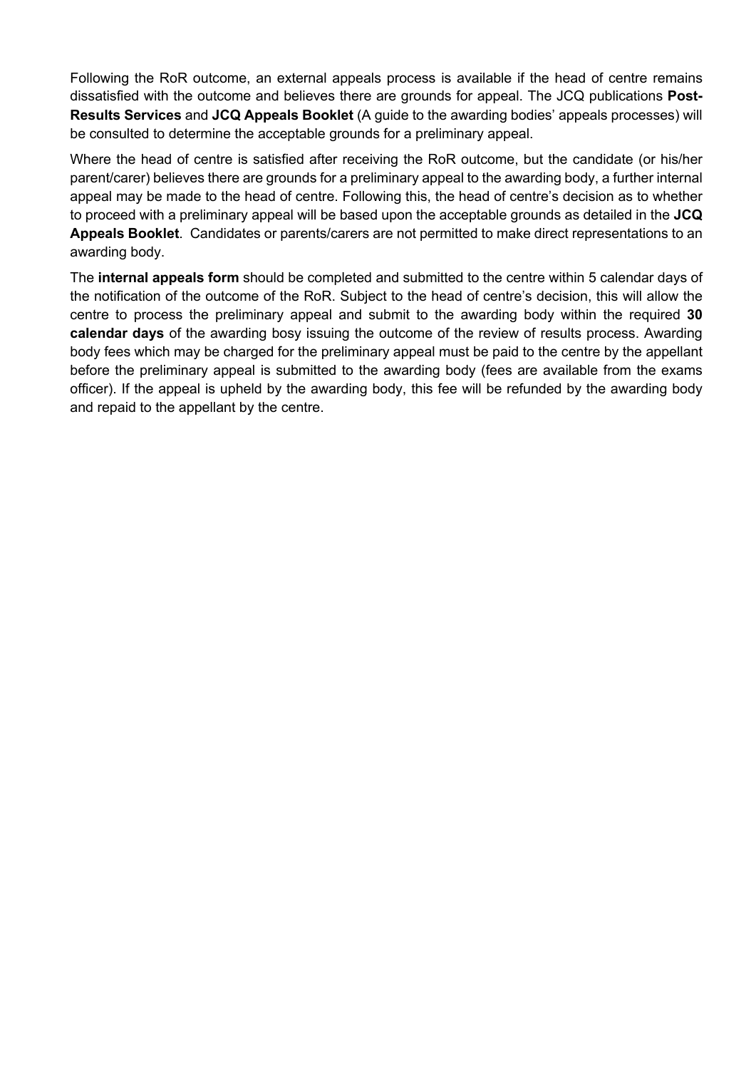Following the RoR outcome, an external appeals process is available if the head of centre remains dissatisfied with the outcome and believes there are grounds for appeal. The JCQ publications **Post-Results Services** and **JCQ Appeals Booklet** (A guide to the awarding bodies' appeals processes) will be consulted to determine the acceptable grounds for a preliminary appeal.

Where the head of centre is satisfied after receiving the RoR outcome, but the candidate (or his/her parent/carer) believes there are grounds for a preliminary appeal to the awarding body, a further internal appeal may be made to the head of centre. Following this, the head of centre's decision as to whether to proceed with a preliminary appeal will be based upon the acceptable grounds as detailed in the **JCQ Appeals Booklet**. Candidates or parents/carers are not permitted to make direct representations to an awarding body.

The **internal appeals form** should be completed and submitted to the centre within 5 calendar days of the notification of the outcome of the RoR. Subject to the head of centre's decision, this will allow the centre to process the preliminary appeal and submit to the awarding body within the required **30 calendar days** of the awarding bosy issuing the outcome of the review of results process. Awarding body fees which may be charged for the preliminary appeal must be paid to the centre by the appellant before the preliminary appeal is submitted to the awarding body (fees are available from the exams officer). If the appeal is upheld by the awarding body, this fee will be refunded by the awarding body and repaid to the appellant by the centre.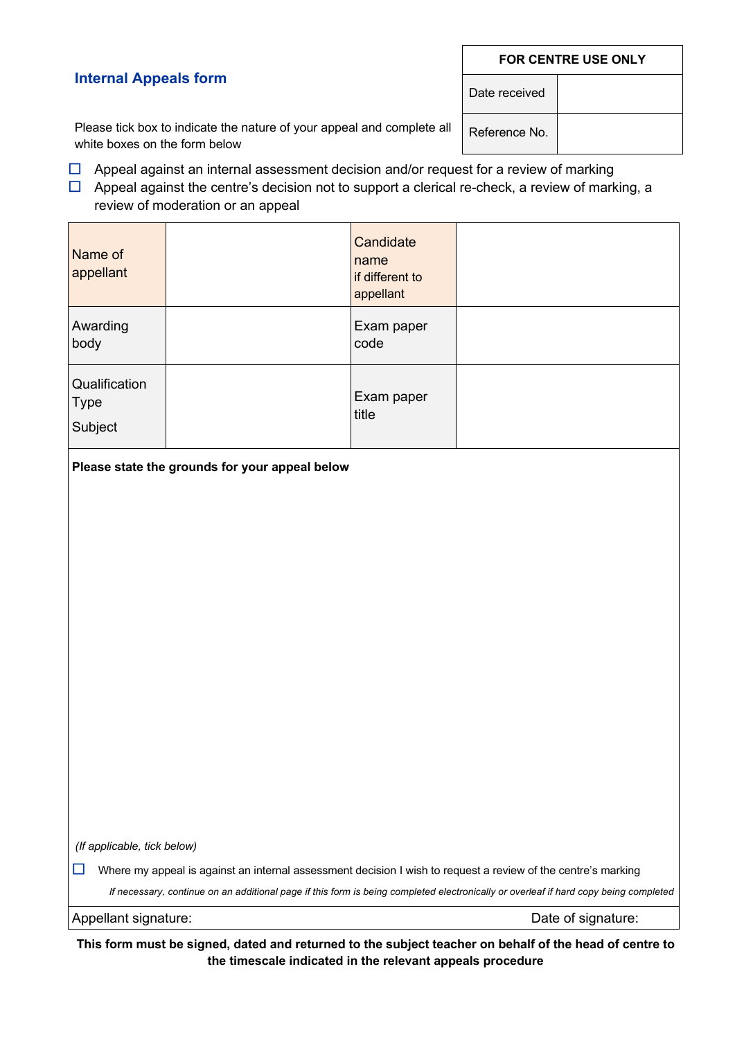## Internal Appeals form

| FOR CENTRE USE ONLY | |
|---|---|
| Date received | |
| Reference No. | |

Please tick box to indicate the nature of your appeal and complete all white boxes on the form below

- ☐ Appeal against an internal assessment decision and/or request for a review of marking
- ☐ Appeal against the centre's decision not to support a clerical re-check, a review of marking, a review of moderation or an appeal

| | | | |
|---|---|---|---|
| Name of appellant | | Candidate name if different to appellant | |
| Awarding body | | Exam paper code | |
| Qualification Type Subject | | Exam paper title | |

**Please state the grounds for your appeal below**

*(If applicable, tick below)*

☐ Where my appeal is against an internal assessment decision I wish to request a review of the centre's marking

*If necessary, continue on an additional page if this form is being completed electronically or overleaf if hard copy being completed*

Appellant signature: Date of signature:

**This form must be signed, dated and returned to the subject teacher on behalf of the head of centre to the timescale indicated in the relevant appeals procedure**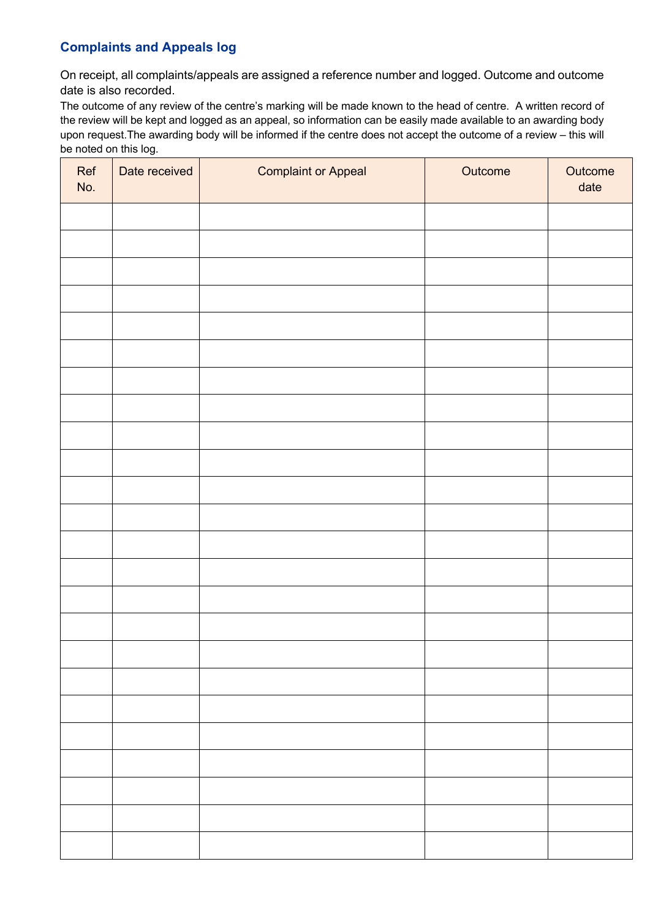## Complaints and Appeals log

On receipt, all complaints/appeals are assigned a reference number and logged. Outcome and outcome date is also recorded.

The outcome of any review of the centre's marking will be made known to the head of centre. A written record of the review will be kept and logged as an appeal, so information can be easily made available to an awarding body upon request.The awarding body will be informed if the centre does not accept the outcome of a review – this will be noted on this log.

| Ref No. | Date received | Complaint or Appeal | Outcome | Outcome date |
|---|---|---|---|---|
| | | | | |
| | | | | |
| | | | | |
| | | | | |
| | | | | |
| | | | | |
| | | | | |
| | | | | |
| | | | | |
| | | | | |
| | | | | |
| | | | | |
| | | | | |
| | | | | |
| | | | | |
| | | | | |
| | | | | |
| | | | | |
| | | | | |
| | | | | |
| | | | | |
| | | | | |
| | | | | |
| | | | | |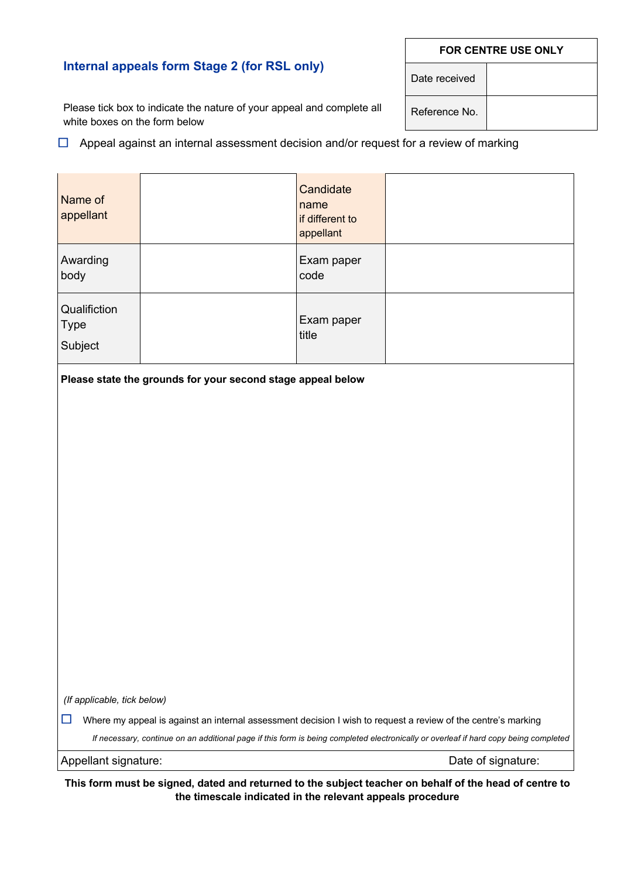## Internal appeals form Stage 2 (for RSL only)

| FOR CENTRE USE ONLY | |
|---|---|
| Date received | |
| Reference No. | |

Please tick box to indicate the nature of your appeal and complete all white boxes on the form below

☐ Appeal against an internal assessment decision and/or request for a review of marking

| Name of appellant | | Candidate name if different to appellant | |
|---|---|---|---|
| Awarding body | | Exam paper code | |
| Qualifiction Type Subject | | Exam paper title | |

**Please state the grounds for your second stage appeal below**

*(If applicable, tick below)*

☐ Where my appeal is against an internal assessment decision I wish to request a review of the centre's marking

*If necessary, continue on an additional page if this form is being completed electronically or overleaf if hard copy being completed*

Appellant signature: Date of signature:

**This form must be signed, dated and returned to the subject teacher on behalf of the head of centre to the timescale indicated in the relevant appeals procedure**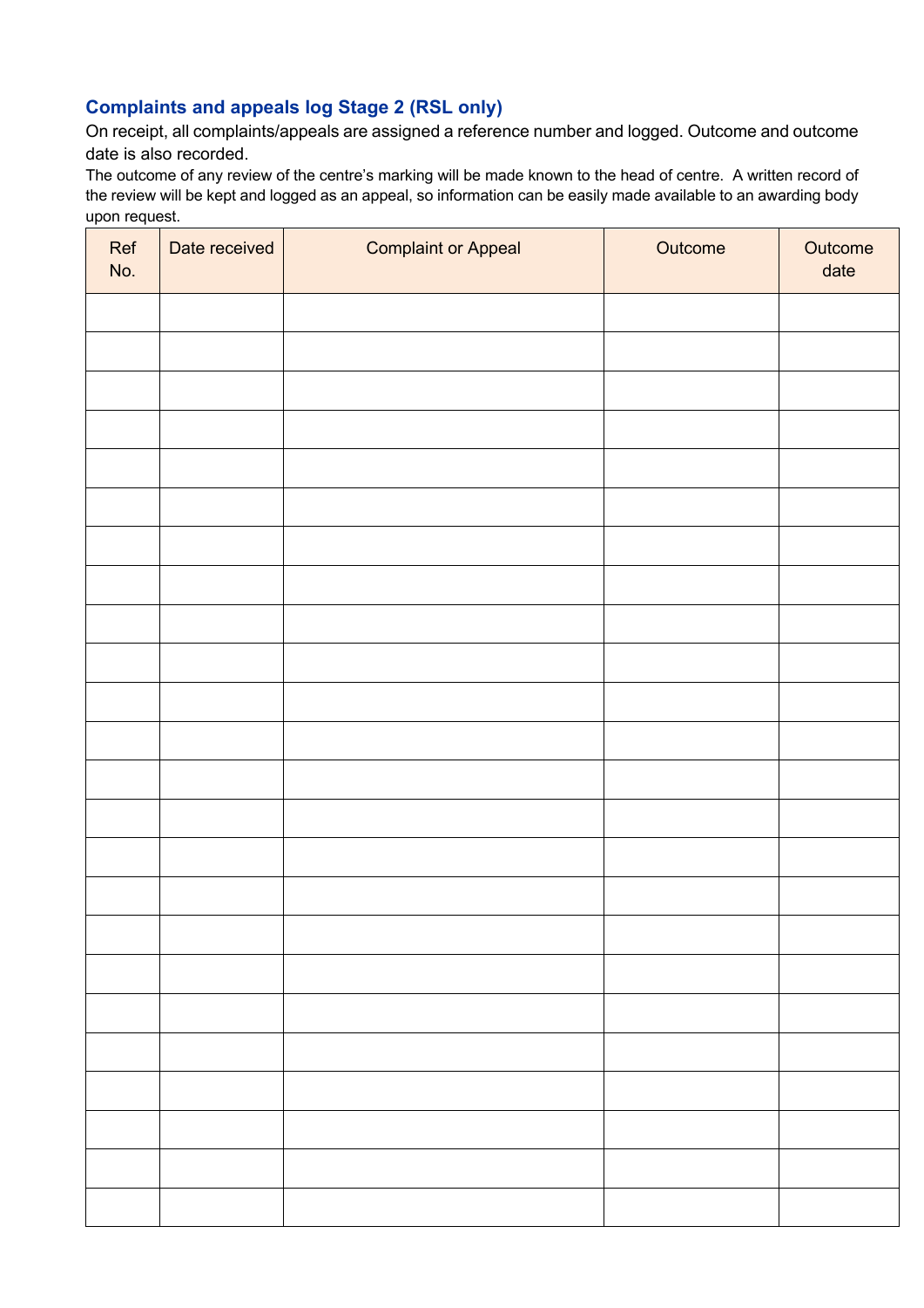### Complaints and appeals log Stage 2 (RSL only)

On receipt, all complaints/appeals are assigned a reference number and logged. Outcome and outcome date is also recorded.

The outcome of any review of the centre's marking will be made known to the head of centre. A written record of the review will be kept and logged as an appeal, so information can be easily made available to an awarding body upon request.

| Ref No. | Date received | Complaint or Appeal | Outcome | Outcome date |
|---|---|---|---|---|
| | | | | |
| | | | | |
| | | | | |
| | | | | |
| | | | | |
| | | | | |
| | | | | |
| | | | | |
| | | | | |
| | | | | |
| | | | | |
| | | | | |
| | | | | |
| | | | | |
| | | | | |
| | | | | |
| | | | | |
| | | | | |
| | | | | |
| | | | | |
| | | | | |
| | | | | |
| | | | | |
| | | | | |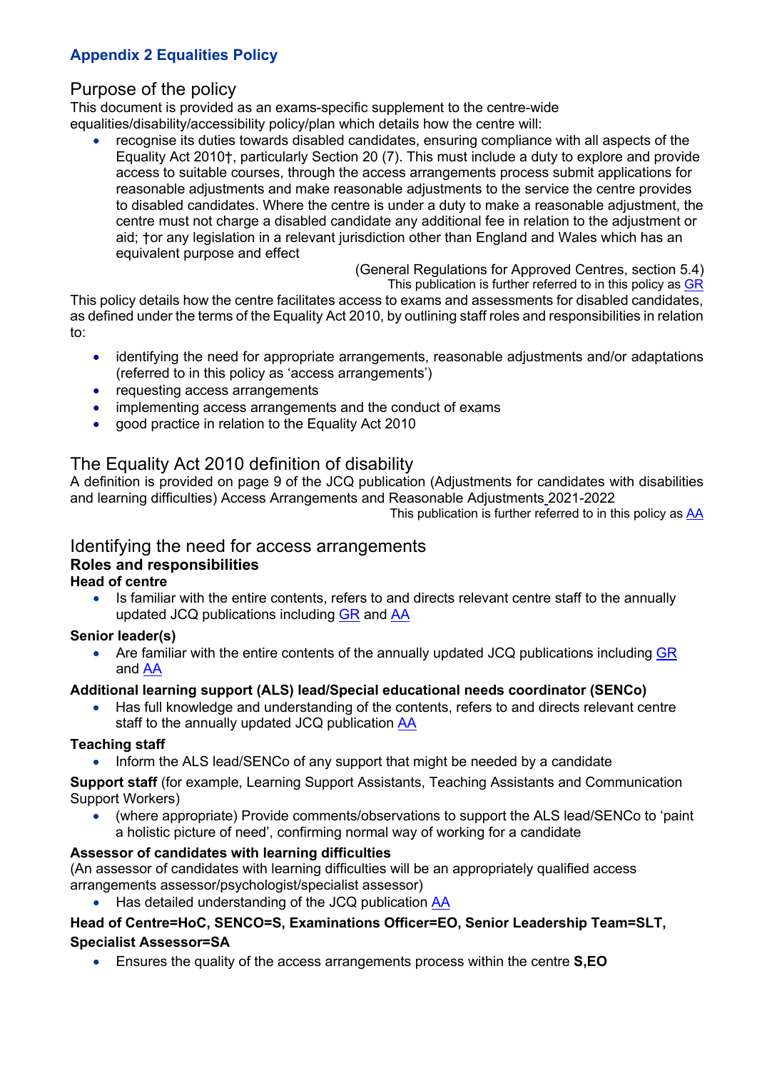## Appendix 2 Equalities Policy

### Purpose of the policy

This document is provided as an exams-specific supplement to the centre-wide equalities/disability/accessibility policy/plan which details how the centre will:

- recognise its duties towards disabled candidates, ensuring compliance with all aspects of the Equality Act 2010†, particularly Section 20 (7). This must include a duty to explore and provide access to suitable courses, through the access arrangements process submit applications for reasonable adjustments and make reasonable adjustments to the service the centre provides to disabled candidates. Where the centre is under a duty to make a reasonable adjustment, the centre must not charge a disabled candidate any additional fee in relation to the adjustment or aid; †or any legislation in a relevant jurisdiction other than England and Wales which has an equivalent purpose and effect

(General Regulations for Approved Centres, section 5.4)
This publication is further referred to in this policy as GR

This policy details how the centre facilitates access to exams and assessments for disabled candidates, as defined under the terms of the Equality Act 2010, by outlining staff roles and responsibilities in relation to:

- identifying the need for appropriate arrangements, reasonable adjustments and/or adaptations (referred to in this policy as 'access arrangements')
- requesting access arrangements
- implementing access arrangements and the conduct of exams
- good practice in relation to the Equality Act 2010

### The Equality Act 2010 definition of disability

A definition is provided on page 9 of the JCQ publication (Adjustments for candidates with disabilities and learning difficulties) Access Arrangements and Reasonable Adjustments 2021-2022

This publication is further referred to in this policy as AA

### Identifying the need for access arrangements

**Roles and responsibilities**

**Head of centre**

- Is familiar with the entire contents, refers to and directs relevant centre staff to the annually updated JCQ publications including GR and AA

**Senior leader(s)**

- Are familiar with the entire contents of the annually updated JCQ publications including GR and AA

**Additional learning support (ALS) lead/Special educational needs coordinator (SENCo)**

- Has full knowledge and understanding of the contents, refers to and directs relevant centre staff to the annually updated JCQ publication AA

**Teaching staff**

- Inform the ALS lead/SENCo of any support that might be needed by a candidate

**Support staff** (for example, Learning Support Assistants, Teaching Assistants and Communication Support Workers)

- (where appropriate) Provide comments/observations to support the ALS lead/SENCo to 'paint a holistic picture of need', confirming normal way of working for a candidate

**Assessor of candidates with learning difficulties**

(An assessor of candidates with learning difficulties will be an appropriately qualified access arrangements assessor/psychologist/specialist assessor)

- Has detailed understanding of the JCQ publication AA

**Head of Centre=HoC, SENCO=S, Examinations Officer=EO, Senior Leadership Team=SLT, Specialist Assessor=SA**

- Ensures the quality of the access arrangements process within the centre **S,EO**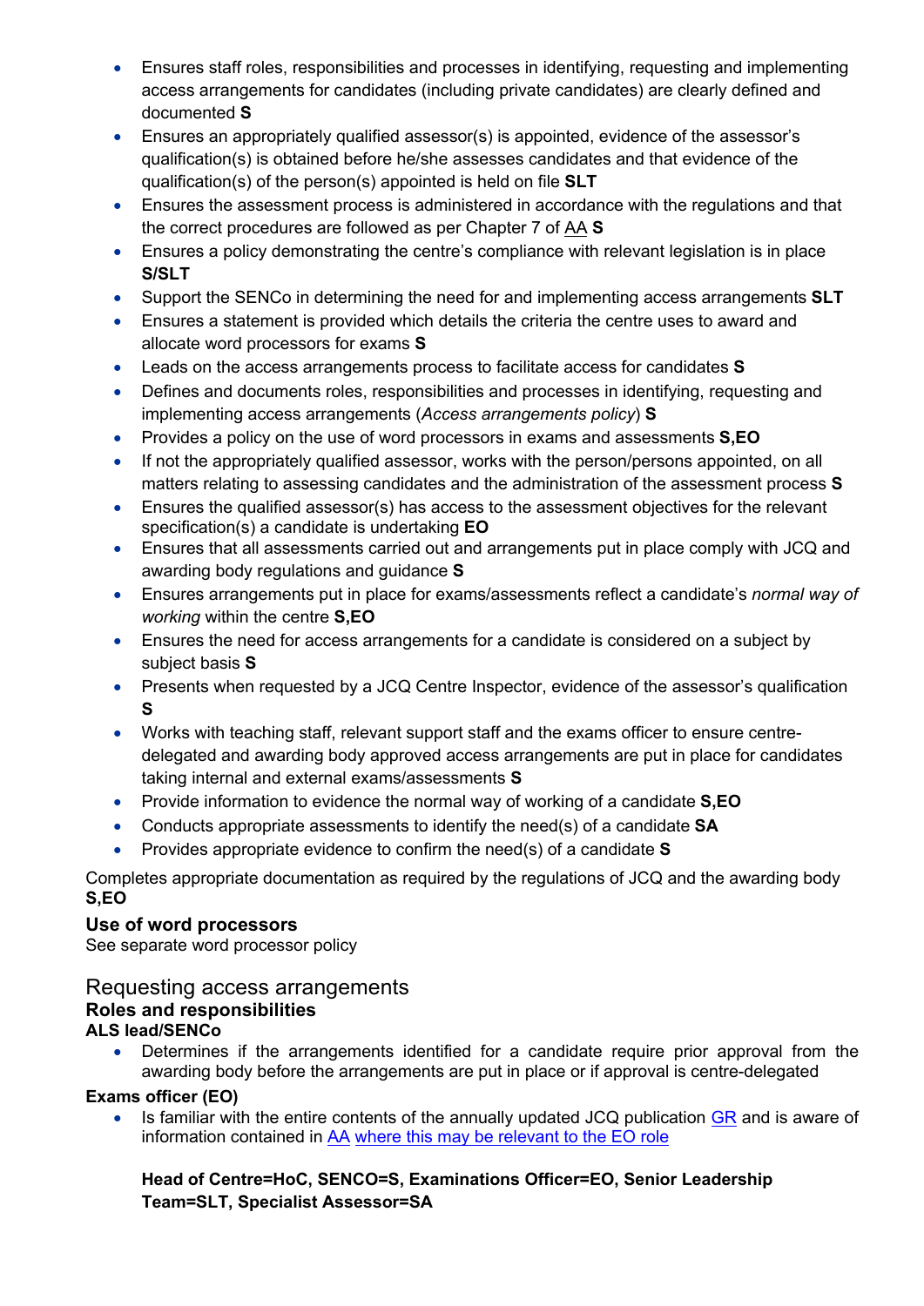- Ensures staff roles, responsibilities and processes in identifying, requesting and implementing access arrangements for candidates (including private candidates) are clearly defined and documented **S**
- Ensures an appropriately qualified assessor(s) is appointed, evidence of the assessor's qualification(s) is obtained before he/she assesses candidates and that evidence of the qualification(s) of the person(s) appointed is held on file **SLT**
- Ensures the assessment process is administered in accordance with the regulations and that the correct procedures are followed as per Chapter 7 of AA **S**
- Ensures a policy demonstrating the centre's compliance with relevant legislation is in place **S/SLT**
- Support the SENCo in determining the need for and implementing access arrangements **SLT**
- Ensures a statement is provided which details the criteria the centre uses to award and allocate word processors for exams **S**
- Leads on the access arrangements process to facilitate access for candidates **S**
- Defines and documents roles, responsibilities and processes in identifying, requesting and implementing access arrangements (*Access arrangements policy*) **S**
- Provides a policy on the use of word processors in exams and assessments **S,EO**
- If not the appropriately qualified assessor, works with the person/persons appointed, on all matters relating to assessing candidates and the administration of the assessment process **S**
- Ensures the qualified assessor(s) has access to the assessment objectives for the relevant specification(s) a candidate is undertaking **EO**
- Ensures that all assessments carried out and arrangements put in place comply with JCQ and awarding body regulations and guidance **S**
- Ensures arrangements put in place for exams/assessments reflect a candidate's *normal way of working* within the centre **S,EO**
- Ensures the need for access arrangements for a candidate is considered on a subject by subject basis **S**
- Presents when requested by a JCQ Centre Inspector, evidence of the assessor's qualification **S**
- Works with teaching staff, relevant support staff and the exams officer to ensure centre-delegated and awarding body approved access arrangements are put in place for candidates taking internal and external exams/assessments **S**
- Provide information to evidence the normal way of working of a candidate **S,EO**
- Conducts appropriate assessments to identify the need(s) of a candidate **SA**
- Provides appropriate evidence to confirm the need(s) of a candidate **S**

Completes appropriate documentation as required by the regulations of JCQ and the awarding body **S,EO**

### Use of word processors

See separate word processor policy

## Requesting access arrangements

### Roles and responsibilities

**ALS lead/SENCo**

- Determines if the arrangements identified for a candidate require prior approval from the awarding body before the arrangements are put in place or if approval is centre-delegated

**Exams officer (EO)**

- Is familiar with the entire contents of the annually updated JCQ publication GR and is aware of information contained in AA where this may be relevant to the EO role

**Head of Centre=HoC, SENCO=S, Examinations Officer=EO, Senior Leadership Team=SLT, Specialist Assessor=SA**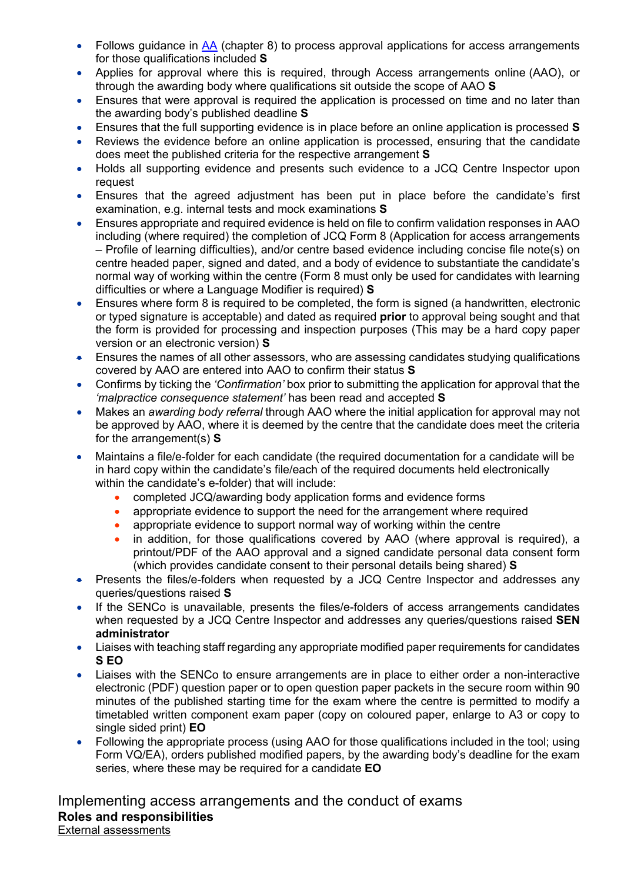- Follows guidance in [AA](AA) (chapter 8) to process approval applications for access arrangements for those qualifications included **S**
- Applies for approval where this is required, through Access arrangements online (AAO), or through the awarding body where qualifications sit outside the scope of AAO **S**
- Ensures that were approval is required the application is processed on time and no later than the awarding body's published deadline **S**
- Ensures that the full supporting evidence is in place before an online application is processed **S**
- Reviews the evidence before an online application is processed, ensuring that the candidate does meet the published criteria for the respective arrangement **S**
- Holds all supporting evidence and presents such evidence to a JCQ Centre Inspector upon request
- Ensures that the agreed adjustment has been put in place before the candidate's first examination, e.g. internal tests and mock examinations **S**
- Ensures appropriate and required evidence is held on file to confirm validation responses in AAO including (where required) the completion of JCQ Form 8 (Application for access arrangements – Profile of learning difficulties), and/or centre based evidence including concise file note(s) on centre headed paper, signed and dated, and a body of evidence to substantiate the candidate's normal way of working within the centre (Form 8 must only be used for candidates with learning difficulties or where a Language Modifier is required) **S**
- Ensures where form 8 is required to be completed, the form is signed (a handwritten, electronic or typed signature is acceptable) and dated as required **prior** to approval being sought and that the form is provided for processing and inspection purposes (This may be a hard copy paper version or an electronic version) **S**
- Ensures the names of all other assessors, who are assessing candidates studying qualifications covered by AAO are entered into AAO to confirm their status **S**
- Confirms by ticking the *'Confirmation'* box prior to submitting the application for approval that the *'malpractice consequence statement'* has been read and accepted **S**
- Makes an *awarding body referral* through AAO where the initial application for approval may not be approved by AAO, where it is deemed by the centre that the candidate does meet the criteria for the arrangement(s) **S**
- Maintains a file/e-folder for each candidate (the required documentation for a candidate will be in hard copy within the candidate's file/each of the required documents held electronically within the candidate's e-folder) that will include:
  - completed JCQ/awarding body application forms and evidence forms
  - appropriate evidence to support the need for the arrangement where required
  - appropriate evidence to support normal way of working within the centre
  - in addition, for those qualifications covered by AAO (where approval is required), a printout/PDF of the AAO approval and a signed candidate personal data consent form (which provides candidate consent to their personal details being shared) **S**
- Presents the files/e-folders when requested by a JCQ Centre Inspector and addresses any queries/questions raised **S**
- If the SENCo is unavailable, presents the files/e-folders of access arrangements candidates when requested by a JCQ Centre Inspector and addresses any queries/questions raised **SEN administrator**
- Liaises with teaching staff regarding any appropriate modified paper requirements for candidates **S EO**
- Liaises with the SENCo to ensure arrangements are in place to either order a non-interactive electronic (PDF) question paper or to open question paper packets in the secure room within 90 minutes of the published starting time for the exam where the centre is permitted to modify a timetabled written component exam paper (copy on coloured paper, enlarge to A3 or copy to single sided print) **EO**
- Following the appropriate process (using AAO for those qualifications included in the tool; using Form VQ/EA), orders published modified papers, by the awarding body's deadline for the exam series, where these may be required for a candidate **EO**

## Implementing access arrangements and the conduct of exams

**Roles and responsibilities**

External assessments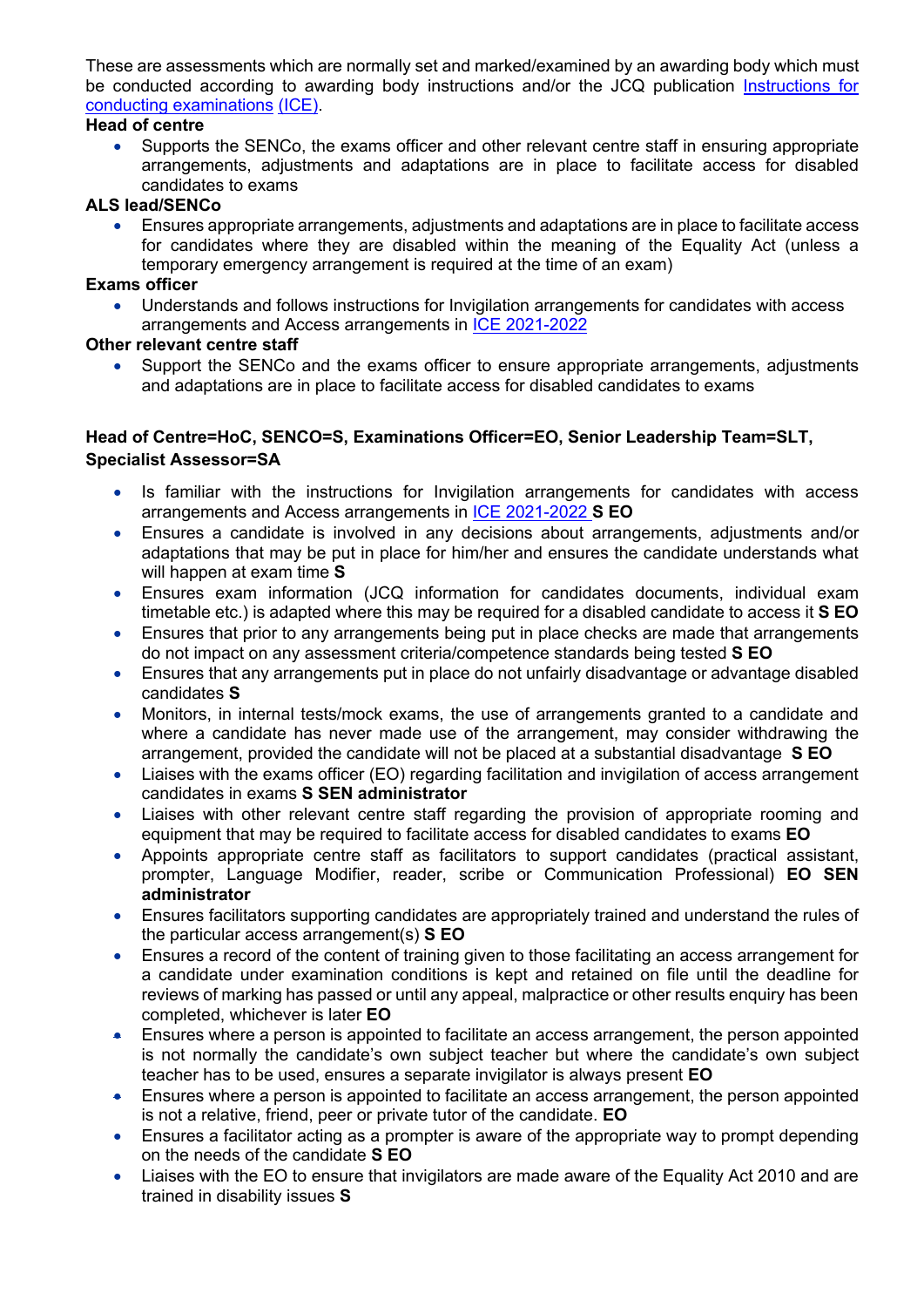These are assessments which are normally set and marked/examined by an awarding body which must be conducted according to awarding body instructions and/or the JCQ publication [Instructions for conducting examinations (ICE)](#).

**Head of centre**

- Supports the SENCo, the exams officer and other relevant centre staff in ensuring appropriate arrangements, adjustments and adaptations are in place to facilitate access for disabled candidates to exams

**ALS lead/SENCo**

- Ensures appropriate arrangements, adjustments and adaptations are in place to facilitate access for candidates where they are disabled within the meaning of the Equality Act (unless a temporary emergency arrangement is required at the time of an exam)

**Exams officer**

- Understands and follows instructions for Invigilation arrangements for candidates with access arrangements and Access arrangements in ICE 2021-2022

**Other relevant centre staff**

- Support the SENCo and the exams officer to ensure appropriate arrangements, adjustments and adaptations are in place to facilitate access for disabled candidates to exams

**Head of Centre=HoC, SENCO=S, Examinations Officer=EO, Senior Leadership Team=SLT, Specialist Assessor=SA**

- Is familiar with the instructions for Invigilation arrangements for candidates with access arrangements and Access arrangements in ICE 2021-2022 **S EO**
- Ensures a candidate is involved in any decisions about arrangements, adjustments and/or adaptations that may be put in place for him/her and ensures the candidate understands what will happen at exam time **S**
- Ensures exam information (JCQ information for candidates documents, individual exam timetable etc.) is adapted where this may be required for a disabled candidate to access it **S EO**
- Ensures that prior to any arrangements being put in place checks are made that arrangements do not impact on any assessment criteria/competence standards being tested **S EO**
- Ensures that any arrangements put in place do not unfairly disadvantage or advantage disabled candidates **S**
- Monitors, in internal tests/mock exams, the use of arrangements granted to a candidate and where a candidate has never made use of the arrangement, may consider withdrawing the arrangement, provided the candidate will not be placed at a substantial disadvantage **S EO**
- Liaises with the exams officer (EO) regarding facilitation and invigilation of access arrangement candidates in exams **S SEN administrator**
- Liaises with other relevant centre staff regarding the provision of appropriate rooming and equipment that may be required to facilitate access for disabled candidates to exams **EO**
- Appoints appropriate centre staff as facilitators to support candidates (practical assistant, prompter, Language Modifier, reader, scribe or Communication Professional) **EO SEN administrator**
- Ensures facilitators supporting candidates are appropriately trained and understand the rules of the particular access arrangement(s) **S EO**
- Ensures a record of the content of training given to those facilitating an access arrangement for a candidate under examination conditions is kept and retained on file until the deadline for reviews of marking has passed or until any appeal, malpractice or other results enquiry has been completed, whichever is later **EO**
- Ensures where a person is appointed to facilitate an access arrangement, the person appointed is not normally the candidate's own subject teacher but where the candidate's own subject teacher has to be used, ensures a separate invigilator is always present **EO**
- Ensures where a person is appointed to facilitate an access arrangement, the person appointed is not a relative, friend, peer or private tutor of the candidate. **EO**
- Ensures a facilitator acting as a prompter is aware of the appropriate way to prompt depending on the needs of the candidate **S EO**
- Liaises with the EO to ensure that invigilators are made aware of the Equality Act 2010 and are trained in disability issues **S**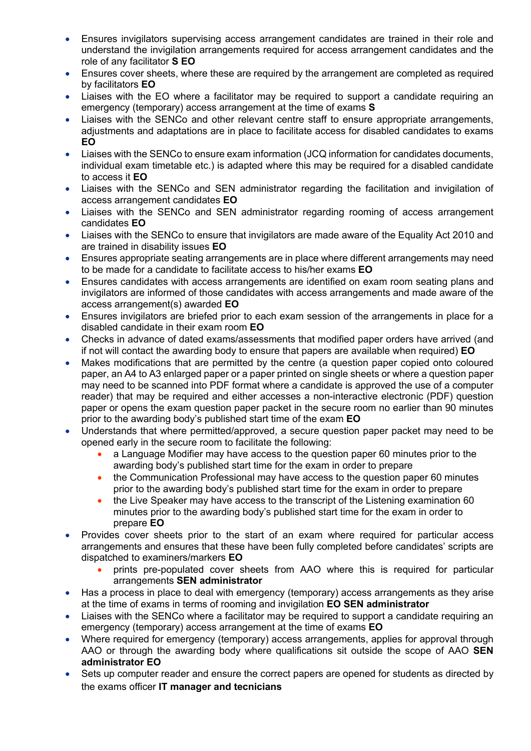- Ensures invigilators supervising access arrangement candidates are trained in their role and understand the invigilation arrangements required for access arrangement candidates and the role of any facilitator **S EO**
- Ensures cover sheets, where these are required by the arrangement are completed as required by facilitators **EO**
- Liaises with the EO where a facilitator may be required to support a candidate requiring an emergency (temporary) access arrangement at the time of exams **S**
- Liaises with the SENCo and other relevant centre staff to ensure appropriate arrangements, adjustments and adaptations are in place to facilitate access for disabled candidates to exams **EO**
- Liaises with the SENCo to ensure exam information (JCQ information for candidates documents, individual exam timetable etc.) is adapted where this may be required for a disabled candidate to access it **EO**
- Liaises with the SENCo and SEN administrator regarding the facilitation and invigilation of access arrangement candidates **EO**
- Liaises with the SENCo and SEN administrator regarding rooming of access arrangement candidates **EO**
- Liaises with the SENCo to ensure that invigilators are made aware of the Equality Act 2010 and are trained in disability issues **EO**
- Ensures appropriate seating arrangements are in place where different arrangements may need to be made for a candidate to facilitate access to his/her exams **EO**
- Ensures candidates with access arrangements are identified on exam room seating plans and invigilators are informed of those candidates with access arrangements and made aware of the access arrangement(s) awarded **EO**
- Ensures invigilators are briefed prior to each exam session of the arrangements in place for a disabled candidate in their exam room **EO**
- Checks in advance of dated exams/assessments that modified paper orders have arrived (and if not will contact the awarding body to ensure that papers are available when required) **EO**
- Makes modifications that are permitted by the centre (a question paper copied onto coloured paper, an A4 to A3 enlarged paper or a paper printed on single sheets or where a question paper may need to be scanned into PDF format where a candidate is approved the use of a computer reader) that may be required and either accesses a non-interactive electronic (PDF) question paper or opens the exam question paper packet in the secure room no earlier than 90 minutes prior to the awarding body's published start time of the exam **EO**
- Understands that where permitted/approved, a secure question paper packet may need to be opened early in the secure room to facilitate the following:
    - a Language Modifier may have access to the question paper 60 minutes prior to the awarding body's published start time for the exam in order to prepare
    - the Communication Professional may have access to the question paper 60 minutes prior to the awarding body's published start time for the exam in order to prepare
    - the Live Speaker may have access to the transcript of the Listening examination 60 minutes prior to the awarding body's published start time for the exam in order to prepare **EO**
- Provides cover sheets prior to the start of an exam where required for particular access arrangements and ensures that these have been fully completed before candidates' scripts are dispatched to examiners/markers **EO**
    - prints pre-populated cover sheets from AAO where this is required for particular arrangements **SEN administrator**
- Has a process in place to deal with emergency (temporary) access arrangements as they arise at the time of exams in terms of rooming and invigilation **EO SEN administrator**
- Liaises with the SENCo where a facilitator may be required to support a candidate requiring an emergency (temporary) access arrangement at the time of exams **EO**
- Where required for emergency (temporary) access arrangements, applies for approval through AAO or through the awarding body where qualifications sit outside the scope of AAO **SEN administrator EO**
- Sets up computer reader and ensure the correct papers are opened for students as directed by the exams officer **IT manager and tecnicians**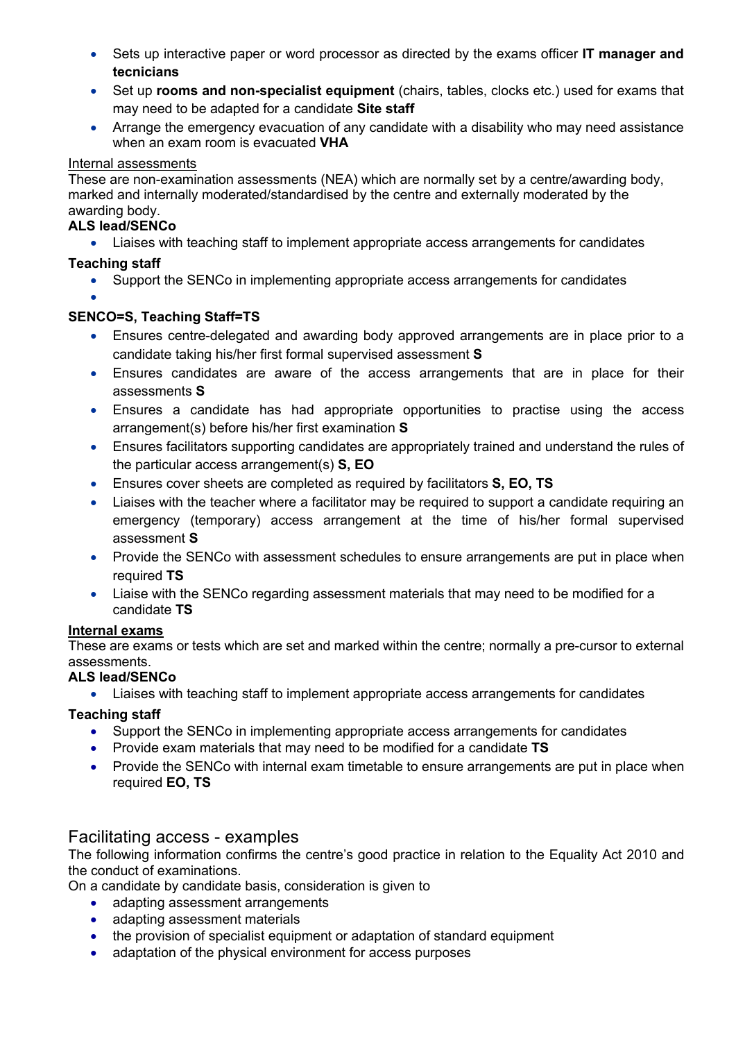- Sets up interactive paper or word processor as directed by the exams officer **IT manager and tecnicians**
- Set up **rooms and non-specialist equipment** (chairs, tables, clocks etc.) used for exams that may need to be adapted for a candidate **Site staff**
- Arrange the emergency evacuation of any candidate with a disability who may need assistance when an exam room is evacuated **VHA**

Internal assessments

These are non-examination assessments (NEA) which are normally set by a centre/awarding body, marked and internally moderated/standardised by the centre and externally moderated by the awarding body.

**ALS lead/SENCo**

- Liaises with teaching staff to implement appropriate access arrangements for candidates

**Teaching staff**

- Support the SENCo in implementing appropriate access arrangements for candidates
- 

**SENCO=S, Teaching Staff=TS**

- Ensures centre-delegated and awarding body approved arrangements are in place prior to a candidate taking his/her first formal supervised assessment **S**
- Ensures candidates are aware of the access arrangements that are in place for their assessments **S**
- Ensures a candidate has had appropriate opportunities to practise using the access arrangement(s) before his/her first examination **S**
- Ensures facilitators supporting candidates are appropriately trained and understand the rules of the particular access arrangement(s) **S, EO**
- Ensures cover sheets are completed as required by facilitators **S, EO, TS**
- Liaises with the teacher where a facilitator may be required to support a candidate requiring an emergency (temporary) access arrangement at the time of his/her formal supervised assessment **S**
- Provide the SENCo with assessment schedules to ensure arrangements are put in place when required **TS**
- Liaise with the SENCo regarding assessment materials that may need to be modified for a candidate **TS**

**Internal exams**

These are exams or tests which are set and marked within the centre; normally a pre-cursor to external assessments.

**ALS lead/SENCo**

- Liaises with teaching staff to implement appropriate access arrangements for candidates

**Teaching staff**

- Support the SENCo in implementing appropriate access arrangements for candidates
- Provide exam materials that may need to be modified for a candidate **TS**
- Provide the SENCo with internal exam timetable to ensure arrangements are put in place when required **EO, TS**

## Facilitating access - examples

The following information confirms the centre's good practice in relation to the Equality Act 2010 and the conduct of examinations.

On a candidate by candidate basis, consideration is given to

- adapting assessment arrangements
- adapting assessment materials
- the provision of specialist equipment or adaptation of standard equipment
- adaptation of the physical environment for access purposes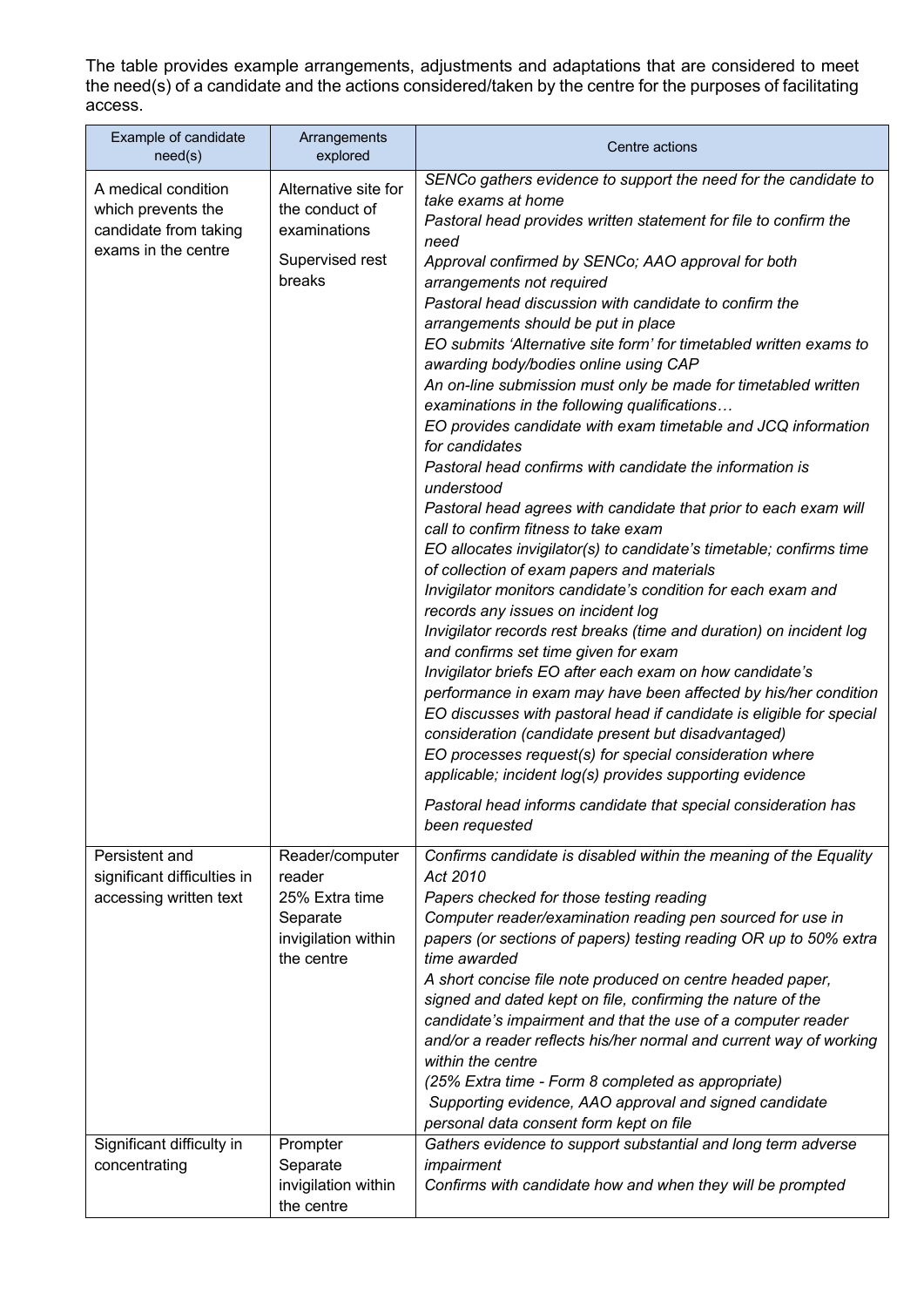The table provides example arrangements, adjustments and adaptations that are considered to meet the need(s) of a candidate and the actions considered/taken by the centre for the purposes of facilitating access.

| Example of candidate need(s) | Arrangements explored | Centre actions |
|---|---|---|
| A medical condition which prevents the candidate from taking exams in the centre | Alternative site for the conduct of examinations<br><br>Supervised rest breaks | *SENCo gathers evidence to support the need for the candidate to take exams at home*<br>*Pastoral head provides written statement for file to confirm the need*<br>*Approval confirmed by SENCo; AAO approval for both arrangements not required*<br>*Pastoral head discussion with candidate to confirm the arrangements should be put in place*<br>*EO submits 'Alternative site form' for timetabled written exams to awarding body/bodies online using CAP*<br>*An on-line submission must only be made for timetabled written examinations in the following qualifications…*<br>*EO provides candidate with exam timetable and JCQ information for candidates*<br>*Pastoral head confirms with candidate the information is understood*<br>*Pastoral head agrees with candidate that prior to each exam will call to confirm fitness to take exam*<br>*EO allocates invigilator(s) to candidate's timetable; confirms time of collection of exam papers and materials*<br>*Invigilator monitors candidate's condition for each exam and records any issues on incident log*<br>*Invigilator records rest breaks (time and duration) on incident log and confirms set time given for exam*<br>*Invigilator briefs EO after each exam on how candidate's performance in exam may have been affected by his/her condition*<br>*EO discusses with pastoral head if candidate is eligible for special consideration (candidate present but disadvantaged)*<br>*EO processes request(s) for special consideration where applicable; incident log(s) provides supporting evidence*<br><br>*Pastoral head informs candidate that special consideration has been requested* |
| Persistent and significant difficulties in accessing written text | Reader/computer reader<br>25% Extra time<br>Separate invigilation within the centre | *Confirms candidate is disabled within the meaning of the Equality Act 2010*<br>*Papers checked for those testing reading*<br>*Computer reader/examination reading pen sourced for use in papers (or sections of papers) testing reading OR up to 50% extra time awarded*<br>*A short concise file note produced on centre headed paper, signed and dated kept on file, confirming the nature of the candidate's impairment and that the use of a computer reader and/or a reader reflects his/her normal and current way of working within the centre*<br>*(25% Extra time - Form 8 completed as appropriate)*<br>*Supporting evidence, AAO approval and signed candidate personal data consent form kept on file* |
| Significant difficulty in concentrating | Prompter<br>Separate invigilation within the centre | *Gathers evidence to support substantial and long term adverse impairment*<br>*Confirms with candidate how and when they will be prompted* |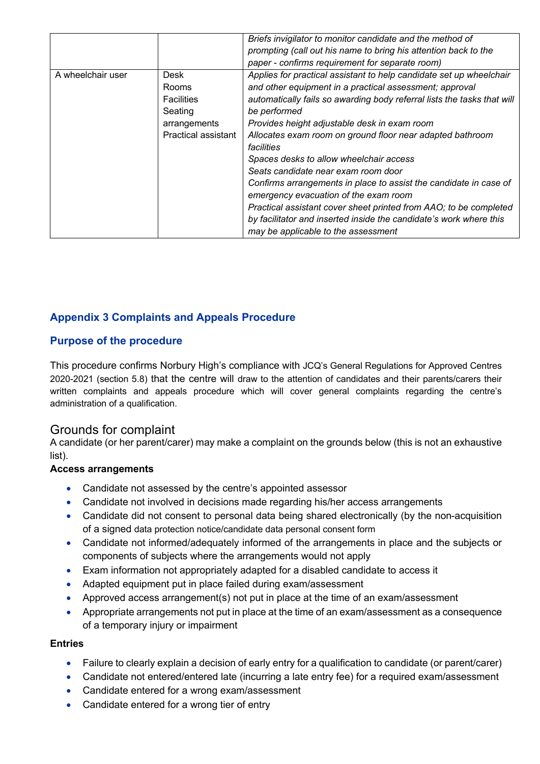| | | |
|---|---|---|
| | | *Briefs invigilator to monitor candidate and the method of prompting (call out his name to bring his attention back to the paper - confirms requirement for separate room)* |
| A wheelchair user | Desk<br>Rooms<br>Facilities<br>Seating arrangements<br>Practical assistant | *Applies for practical assistant to help candidate set up wheelchair and other equipment in a practical assessment; approval automatically fails so awarding body referral lists the tasks that will be performed*<br>*Provides height adjustable desk in exam room*<br>*Allocates exam room on ground floor near adapted bathroom facilities*<br>*Spaces desks to allow wheelchair access*<br>*Seats candidate near exam room door*<br>*Confirms arrangements in place to assist the candidate in case of emergency evacuation of the exam room*<br>*Practical assistant cover sheet printed from AAO; to be completed by facilitator and inserted inside the candidate's work where this may be applicable to the assessment* |

## Appendix 3 Complaints and Appeals Procedure

### Purpose of the procedure

This procedure confirms Norbury High's compliance with JCQ's General Regulations for Approved Centres 2020-2021 (section 5.8) that the centre will draw to the attention of candidates and their parents/carers their written complaints and appeals procedure which will cover general complaints regarding the centre's administration of a qualification.

### Grounds for complaint

A candidate (or her parent/carer) may make a complaint on the grounds below (this is not an exhaustive list).

**Access arrangements**

- Candidate not assessed by the centre's appointed assessor
- Candidate not involved in decisions made regarding his/her access arrangements
- Candidate did not consent to personal data being shared electronically (by the non-acquisition of a signed data protection notice/candidate data personal consent form
- Candidate not informed/adequately informed of the arrangements in place and the subjects or components of subjects where the arrangements would not apply
- Exam information not appropriately adapted for a disabled candidate to access it
- Adapted equipment put in place failed during exam/assessment
- Approved access arrangement(s) not put in place at the time of an exam/assessment
- Appropriate arrangements not put in place at the time of an exam/assessment as a consequence of a temporary injury or impairment

**Entries**

- Failure to clearly explain a decision of early entry for a qualification to candidate (or parent/carer)
- Candidate not entered/entered late (incurring a late entry fee) for a required exam/assessment
- Candidate entered for a wrong exam/assessment
- Candidate entered for a wrong tier of entry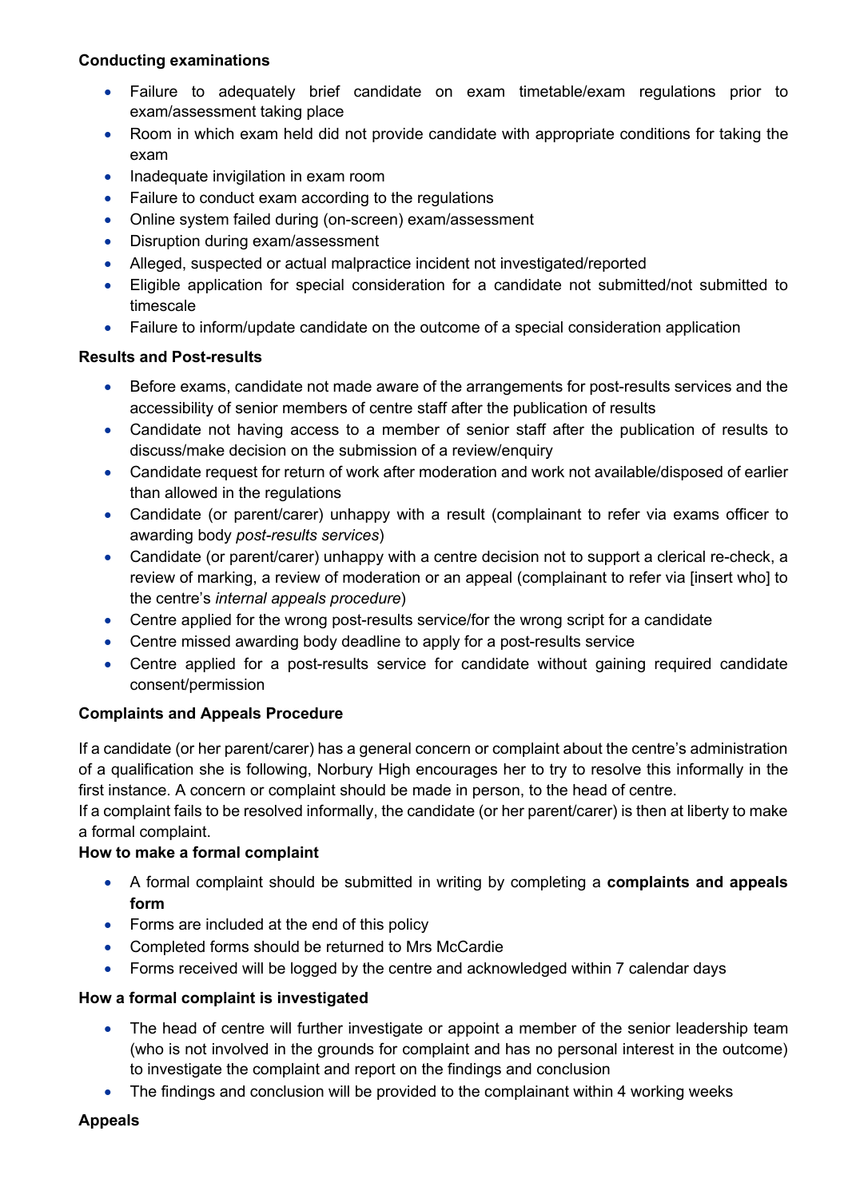**Conducting examinations**

- Failure to adequately brief candidate on exam timetable/exam regulations prior to exam/assessment taking place
- Room in which exam held did not provide candidate with appropriate conditions for taking the exam
- Inadequate invigilation in exam room
- Failure to conduct exam according to the regulations
- Online system failed during (on-screen) exam/assessment
- Disruption during exam/assessment
- Alleged, suspected or actual malpractice incident not investigated/reported
- Eligible application for special consideration for a candidate not submitted/not submitted to timescale
- Failure to inform/update candidate on the outcome of a special consideration application

**Results and Post-results**

- Before exams, candidate not made aware of the arrangements for post-results services and the accessibility of senior members of centre staff after the publication of results
- Candidate not having access to a member of senior staff after the publication of results to discuss/make decision on the submission of a review/enquiry
- Candidate request for return of work after moderation and work not available/disposed of earlier than allowed in the regulations
- Candidate (or parent/carer) unhappy with a result (complainant to refer via exams officer to awarding body *post-results services*)
- Candidate (or parent/carer) unhappy with a centre decision not to support a clerical re-check, a review of marking, a review of moderation or an appeal (complainant to refer via [insert who] to the centre's *internal appeals procedure*)
- Centre applied for the wrong post-results service/for the wrong script for a candidate
- Centre missed awarding body deadline to apply for a post-results service
- Centre applied for a post-results service for candidate without gaining required candidate consent/permission

**Complaints and Appeals Procedure**

If a candidate (or her parent/carer) has a general concern or complaint about the centre's administration of a qualification she is following, Norbury High encourages her to try to resolve this informally in the first instance. A concern or complaint should be made in person, to the head of centre.
If a complaint fails to be resolved informally, the candidate (or her parent/carer) is then at liberty to make a formal complaint.

**How to make a formal complaint**

- A formal complaint should be submitted in writing by completing a **complaints and appeals form**
- Forms are included at the end of this policy
- Completed forms should be returned to Mrs McCardie
- Forms received will be logged by the centre and acknowledged within 7 calendar days

**How a formal complaint is investigated**

- The head of centre will further investigate or appoint a member of the senior leadership team (who is not involved in the grounds for complaint and has no personal interest in the outcome) to investigate the complaint and report on the findings and conclusion
- The findings and conclusion will be provided to the complainant within 4 working weeks

**Appeals**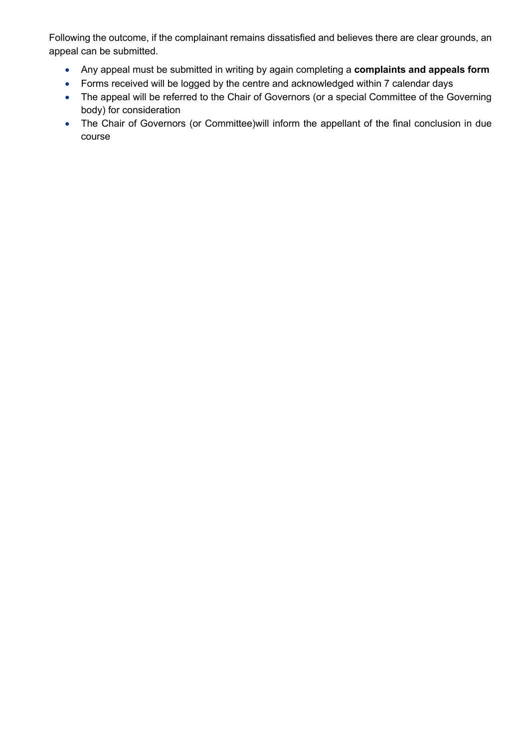Following the outcome, if the complainant remains dissatisfied and believes there are clear grounds, an appeal can be submitted.

- Any appeal must be submitted in writing by again completing a **complaints and appeals form**
- Forms received will be logged by the centre and acknowledged within 7 calendar days
- The appeal will be referred to the Chair of Governors (or a special Committee of the Governing body) for consideration
- The Chair of Governors (or Committee)will inform the appellant of the final conclusion in due course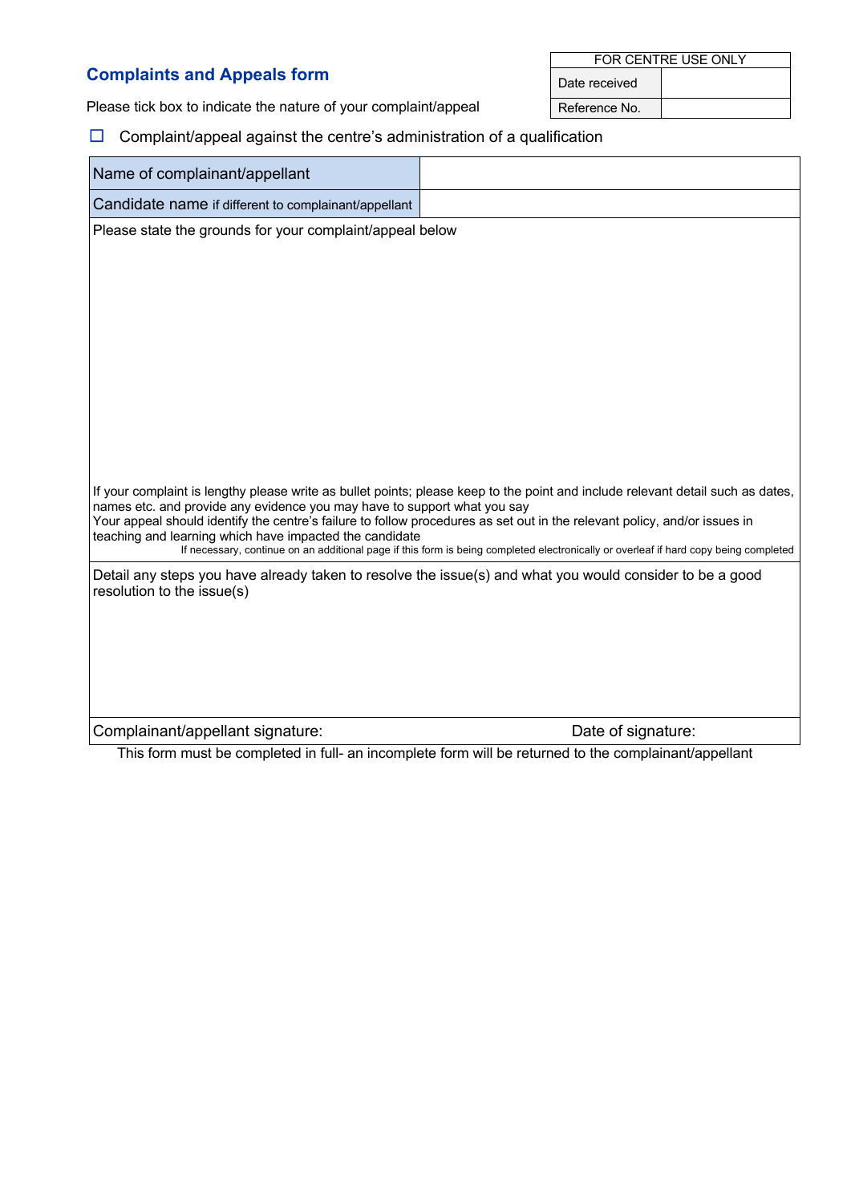## Complaints and Appeals form

| FOR CENTRE USE ONLY | |
|---|---|
| Date received | |
| Reference No. | |

Please tick box to indicate the nature of your complaint/appeal

☐ Complaint/appeal against the centre's administration of a qualification

| Name of complainant/appellant | |
|---|---|
| Candidate name if different to complainant/appellant | |

Please state the grounds for your complaint/appeal below

If your complaint is lengthy please write as bullet points; please keep to the point and include relevant detail such as dates, names etc. and provide any evidence you may have to support what you say
Your appeal should identify the centre's failure to follow procedures as set out in the relevant policy, and/or issues in teaching and learning which have impacted the candidate

If necessary, continue on an additional page if this form is being completed electronically or overleaf if hard copy being completed

Detail any steps you have already taken to resolve the issue(s) and what you would consider to be a good resolution to the issue(s)

| Complainant/appellant signature: | Date of signature: |
|---|---|

This form must be completed in full- an incomplete form will be returned to the complainant/appellant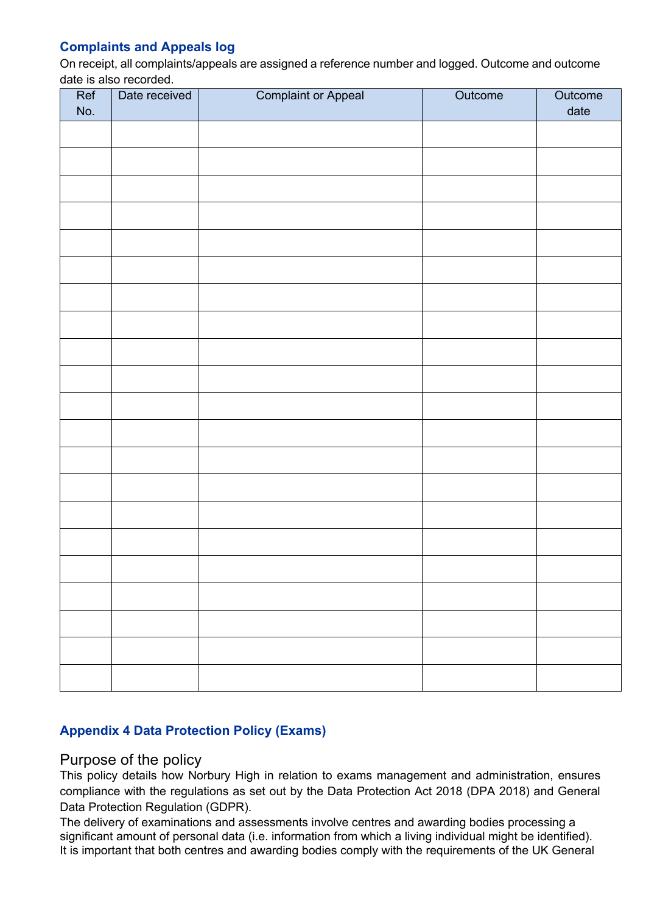### Complaints and Appeals log

On receipt, all complaints/appeals are assigned a reference number and logged. Outcome and outcome date is also recorded.

| Ref No. | Date received | Complaint or Appeal | Outcome | Outcome date |
|---|---|---|---|---|
| | | | | |
| | | | | |
| | | | | |
| | | | | |
| | | | | |
| | | | | |
| | | | | |
| | | | | |
| | | | | |
| | | | | |
| | | | | |
| | | | | |
| | | | | |
| | | | | |
| | | | | |
| | | | | |
| | | | | |
| | | | | |
| | | | | |
| | | | | |
| | | | | |

### Appendix 4 Data Protection Policy (Exams)

## Purpose of the policy

This policy details how Norbury High in relation to exams management and administration, ensures compliance with the regulations as set out by the Data Protection Act 2018 (DPA 2018) and General Data Protection Regulation (GDPR).

The delivery of examinations and assessments involve centres and awarding bodies processing a significant amount of personal data (i.e. information from which a living individual might be identified). It is important that both centres and awarding bodies comply with the requirements of the UK General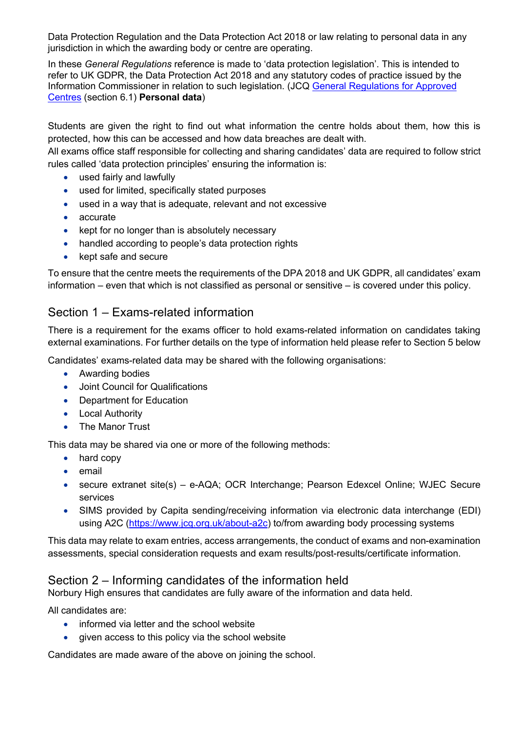Data Protection Regulation and the Data Protection Act 2018 or law relating to personal data in any jurisdiction in which the awarding body or centre are operating.

In these *General Regulations* reference is made to 'data protection legislation'. This is intended to refer to UK GDPR, the Data Protection Act 2018 and any statutory codes of practice issued by the Information Commissioner in relation to such legislation. (JCQ General Regulations for Approved Centres (section 6.1) **Personal data**)

Students are given the right to find out what information the centre holds about them, how this is protected, how this can be accessed and how data breaches are dealt with.

All exams office staff responsible for collecting and sharing candidates' data are required to follow strict rules called 'data protection principles' ensuring the information is:

- used fairly and lawfully
- used for limited, specifically stated purposes
- used in a way that is adequate, relevant and not excessive
- accurate
- kept for no longer than is absolutely necessary
- handled according to people's data protection rights
- kept safe and secure

To ensure that the centre meets the requirements of the DPA 2018 and UK GDPR, all candidates' exam information – even that which is not classified as personal or sensitive – is covered under this policy.

## Section 1 – Exams-related information

There is a requirement for the exams officer to hold exams-related information on candidates taking external examinations. For further details on the type of information held please refer to Section 5 below

Candidates' exams-related data may be shared with the following organisations:

- Awarding bodies
- Joint Council for Qualifications
- Department for Education
- Local Authority
- The Manor Trust

This data may be shared via one or more of the following methods:

- hard copy
- email
- secure extranet site(s) – e-AQA; OCR Interchange; Pearson Edexcel Online; WJEC Secure services
- SIMS provided by Capita sending/receiving information via electronic data interchange (EDI) using A2C (https://www.jcq.org.uk/about-a2c) to/from awarding body processing systems

This data may relate to exam entries, access arrangements, the conduct of exams and non-examination assessments, special consideration requests and exam results/post-results/certificate information.

## Section 2 – Informing candidates of the information held

Norbury High ensures that candidates are fully aware of the information and data held.

All candidates are:

- informed via letter and the school website
- given access to this policy via the school website

Candidates are made aware of the above on joining the school.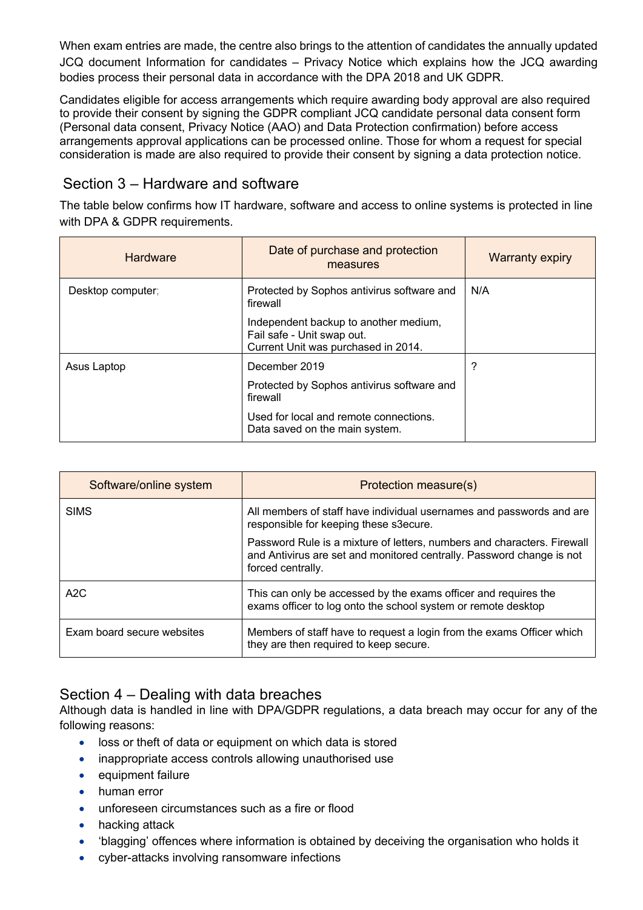When exam entries are made, the centre also brings to the attention of candidates the annually updated JCQ document Information for candidates – Privacy Notice which explains how the JCQ awarding bodies process their personal data in accordance with the DPA 2018 and UK GDPR.

Candidates eligible for access arrangements which require awarding body approval are also required to provide their consent by signing the GDPR compliant JCQ candidate personal data consent form (Personal data consent, Privacy Notice (AAO) and Data Protection confirmation) before access arrangements approval applications can be processed online. Those for whom a request for special consideration is made are also required to provide their consent by signing a data protection notice.

## Section 3 – Hardware and software

The table below confirms how IT hardware, software and access to online systems is protected in line with DPA & GDPR requirements.

| Hardware | Date of purchase and protection measures | Warranty expiry |
|---|---|---|
| Desktop computer; | Protected by Sophos antivirus software and firewall<br><br>Independent backup to another medium, Fail safe - Unit swap out. Current Unit was purchased in 2014. | N/A |
| Asus Laptop | December 2019<br><br>Protected by Sophos antivirus software and firewall<br><br>Used for local and remote connections. Data saved on the main system. | ? |

| Software/online system | Protection measure(s) |
|---|---|
| SIMS | All members of staff have individual usernames and passwords and are responsible for keeping these s3ecure.<br><br>Password Rule is a mixture of letters, numbers and characters. Firewall and Antivirus are set and monitored centrally. Password change is not forced centrally. |
| A2C | This can only be accessed by the exams officer and requires the exams officer to log onto the school system or remote desktop |
| Exam board secure websites | Members of staff have to request a login from the exams Officer which they are then required to keep secure. |

## Section 4 – Dealing with data breaches

Although data is handled in line with DPA/GDPR regulations, a data breach may occur for any of the following reasons:

- loss or theft of data or equipment on which data is stored
- inappropriate access controls allowing unauthorised use
- equipment failure
- human error
- unforeseen circumstances such as a fire or flood
- hacking attack
- 'blagging' offences where information is obtained by deceiving the organisation who holds it
- cyber-attacks involving ransomware infections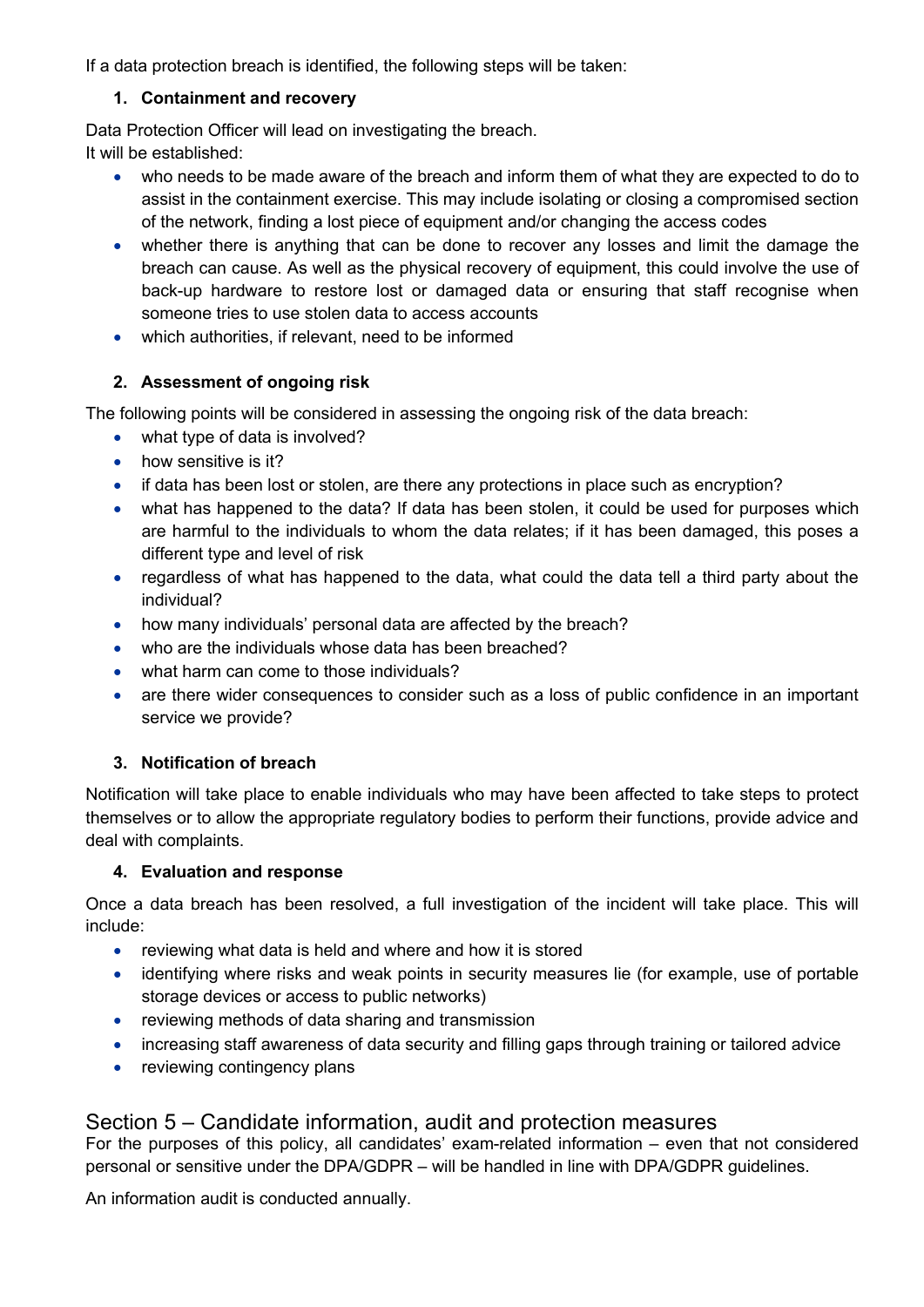If a data protection breach is identified, the following steps will be taken:

1. **Containment and recovery**

Data Protection Officer will lead on investigating the breach.
It will be established:

- who needs to be made aware of the breach and inform them of what they are expected to do to assist in the containment exercise. This may include isolating or closing a compromised section of the network, finding a lost piece of equipment and/or changing the access codes
- whether there is anything that can be done to recover any losses and limit the damage the breach can cause. As well as the physical recovery of equipment, this could involve the use of back-up hardware to restore lost or damaged data or ensuring that staff recognise when someone tries to use stolen data to access accounts
- which authorities, if relevant, need to be informed

2. **Assessment of ongoing risk**

The following points will be considered in assessing the ongoing risk of the data breach:

- what type of data is involved?
- how sensitive is it?
- if data has been lost or stolen, are there any protections in place such as encryption?
- what has happened to the data? If data has been stolen, it could be used for purposes which are harmful to the individuals to whom the data relates; if it has been damaged, this poses a different type and level of risk
- regardless of what has happened to the data, what could the data tell a third party about the individual?
- how many individuals' personal data are affected by the breach?
- who are the individuals whose data has been breached?
- what harm can come to those individuals?
- are there wider consequences to consider such as a loss of public confidence in an important service we provide?

3. **Notification of breach**

Notification will take place to enable individuals who may have been affected to take steps to protect themselves or to allow the appropriate regulatory bodies to perform their functions, provide advice and deal with complaints.

4. **Evaluation and response**

Once a data breach has been resolved, a full investigation of the incident will take place. This will include:

- reviewing what data is held and where and how it is stored
- identifying where risks and weak points in security measures lie (for example, use of portable storage devices or access to public networks)
- reviewing methods of data sharing and transmission
- increasing staff awareness of data security and filling gaps through training or tailored advice
- reviewing contingency plans

## Section 5 – Candidate information, audit and protection measures

For the purposes of this policy, all candidates' exam-related information – even that not considered personal or sensitive under the DPA/GDPR – will be handled in line with DPA/GDPR guidelines.

An information audit is conducted annually.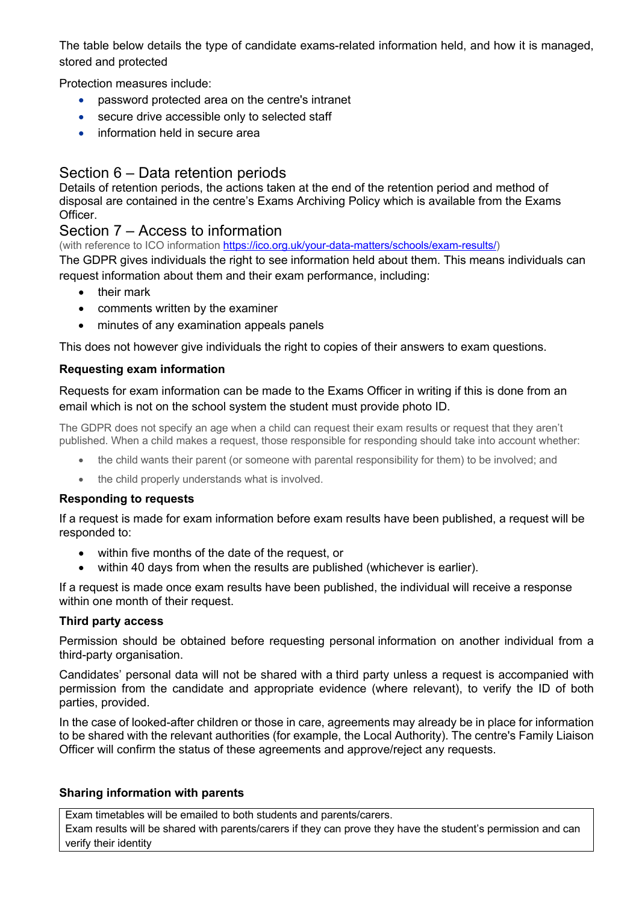The table below details the type of candidate exams-related information held, and how it is managed, stored and protected

Protection measures include:

- password protected area on the centre's intranet
- secure drive accessible only to selected staff
- information held in secure area

## Section 6 – Data retention periods

Details of retention periods, the actions taken at the end of the retention period and method of disposal are contained in the centre's Exams Archiving Policy which is available from the Exams Officer.

## Section 7 – Access to information

(with reference to ICO information https://ico.org.uk/your-data-matters/schools/exam-results/)

The GDPR gives individuals the right to see information held about them. This means individuals can request information about them and their exam performance, including:

- their mark
- comments written by the examiner
- minutes of any examination appeals panels

This does not however give individuals the right to copies of their answers to exam questions.

**Requesting exam information**

Requests for exam information can be made to the Exams Officer in writing if this is done from an email which is not on the school system the student must provide photo ID.

The GDPR does not specify an age when a child can request their exam results or request that they aren't published. When a child makes a request, those responsible for responding should take into account whether:

- the child wants their parent (or someone with parental responsibility for them) to be involved; and
- the child properly understands what is involved.

**Responding to requests**

If a request is made for exam information before exam results have been published, a request will be responded to:

- within five months of the date of the request, or
- within 40 days from when the results are published (whichever is earlier).

If a request is made once exam results have been published, the individual will receive a response within one month of their request.

**Third party access**

Permission should be obtained before requesting personal information on another individual from a third-party organisation.

Candidates' personal data will not be shared with a third party unless a request is accompanied with permission from the candidate and appropriate evidence (where relevant), to verify the ID of both parties, provided.

In the case of looked-after children or those in care, agreements may already be in place for information to be shared with the relevant authorities (for example, the Local Authority). The centre's Family Liaison Officer will confirm the status of these agreements and approve/reject any requests.

**Sharing information with parents**

| Exam timetables will be emailed to both students and parents/carers.<br>Exam results will be shared with parents/carers if they can prove they have the student's permission and can verify their identity |
|---|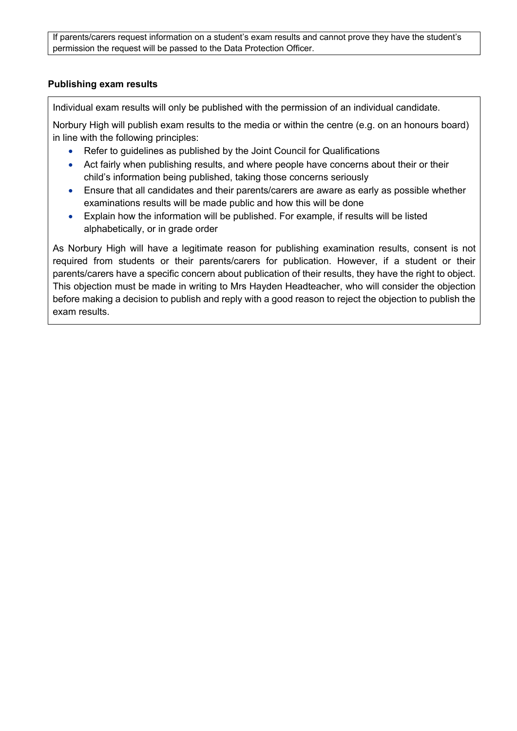If parents/carers request information on a student's exam results and cannot prove they have the student's permission the request will be passed to the Data Protection Officer.

**Publishing exam results**

Individual exam results will only be published with the permission of an individual candidate.

Norbury High will publish exam results to the media or within the centre (e.g. on an honours board) in line with the following principles:

- Refer to guidelines as published by the Joint Council for Qualifications
- Act fairly when publishing results, and where people have concerns about their or their child's information being published, taking those concerns seriously
- Ensure that all candidates and their parents/carers are aware as early as possible whether examinations results will be made public and how this will be done
- Explain how the information will be published. For example, if results will be listed alphabetically, or in grade order

As Norbury High will have a legitimate reason for publishing examination results, consent is not required from students or their parents/carers for publication. However, if a student or their parents/carers have a specific concern about publication of their results, they have the right to object. This objection must be made in writing to Mrs Hayden Headteacher, who will consider the objection before making a decision to publish and reply with a good reason to reject the objection to publish the exam results.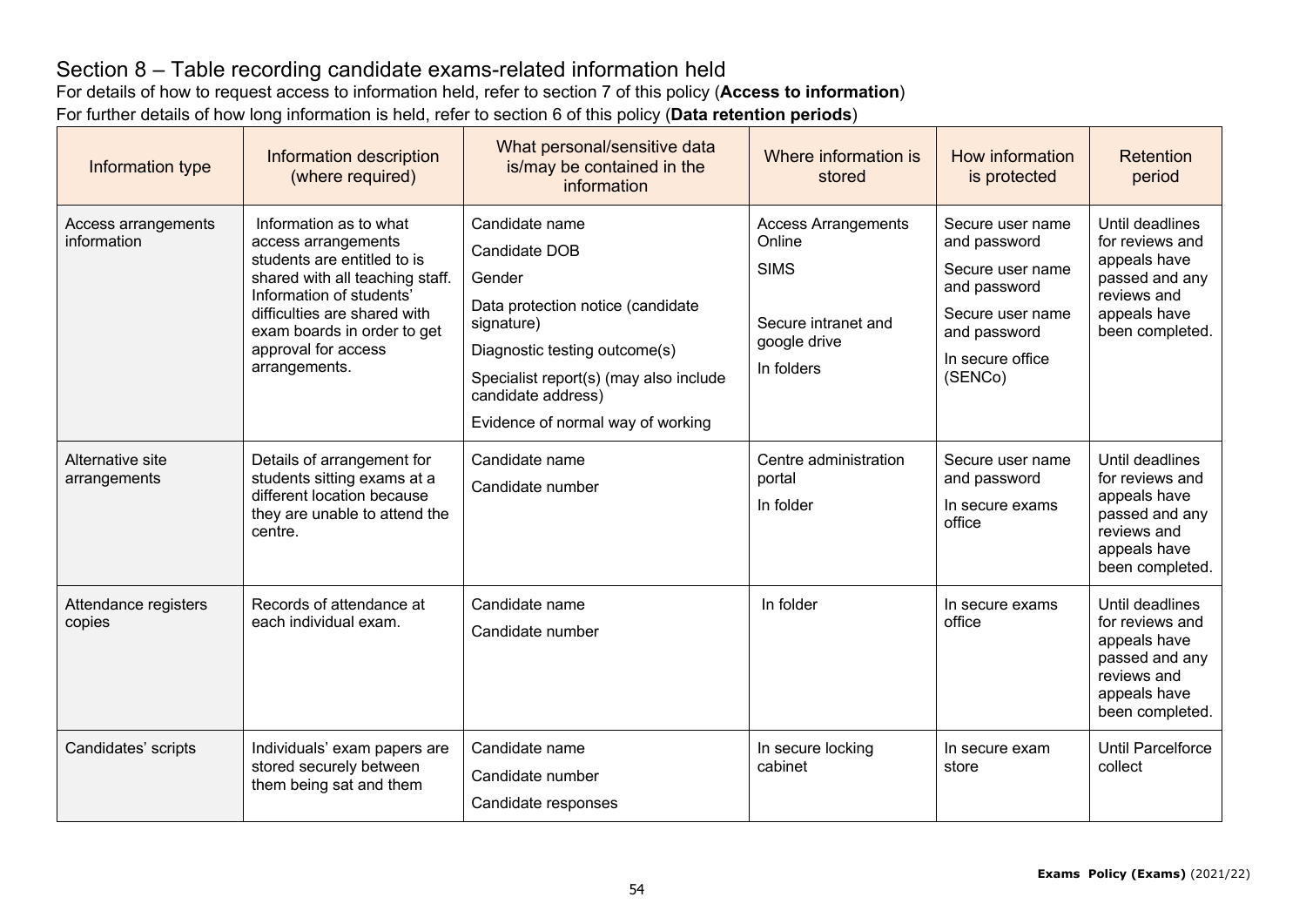## Section 8 – Table recording candidate exams-related information held

For details of how to request access to information held, refer to section 7 of this policy (**Access to information**)

For further details of how long information is held, refer to section 6 of this policy (**Data retention periods**)

| Information type | Information description (where required) | What personal/sensitive data is/may be contained in the information | Where information is stored | How information is protected | Retention period |
|---|---|---|---|---|---|
| Access arrangements information | Information as to what access arrangements students are entitled to is shared with all teaching staff. Information of students' difficulties are shared with exam boards in order to get approval for access arrangements. | Candidate name<br>Candidate DOB<br>Gender<br>Data protection notice (candidate signature)<br>Diagnostic testing outcome(s)<br>Specialist report(s) (may also include candidate address)<br>Evidence of normal way of working | Access Arrangements Online<br>SIMS<br>Secure intranet and google drive<br>In folders | Secure user name and password<br>Secure user name and password<br>Secure user name and password<br>In secure office (SENCo) | Until deadlines for reviews and appeals have passed and any reviews and appeals have been completed. |
| Alternative site arrangements | Details of arrangement for students sitting exams at a different location because they are unable to attend the centre. | Candidate name<br>Candidate number | Centre administration portal<br>In folder | Secure user name and password<br>In secure exams office | Until deadlines for reviews and appeals have passed and any reviews and appeals have been completed. |
| Attendance registers copies | Records of attendance at each individual exam. | Candidate name<br>Candidate number | In folder | In secure exams office | Until deadlines for reviews and appeals have passed and any reviews and appeals have been completed. |
| Candidates' scripts | Individuals' exam papers are stored securely between them being sat and them | Candidate name<br>Candidate number<br>Candidate responses | In secure locking cabinet | In secure exam store | Until Parcelforce collect |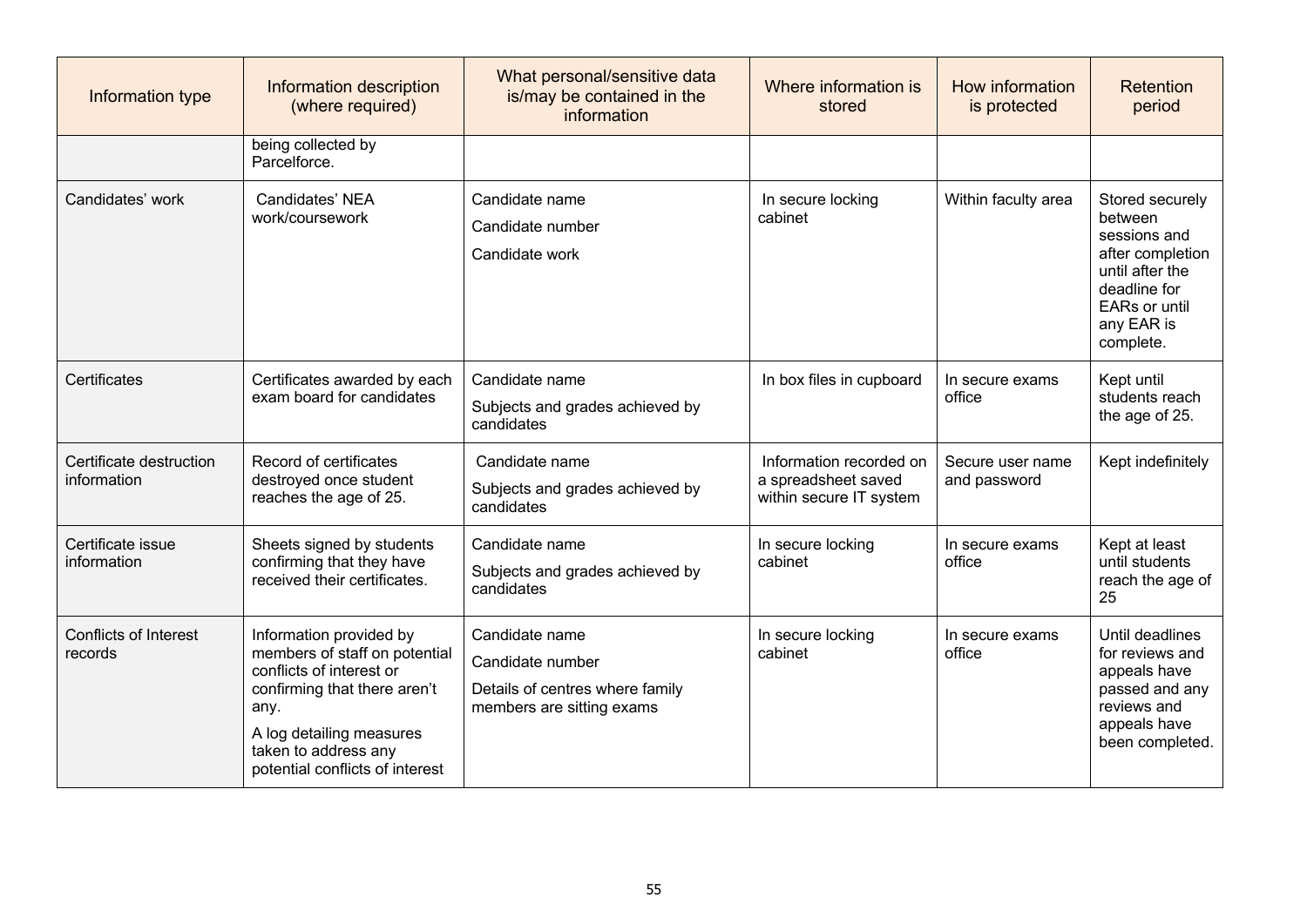| Information type | Information description (where required) | What personal/sensitive data is/may be contained in the information | Where information is stored | How information is protected | Retention period |
|---|---|---|---|---|---|
| | being collected by Parcelforce. | | | | |
| Candidates' work | Candidates' NEA work/coursework | Candidate name<br>Candidate number<br>Candidate work | In secure locking cabinet | Within faculty area | Stored securely between sessions and after completion until after the deadline for EARs or until any EAR is complete. |
| Certificates | Certificates awarded by each exam board for candidates | Candidate name<br>Subjects and grades achieved by candidates | In box files in cupboard | In secure exams office | Kept until students reach the age of 25. |
| Certificate destruction information | Record of certificates destroyed once student reaches the age of 25. | Candidate name<br>Subjects and grades achieved by candidates | Information recorded on a spreadsheet saved within secure IT system | Secure user name and password | Kept indefinitely |
| Certificate issue information | Sheets signed by students confirming that they have received their certificates. | Candidate name<br>Subjects and grades achieved by candidates | In secure locking cabinet | In secure exams office | Kept at least until students reach the age of 25 |
| Conflicts of Interest records | Information provided by members of staff on potential conflicts of interest or confirming that there aren't any.<br>A log detailing measures taken to address any potential conflicts of interest | Candidate name<br>Candidate number<br>Details of centres where family members are sitting exams | In secure locking cabinet | In secure exams office | Until deadlines for reviews and appeals have passed and any reviews and appeals have been completed. |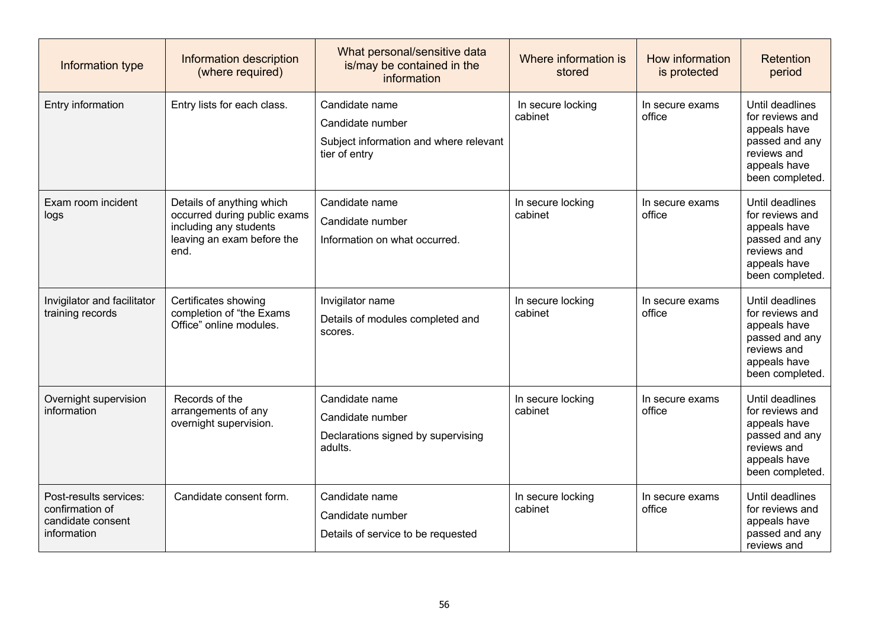| Information type | Information description (where required) | What personal/sensitive data is/may be contained in the information | Where information is stored | How information is protected | Retention period |
|---|---|---|---|---|---|
| Entry information | Entry lists for each class. | Candidate name<br>Candidate number<br>Subject information and where relevant tier of entry | In secure locking cabinet | In secure exams office | Until deadlines for reviews and appeals have passed and any reviews and appeals have been completed. |
| Exam room incident logs | Details of anything which occurred during public exams including any students leaving an exam before the end. | Candidate name<br>Candidate number<br>Information on what occurred. | In secure locking cabinet | In secure exams office | Until deadlines for reviews and appeals have passed and any reviews and appeals have been completed. |
| Invigilator and facilitator training records | Certificates showing completion of "the Exams Office" online modules. | Invigilator name<br>Details of modules completed and scores. | In secure locking cabinet | In secure exams office | Until deadlines for reviews and appeals have passed and any reviews and appeals have been completed. |
| Overnight supervision information | Records of the arrangements of any overnight supervision. | Candidate name<br>Candidate number<br>Declarations signed by supervising adults. | In secure locking cabinet | In secure exams office | Until deadlines for reviews and appeals have passed and any reviews and appeals have been completed. |
| Post-results services: confirmation of candidate consent information | Candidate consent form. | Candidate name<br>Candidate number<br>Details of service to be requested | In secure locking cabinet | In secure exams office | Until deadlines for reviews and appeals have passed and any reviews and |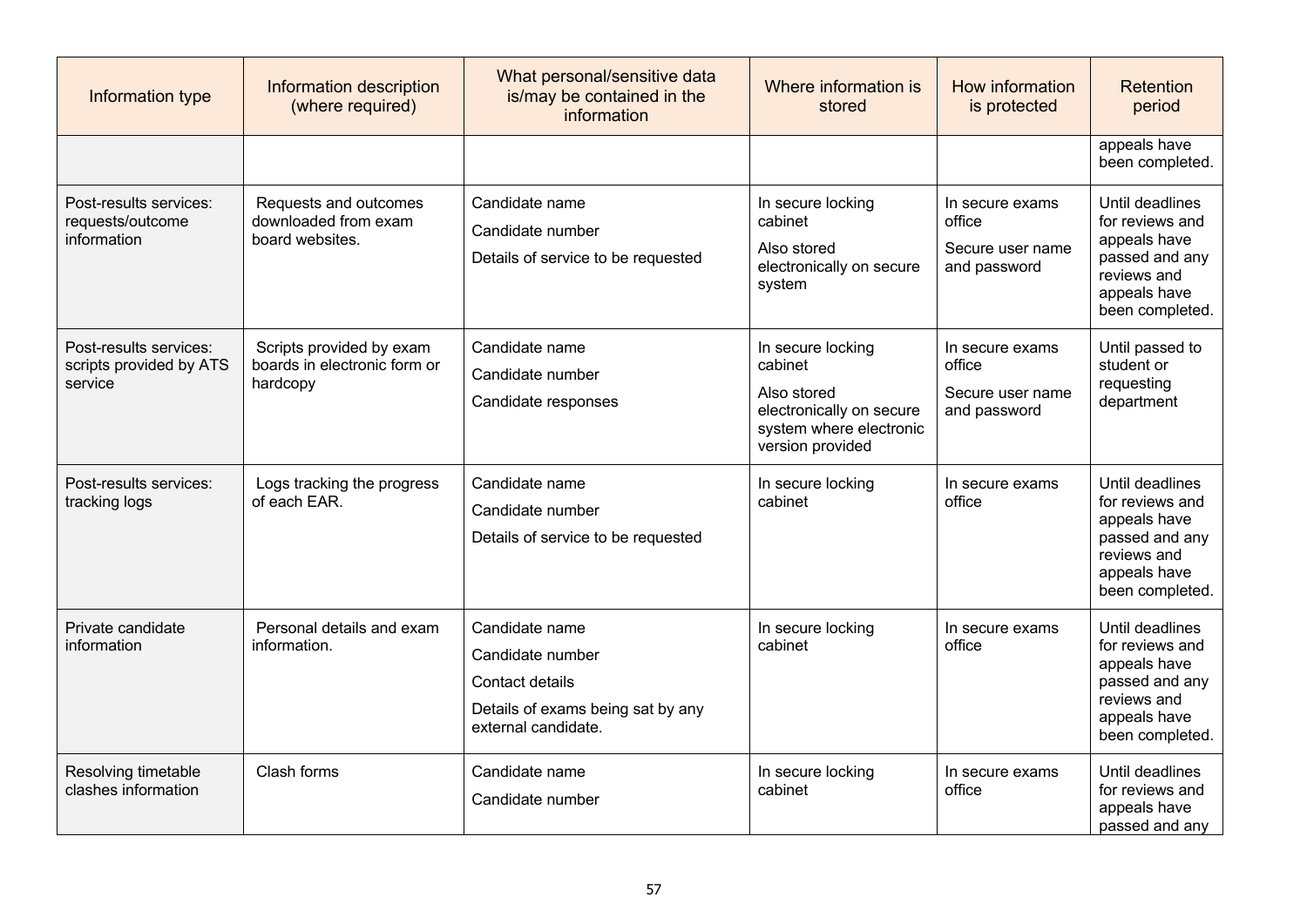| Information type | Information description (where required) | What personal/sensitive data is/may be contained in the information | Where information is stored | How information is protected | Retention period |
|---|---|---|---|---|---|
| | | | | | appeals have been completed. |
| Post-results services: requests/outcome information | Requests and outcomes downloaded from exam board websites. | Candidate name<br>Candidate number<br>Details of service to be requested | In secure locking cabinet<br>Also stored electronically on secure system | In secure exams office<br>Secure user name and password | Until deadlines for reviews and appeals have passed and any reviews and appeals have been completed. |
| Post-results services: scripts provided by ATS service | Scripts provided by exam boards in electronic form or hardcopy | Candidate name<br>Candidate number<br>Candidate responses | In secure locking cabinet<br>Also stored electronically on secure system where electronic version provided | In secure exams office<br>Secure user name and password | Until passed to student or requesting department |
| Post-results services: tracking logs | Logs tracking the progress of each EAR. | Candidate name<br>Candidate number<br>Details of service to be requested | In secure locking cabinet | In secure exams office | Until deadlines for reviews and appeals have passed and any reviews and appeals have been completed. |
| Private candidate information | Personal details and exam information. | Candidate name<br>Candidate number<br>Contact details<br>Details of exams being sat by any external candidate. | In secure locking cabinet | In secure exams office | Until deadlines for reviews and appeals have passed and any reviews and appeals have been completed. |
| Resolving timetable clashes information | Clash forms | Candidate name<br>Candidate number | In secure locking cabinet | In secure exams office | Until deadlines for reviews and appeals have passed and any |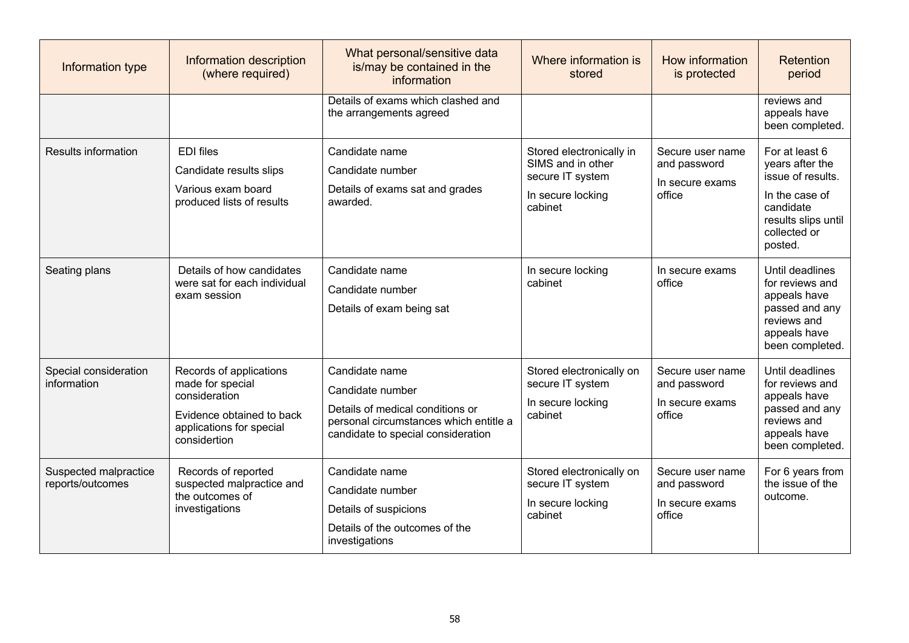| Information type | Information description (where required) | What personal/sensitive data is/may be contained in the information | Where information is stored | How information is protected | Retention period |
|---|---|---|---|---|---|
| | | Details of exams which clashed and the arrangements agreed | | | reviews and appeals have been completed. |
| Results information | EDI files<br>Candidate results slips<br>Various exam board produced lists of results | Candidate name<br>Candidate number<br>Details of exams sat and grades awarded. | Stored electronically in SIMS and in other secure IT system<br>In secure locking cabinet | Secure user name and password<br>In secure exams office | For at least 6 years after the issue of results.<br>In the case of candidate results slips until collected or posted. |
| Seating plans | Details of how candidates were sat for each individual exam session | Candidate name<br>Candidate number<br>Details of exam being sat | In secure locking cabinet | In secure exams office | Until deadlines for reviews and appeals have passed and any reviews and appeals have been completed. |
| Special consideration information | Records of applications made for special consideration<br>Evidence obtained to back applications for special considertion | Candidate name<br>Candidate number<br>Details of medical conditions or personal circumstances which entitle a candidate to special consideration | Stored electronically on secure IT system<br>In secure locking cabinet | Secure user name and password<br>In secure exams office | Until deadlines for reviews and appeals have passed and any reviews and appeals have been completed. |
| Suspected malpractice reports/outcomes | Records of reported suspected malpractice and the outcomes of investigations | Candidate name<br>Candidate number<br>Details of suspicions<br>Details of the outcomes of the investigations | Stored electronically on secure IT system<br>In secure locking cabinet | Secure user name and password<br>In secure exams office | For 6 years from the issue of the outcome. |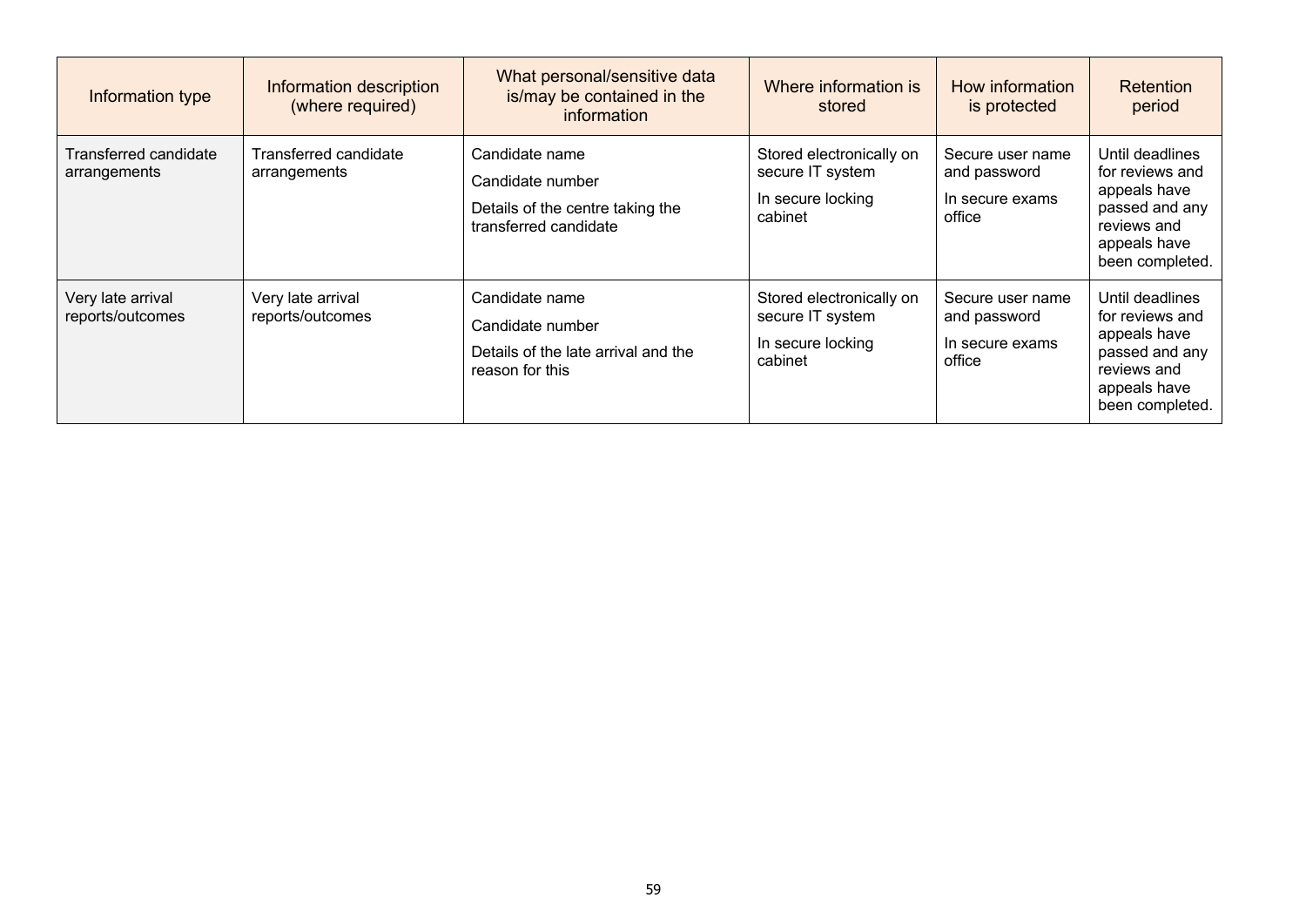| Information type | Information description (where required) | What personal/sensitive data is/may be contained in the information | Where information is stored | How information is protected | Retention period |
|---|---|---|---|---|---|
| Transferred candidate arrangements | Transferred candidate arrangements | Candidate name<br>Candidate number<br>Details of the centre taking the transferred candidate | Stored electronically on secure IT system<br>In secure locking cabinet | Secure user name and password<br>In secure exams office | Until deadlines for reviews and appeals have passed and any reviews and appeals have been completed. |
| Very late arrival reports/outcomes | Very late arrival reports/outcomes | Candidate name<br>Candidate number<br>Details of the late arrival and the reason for this | Stored electronically on secure IT system<br>In secure locking cabinet | Secure user name and password<br>In secure exams office | Until deadlines for reviews and appeals have passed and any reviews and appeals have been completed. |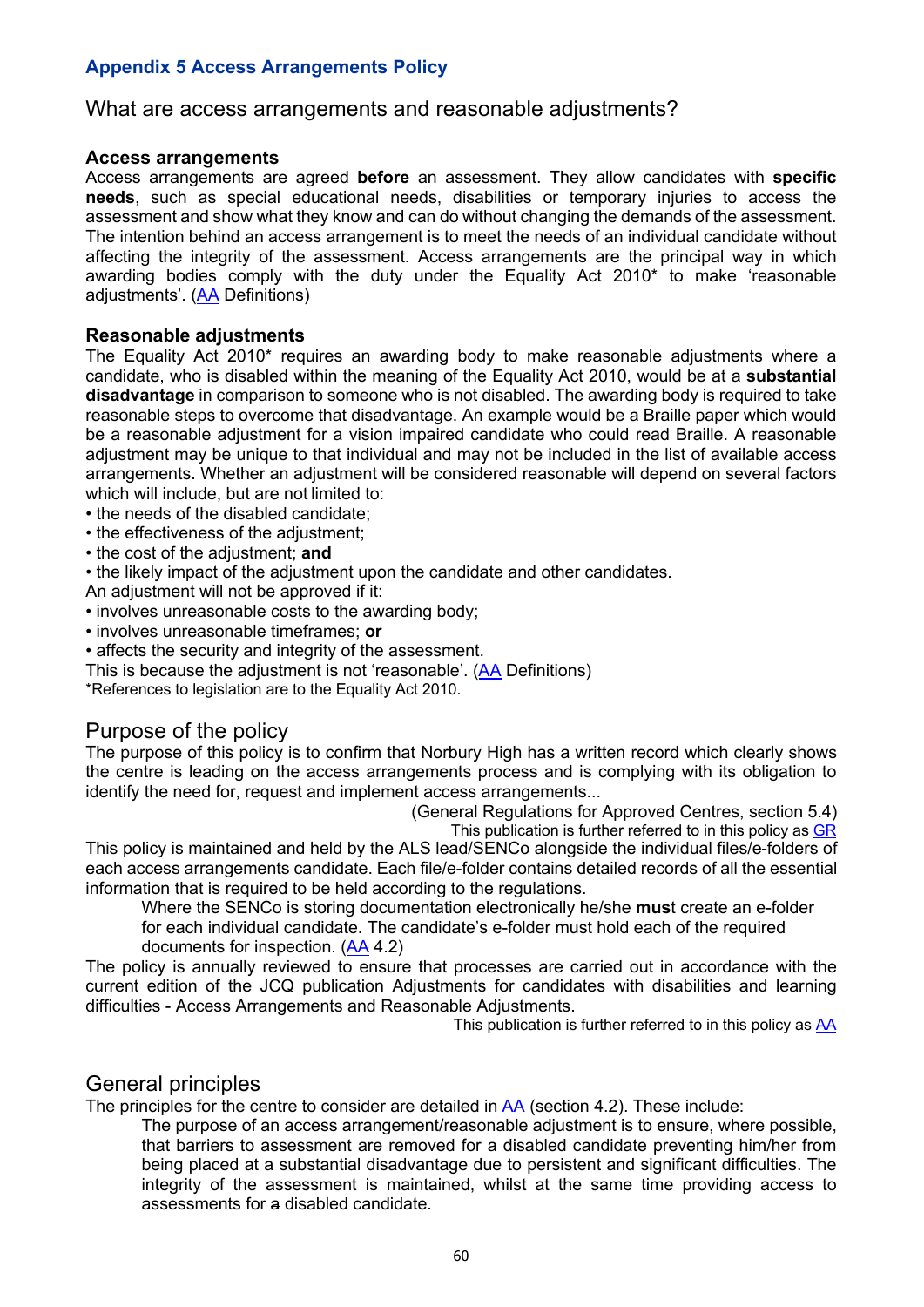### Appendix 5 Access Arrangements Policy

## What are access arrangements and reasonable adjustments?

**Access arrangements**

Access arrangements are agreed **before** an assessment. They allow candidates with **specific needs**, such as special educational needs, disabilities or temporary injuries to access the assessment and show what they know and can do without changing the demands of the assessment. The intention behind an access arrangement is to meet the needs of an individual candidate without affecting the integrity of the assessment. Access arrangements are the principal way in which awarding bodies comply with the duty under the Equality Act 2010* to make 'reasonable adjustments'. (AA Definitions)

**Reasonable adjustments**

The Equality Act 2010* requires an awarding body to make reasonable adjustments where a candidate, who is disabled within the meaning of the Equality Act 2010, would be at a **substantial disadvantage** in comparison to someone who is not disabled. The awarding body is required to take reasonable steps to overcome that disadvantage. An example would be a Braille paper which would be a reasonable adjustment for a vision impaired candidate who could read Braille. A reasonable adjustment may be unique to that individual and may not be included in the list of available access arrangements. Whether an adjustment will be considered reasonable will depend on several factors which will include, but are not limited to:

- the needs of the disabled candidate;
- the effectiveness of the adjustment;
- the cost of the adjustment; **and**
- the likely impact of the adjustment upon the candidate and other candidates.

An adjustment will not be approved if it:

- involves unreasonable costs to the awarding body;
- involves unreasonable timeframes; **or**
- affects the security and integrity of the assessment.

This is because the adjustment is not 'reasonable'. (AA Definitions)

*References to legislation are to the Equality Act 2010.

## Purpose of the policy

The purpose of this policy is to confirm that Norbury High has a written record which clearly shows the centre is leading on the access arrangements process and is complying with its obligation to identify the need for, request and implement access arrangements...

(General Regulations for Approved Centres, section 5.4)

This publication is further referred to in this policy as GR

This policy is maintained and held by the ALS lead/SENCo alongside the individual files/e-folders of each access arrangements candidate. Each file/e-folder contains detailed records of all the essential information that is required to be held according to the regulations.

> Where the SENCo is storing documentation electronically he/she **must** create an e-folder for each individual candidate. The candidate's e-folder must hold each of the required documents for inspection. (AA 4.2)

The policy is annually reviewed to ensure that processes are carried out in accordance with the current edition of the JCQ publication Adjustments for candidates with disabilities and learning difficulties - Access Arrangements and Reasonable Adjustments.

This publication is further referred to in this policy as AA

## General principles

The principles for the centre to consider are detailed in AA (section 4.2). These include:

> The purpose of an access arrangement/reasonable adjustment is to ensure, where possible, that barriers to assessment are removed for a disabled candidate preventing him/her from being placed at a substantial disadvantage due to persistent and significant difficulties. The integrity of the assessment is maintained, whilst at the same time providing access to assessments for ~~a~~ disabled candidate.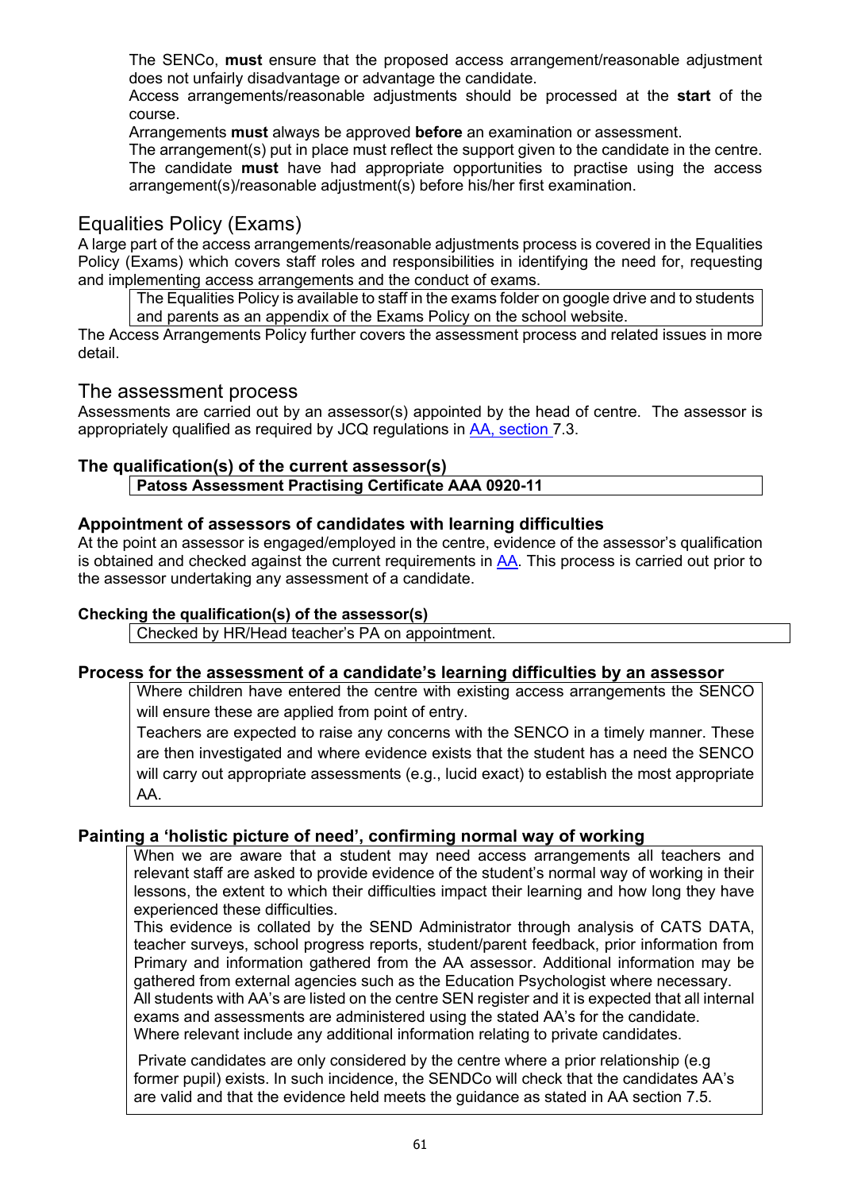The SENCo, **must** ensure that the proposed access arrangement/reasonable adjustment does not unfairly disadvantage or advantage the candidate.
Access arrangements/reasonable adjustments should be processed at the **start** of the course.
Arrangements **must** always be approved **before** an examination or assessment.
The arrangement(s) put in place must reflect the support given to the candidate in the centre.
The candidate **must** have had appropriate opportunities to practise using the access arrangement(s)/reasonable adjustment(s) before his/her first examination.

## Equalities Policy (Exams)

A large part of the access arrangements/reasonable adjustments process is covered in the Equalities Policy (Exams) which covers staff roles and responsibilities in identifying the need for, requesting and implementing access arrangements and the conduct of exams.

> The Equalities Policy is available to staff in the exams folder on google drive and to students and parents as an appendix of the Exams Policy on the school website.

The Access Arrangements Policy further covers the assessment process and related issues in more detail.

## The assessment process

Assessments are carried out by an assessor(s) appointed by the head of centre. The assessor is appropriately qualified as required by JCQ regulations in AA, section 7.3.

### The qualification(s) of the current assessor(s)

> **Patoss Assessment Practising Certificate AAA 0920-11**

### Appointment of assessors of candidates with learning difficulties

At the point an assessor is engaged/employed in the centre, evidence of the assessor's qualification is obtained and checked against the current requirements in AA. This process is carried out prior to the assessor undertaking any assessment of a candidate.

### Checking the qualification(s) of the assessor(s)

> Checked by HR/Head teacher's PA on appointment.

### Process for the assessment of a candidate's learning difficulties by an assessor

> Where children have entered the centre with existing access arrangements the SENCO will ensure these are applied from point of entry.
> Teachers are expected to raise any concerns with the SENCO in a timely manner. These are then investigated and where evidence exists that the student has a need the SENCO will carry out appropriate assessments (e.g., lucid exact) to establish the most appropriate AA.

### Painting a 'holistic picture of need', confirming normal way of working

> When we are aware that a student may need access arrangements all teachers and relevant staff are asked to provide evidence of the student's normal way of working in their lessons, the extent to which their difficulties impact their learning and how long they have experienced these difficulties.
> This evidence is collated by the SEND Administrator through analysis of CATS DATA, teacher surveys, school progress reports, student/parent feedback, prior information from Primary and information gathered from the AA assessor. Additional information may be gathered from external agencies such as the Education Psychologist where necessary.
> All students with AA's are listed on the centre SEN register and it is expected that all internal exams and assessments are administered using the stated AA's for the candidate.
> Where relevant include any additional information relating to private candidates.
>
> Private candidates are only considered by the centre where a prior relationship (e.g former pupil) exists. In such incidence, the SENDCo will check that the candidates AA's are valid and that the evidence held meets the guidance as stated in AA section 7.5.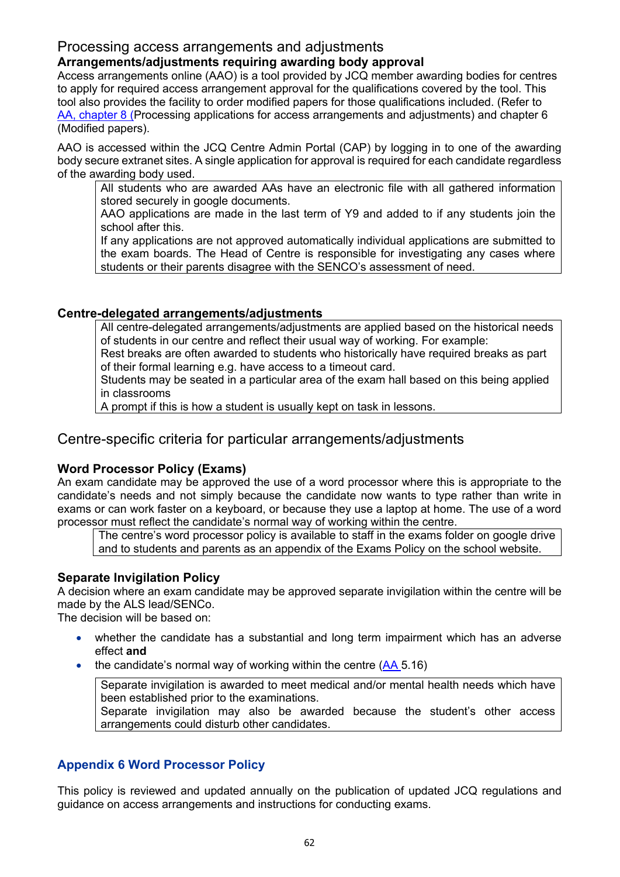## Processing access arrangements and adjustments

### Arrangements/adjustments requiring awarding body approval

Access arrangements online (AAO) is a tool provided by JCQ member awarding bodies for centres to apply for required access arrangement approval for the qualifications covered by the tool. This tool also provides the facility to order modified papers for those qualifications included. (Refer to [AA, chapter 8](#) (Processing applications for access arrangements and adjustments) and chapter 6 (Modified papers).

AAO is accessed within the JCQ Centre Admin Portal (CAP) by logging in to one of the awarding body secure extranet sites. A single application for approval is required for each candidate regardless of the awarding body used.

> All students who are awarded AAs have an electronic file with all gathered information stored securely in google documents.
> AAO applications are made in the last term of Y9 and added to if any students join the school after this.
> If any applications are not approved automatically individual applications are submitted to the exam boards. The Head of Centre is responsible for investigating any cases where students or their parents disagree with the SENCO's assessment of need.

### Centre-delegated arrangements/adjustments

> All centre-delegated arrangements/adjustments are applied based on the historical needs of students in our centre and reflect their usual way of working. For example:
> Rest breaks are often awarded to students who historically have required breaks as part of their formal learning e.g. have access to a timeout card.
> Students may be seated in a particular area of the exam hall based on this being applied in classrooms
> A prompt if this is how a student is usually kept on task in lessons.

## Centre-specific criteria for particular arrangements/adjustments

### Word Processor Policy (Exams)

An exam candidate may be approved the use of a word processor where this is appropriate to the candidate's needs and not simply because the candidate now wants to type rather than write in exams or can work faster on a keyboard, or because they use a laptop at home. The use of a word processor must reflect the candidate's normal way of working within the centre.

> The centre's word processor policy is available to staff in the exams folder on google drive and to students and parents as an appendix of the Exams Policy on the school website.

### Separate Invigilation Policy

A decision where an exam candidate may be approved separate invigilation within the centre will be made by the ALS lead/SENCo.

The decision will be based on:

- whether the candidate has a substantial and long term impairment which has an adverse effect **and**
- the candidate's normal way of working within the centre ([AA](#) 5.16)

> Separate invigilation is awarded to meet medical and/or mental health needs which have been established prior to the examinations.
> Separate invigilation may also be awarded because the student's other access arrangements could disturb other candidates.

### Appendix 6 Word Processor Policy

This policy is reviewed and updated annually on the publication of updated JCQ regulations and guidance on access arrangements and instructions for conducting exams.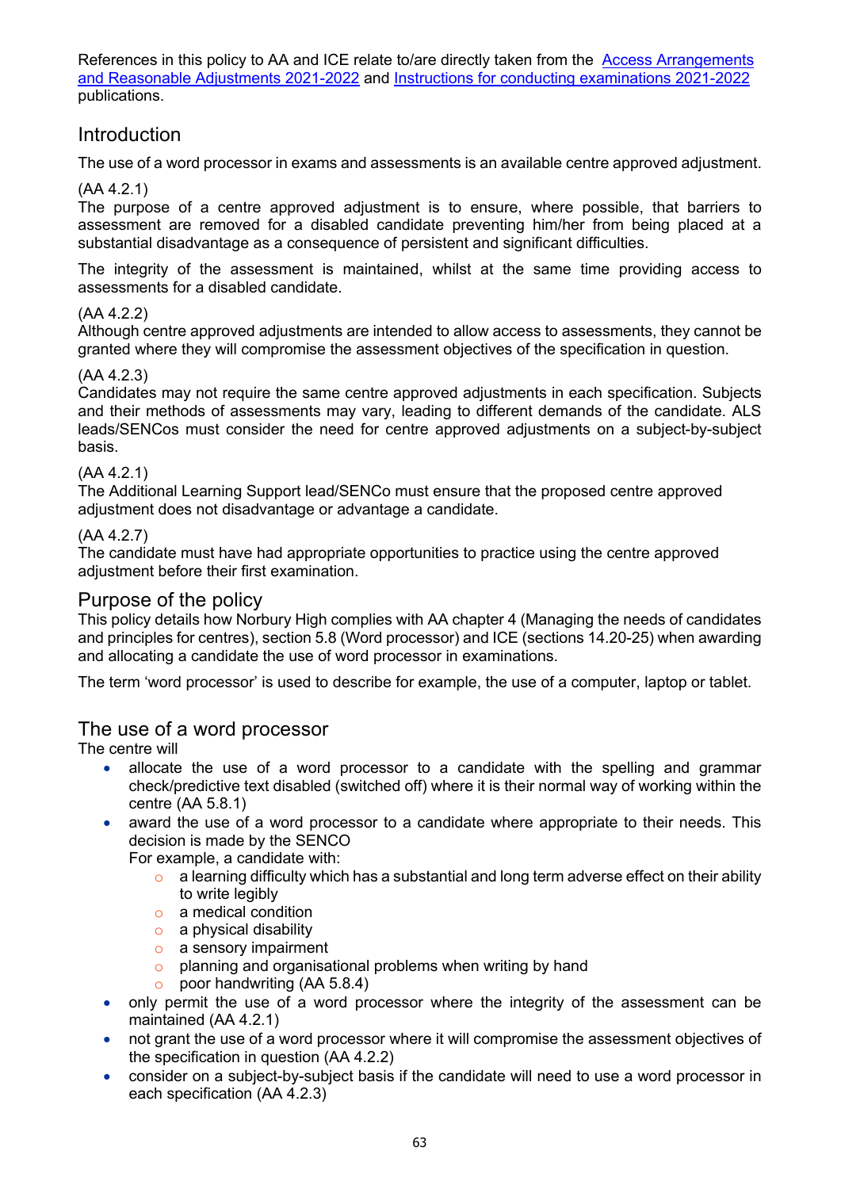References in this policy to AA and ICE relate to/are directly taken from the [Access Arrangements and Reasonable Adjustments 2021-2022] and [Instructions for conducting examinations 2021-2022] publications.

## Introduction

The use of a word processor in exams and assessments is an available centre approved adjustment.

(AA 4.2.1)
The purpose of a centre approved adjustment is to ensure, where possible, that barriers to assessment are removed for a disabled candidate preventing him/her from being placed at a substantial disadvantage as a consequence of persistent and significant difficulties.

The integrity of the assessment is maintained, whilst at the same time providing access to assessments for a disabled candidate.

(AA 4.2.2)
Although centre approved adjustments are intended to allow access to assessments, they cannot be granted where they will compromise the assessment objectives of the specification in question.

(AA 4.2.3)
Candidates may not require the same centre approved adjustments in each specification. Subjects and their methods of assessments may vary, leading to different demands of the candidate. ALS leads/SENCos must consider the need for centre approved adjustments on a subject-by-subject basis.

(AA 4.2.1)
The Additional Learning Support lead/SENCo must ensure that the proposed centre approved adjustment does not disadvantage or advantage a candidate.

(AA 4.2.7)
The candidate must have had appropriate opportunities to practice using the centre approved adjustment before their first examination.

## Purpose of the policy

This policy details how Norbury High complies with AA chapter 4 (Managing the needs of candidates and principles for centres), section 5.8 (Word processor) and ICE (sections 14.20-25) when awarding and allocating a candidate the use of word processor in examinations.

The term 'word processor' is used to describe for example, the use of a computer, laptop or tablet.

## The use of a word processor

The centre will

- allocate the use of a word processor to a candidate with the spelling and grammar check/predictive text disabled (switched off) where it is their normal way of working within the centre (AA 5.8.1)
- award the use of a word processor to a candidate where appropriate to their needs. This decision is made by the SENCO
  For example, a candidate with:
  - a learning difficulty which has a substantial and long term adverse effect on their ability to write legibly
  - a medical condition
  - a physical disability
  - a sensory impairment
  - planning and organisational problems when writing by hand
  - poor handwriting (AA 5.8.4)
- only permit the use of a word processor where the integrity of the assessment can be maintained (AA 4.2.1)
- not grant the use of a word processor where it will compromise the assessment objectives of the specification in question (AA 4.2.2)
- consider on a subject-by-subject basis if the candidate will need to use a word processor in each specification (AA 4.2.3)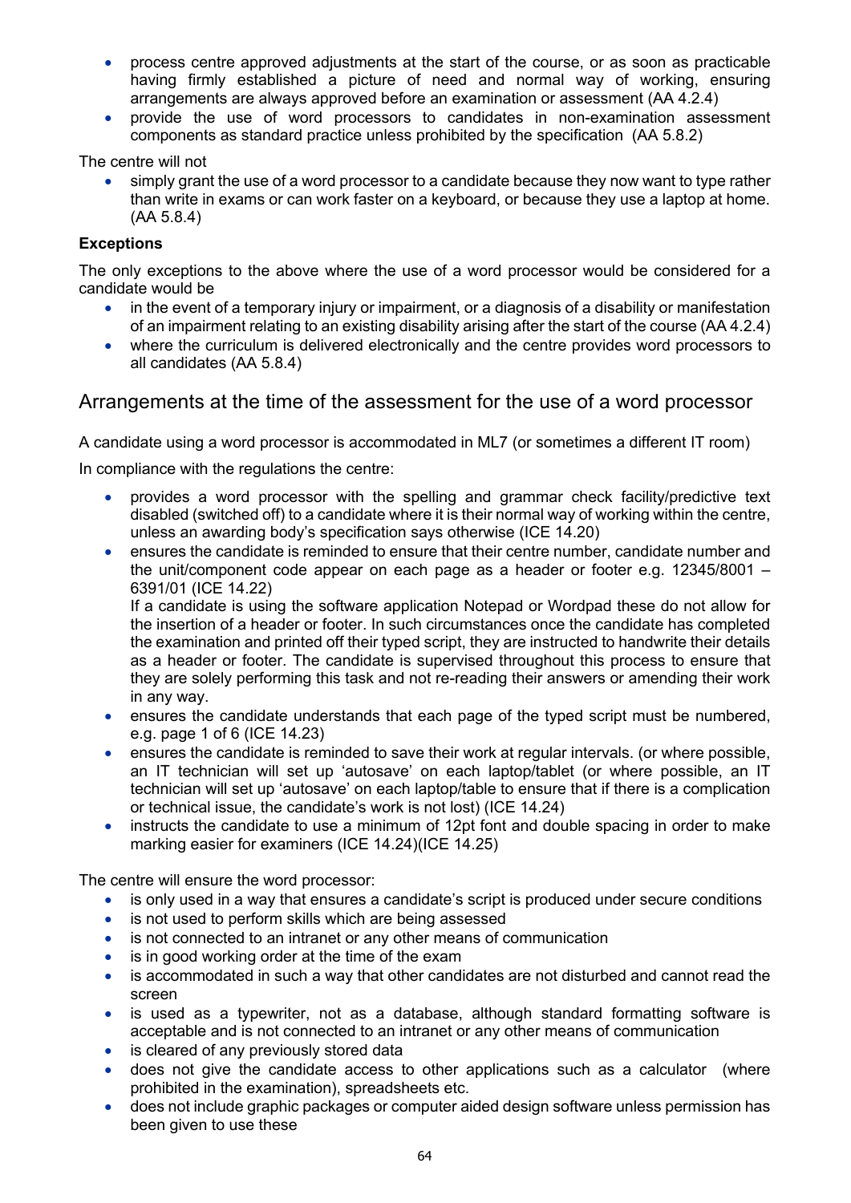- process centre approved adjustments at the start of the course, or as soon as practicable having firmly established a picture of need and normal way of working, ensuring arrangements are always approved before an examination or assessment (AA 4.2.4)
- provide the use of word processors to candidates in non-examination assessment components as standard practice unless prohibited by the specification (AA 5.8.2)

The centre will not

- simply grant the use of a word processor to a candidate because they now want to type rather than write in exams or can work faster on a keyboard, or because they use a laptop at home. (AA 5.8.4)

**Exceptions**

The only exceptions to the above where the use of a word processor would be considered for a candidate would be

- in the event of a temporary injury or impairment, or a diagnosis of a disability or manifestation of an impairment relating to an existing disability arising after the start of the course (AA 4.2.4)
- where the curriculum is delivered electronically and the centre provides word processors to all candidates (AA 5.8.4)

## Arrangements at the time of the assessment for the use of a word processor

A candidate using a word processor is accommodated in ML7 (or sometimes a different IT room)

In compliance with the regulations the centre:

- provides a word processor with the spelling and grammar check facility/predictive text disabled (switched off) to a candidate where it is their normal way of working within the centre, unless an awarding body's specification says otherwise (ICE 14.20)
- ensures the candidate is reminded to ensure that their centre number, candidate number and the unit/component code appear on each page as a header or footer e.g. 12345/8001 – 6391/01 (ICE 14.22)
  If a candidate is using the software application Notepad or Wordpad these do not allow for the insertion of a header or footer. In such circumstances once the candidate has completed the examination and printed off their typed script, they are instructed to handwrite their details as a header or footer. The candidate is supervised throughout this process to ensure that they are solely performing this task and not re-reading their answers or amending their work in any way.
- ensures the candidate understands that each page of the typed script must be numbered, e.g. page 1 of 6 (ICE 14.23)
- ensures the candidate is reminded to save their work at regular intervals. (or where possible, an IT technician will set up 'autosave' on each laptop/tablet (or where possible, an IT technician will set up 'autosave' on each laptop/table to ensure that if there is a complication or technical issue, the candidate's work is not lost) (ICE 14.24)
- instructs the candidate to use a minimum of 12pt font and double spacing in order to make marking easier for examiners (ICE 14.24)(ICE 14.25)

The centre will ensure the word processor:

- is only used in a way that ensures a candidate's script is produced under secure conditions
- is not used to perform skills which are being assessed
- is not connected to an intranet or any other means of communication
- is in good working order at the time of the exam
- is accommodated in such a way that other candidates are not disturbed and cannot read the screen
- is used as a typewriter, not as a database, although standard formatting software is acceptable and is not connected to an intranet or any other means of communication
- is cleared of any previously stored data
- does not give the candidate access to other applications such as a calculator (where prohibited in the examination), spreadsheets etc.
- does not include graphic packages or computer aided design software unless permission has been given to use these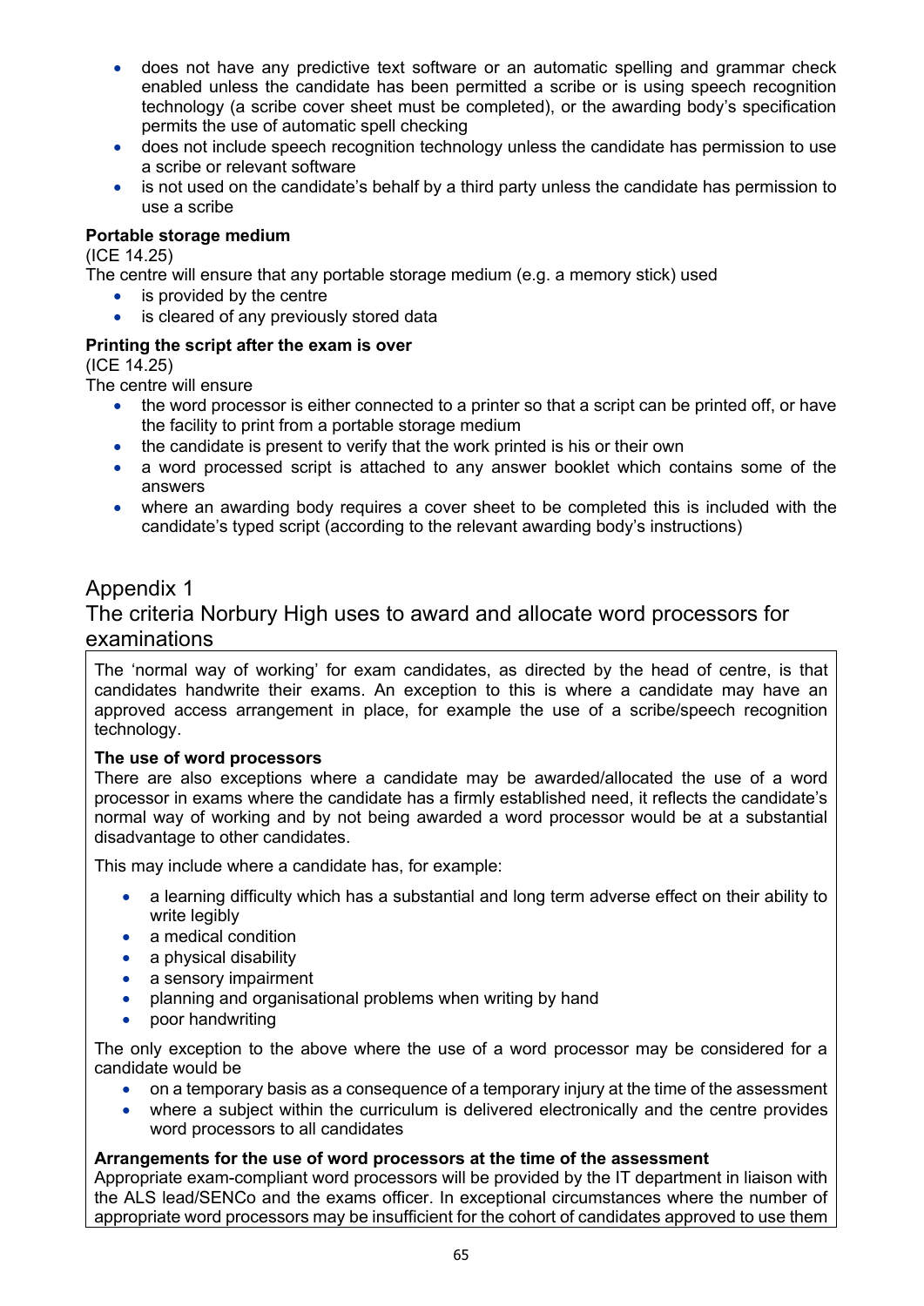- does not have any predictive text software or an automatic spelling and grammar check enabled unless the candidate has been permitted a scribe or is using speech recognition technology (a scribe cover sheet must be completed), or the awarding body's specification permits the use of automatic spell checking
- does not include speech recognition technology unless the candidate has permission to use a scribe or relevant software
- is not used on the candidate's behalf by a third party unless the candidate has permission to use a scribe

**Portable storage medium**

(ICE 14.25)

The centre will ensure that any portable storage medium (e.g. a memory stick) used

- is provided by the centre
- is cleared of any previously stored data

**Printing the script after the exam is over**

(ICE 14.25)

The centre will ensure

- the word processor is either connected to a printer so that a script can be printed off, or have the facility to print from a portable storage medium
- the candidate is present to verify that the work printed is his or their own
- a word processed script is attached to any answer booklet which contains some of the answers
- where an awarding body requires a cover sheet to be completed this is included with the candidate's typed script (according to the relevant awarding body's instructions)

## Appendix 1

## The criteria Norbury High uses to award and allocate word processors for examinations

The 'normal way of working' for exam candidates, as directed by the head of centre, is that candidates handwrite their exams. An exception to this is where a candidate may have an approved access arrangement in place, for example the use of a scribe/speech recognition technology.

**The use of word processors**

There are also exceptions where a candidate may be awarded/allocated the use of a word processor in exams where the candidate has a firmly established need, it reflects the candidate's normal way of working and by not being awarded a word processor would be at a substantial disadvantage to other candidates.

This may include where a candidate has, for example:

- a learning difficulty which has a substantial and long term adverse effect on their ability to write legibly
- a medical condition
- a physical disability
- a sensory impairment
- planning and organisational problems when writing by hand
- poor handwriting

The only exception to the above where the use of a word processor may be considered for a candidate would be

- on a temporary basis as a consequence of a temporary injury at the time of the assessment
- where a subject within the curriculum is delivered electronically and the centre provides word processors to all candidates

**Arrangements for the use of word processors at the time of the assessment**

Appropriate exam-compliant word processors will be provided by the IT department in liaison with the ALS lead/SENCo and the exams officer. In exceptional circumstances where the number of appropriate word processors may be insufficient for the cohort of candidates approved to use them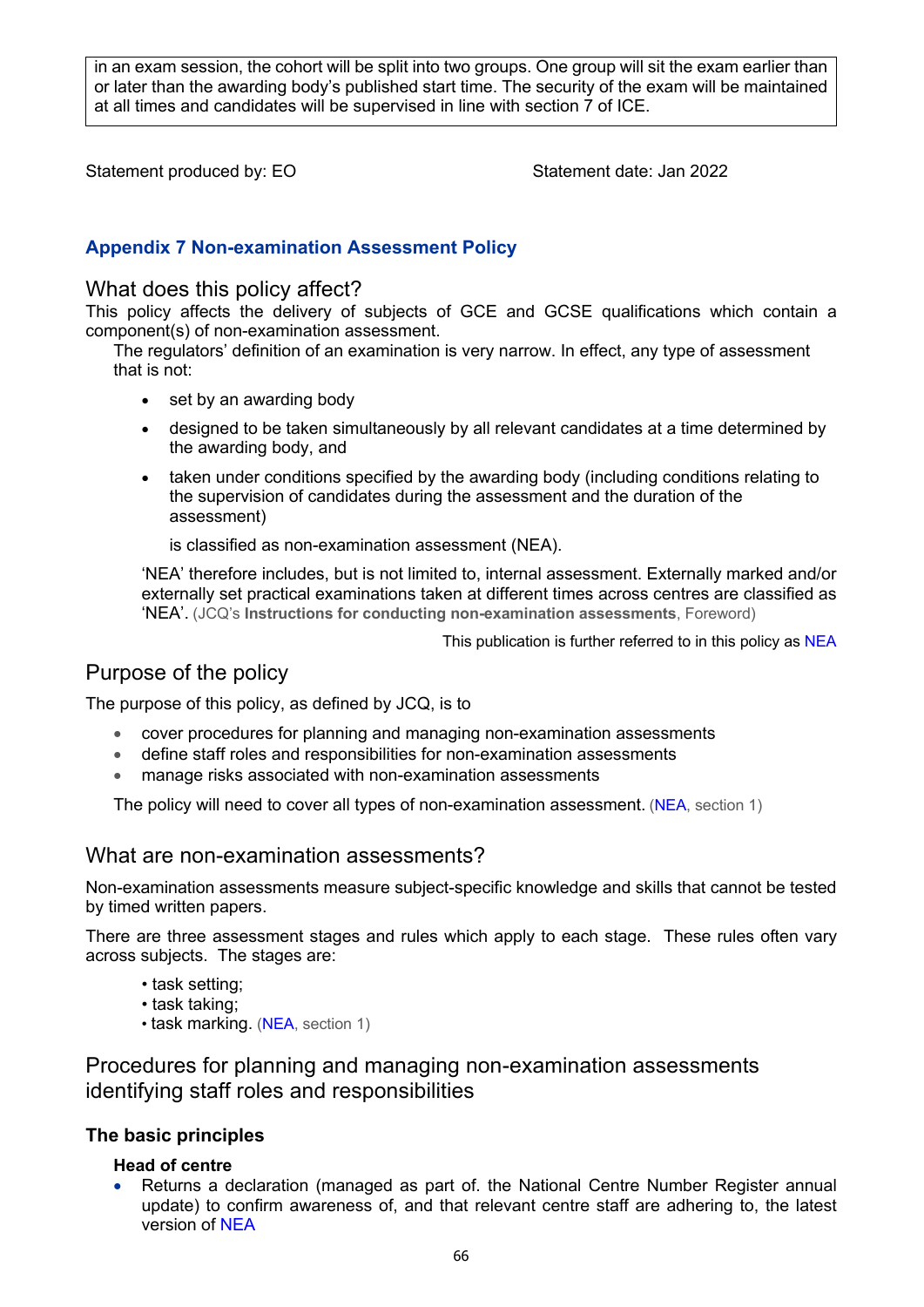in an exam session, the cohort will be split into two groups. One group will sit the exam earlier than or later than the awarding body's published start time. The security of the exam will be maintained at all times and candidates will be supervised in line with section 7 of ICE.

Statement produced by: EO

Statement date: Jan 2022

## Appendix 7 Non-examination Assessment Policy

### What does this policy affect?

This policy affects the delivery of subjects of GCE and GCSE qualifications which contain a component(s) of non-examination assessment.

The regulators' definition of an examination is very narrow. In effect, any type of assessment that is not:

- set by an awarding body
- designed to be taken simultaneously by all relevant candidates at a time determined by the awarding body, and
- taken under conditions specified by the awarding body (including conditions relating to the supervision of candidates during the assessment and the duration of the assessment)

is classified as non-examination assessment (NEA).

'NEA' therefore includes, but is not limited to, internal assessment. Externally marked and/or externally set practical examinations taken at different times across centres are classified as 'NEA'. (JCQ's **Instructions for conducting non-examination assessments**, Foreword)

This publication is further referred to in this policy as NEA

### Purpose of the policy

The purpose of this policy, as defined by JCQ, is to

- cover procedures for planning and managing non-examination assessments
- define staff roles and responsibilities for non-examination assessments
- manage risks associated with non-examination assessments

The policy will need to cover all types of non-examination assessment. (NEA, section 1)

### What are non-examination assessments?

Non-examination assessments measure subject-specific knowledge and skills that cannot be tested by timed written papers.

There are three assessment stages and rules which apply to each stage. These rules often vary across subjects. The stages are:

- task setting;
- task taking;
- task marking. (NEA, section 1)

### Procedures for planning and managing non-examination assessments identifying staff roles and responsibilities

#### The basic principles

**Head of centre**

- Returns a declaration (managed as part of. the National Centre Number Register annual update) to confirm awareness of, and that relevant centre staff are adhering to, the latest version of NEA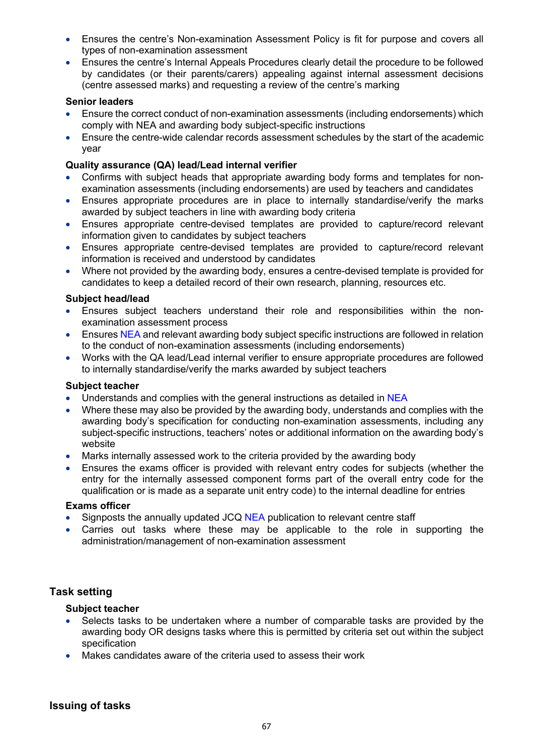- Ensures the centre's Non-examination Assessment Policy is fit for purpose and covers all types of non-examination assessment
- Ensures the centre's Internal Appeals Procedures clearly detail the procedure to be followed by candidates (or their parents/carers) appealing against internal assessment decisions (centre assessed marks) and requesting a review of the centre's marking

**Senior leaders**

- Ensure the correct conduct of non-examination assessments (including endorsements) which comply with NEA and awarding body subject-specific instructions
- Ensure the centre-wide calendar records assessment schedules by the start of the academic year

**Quality assurance (QA) lead/Lead internal verifier**

- Confirms with subject heads that appropriate awarding body forms and templates for non-examination assessments (including endorsements) are used by teachers and candidates
- Ensures appropriate procedures are in place to internally standardise/verify the marks awarded by subject teachers in line with awarding body criteria
- Ensures appropriate centre-devised templates are provided to capture/record relevant information given to candidates by subject teachers
- Ensures appropriate centre-devised templates are provided to capture/record relevant information is received and understood by candidates
- Where not provided by the awarding body, ensures a centre-devised template is provided for candidates to keep a detailed record of their own research, planning, resources etc.

**Subject head/lead**

- Ensures subject teachers understand their role and responsibilities within the non-examination assessment process
- Ensures NEA and relevant awarding body subject specific instructions are followed in relation to the conduct of non-examination assessments (including endorsements)
- Works with the QA lead/Lead internal verifier to ensure appropriate procedures are followed to internally standardise/verify the marks awarded by subject teachers

**Subject teacher**

- Understands and complies with the general instructions as detailed in NEA
- Where these may also be provided by the awarding body, understands and complies with the awarding body's specification for conducting non-examination assessments, including any subject-specific instructions, teachers' notes or additional information on the awarding body's website
- Marks internally assessed work to the criteria provided by the awarding body
- Ensures the exams officer is provided with relevant entry codes for subjects (whether the entry for the internally assessed component forms part of the overall entry code for the qualification or is made as a separate unit entry code) to the internal deadline for entries

**Exams officer**

- Signposts the annually updated JCQ NEA publication to relevant centre staff
- Carries out tasks where these may be applicable to the role in supporting the administration/management of non-examination assessment

## Task setting

**Subject teacher**

- Selects tasks to be undertaken where a number of comparable tasks are provided by the awarding body OR designs tasks where this is permitted by criteria set out within the subject specification
- Makes candidates aware of the criteria used to assess their work

## Issuing of tasks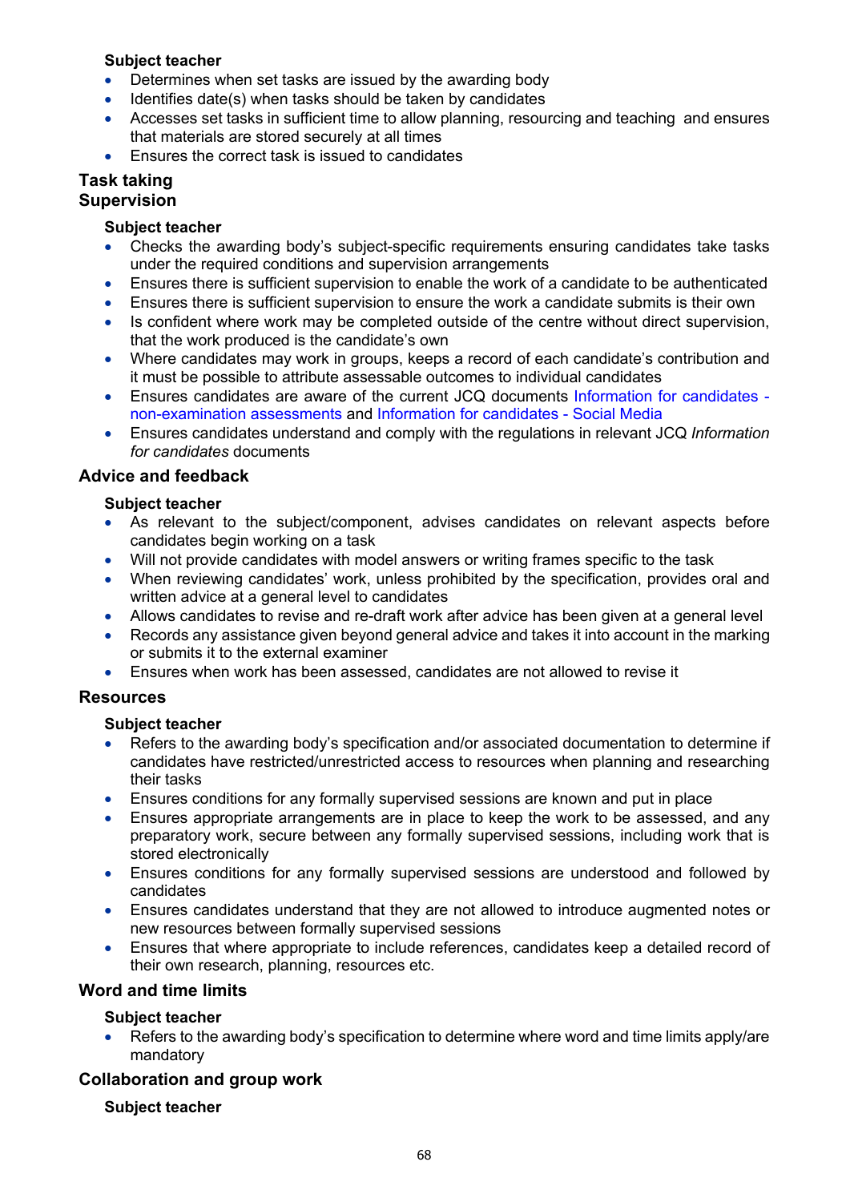**Subject teacher**

- Determines when set tasks are issued by the awarding body
- Identifies date(s) when tasks should be taken by candidates
- Accesses set tasks in sufficient time to allow planning, resourcing and teaching and ensures that materials are stored securely at all times
- Ensures the correct task is issued to candidates

## Task taking

## Supervision

**Subject teacher**

- Checks the awarding body's subject-specific requirements ensuring candidates take tasks under the required conditions and supervision arrangements
- Ensures there is sufficient supervision to enable the work of a candidate to be authenticated
- Ensures there is sufficient supervision to ensure the work a candidate submits is their own
- Is confident where work may be completed outside of the centre without direct supervision, that the work produced is the candidate's own
- Where candidates may work in groups, keeps a record of each candidate's contribution and it must be possible to attribute assessable outcomes to individual candidates
- Ensures candidates are aware of the current JCQ documents Information for candidates - non-examination assessments and Information for candidates - Social Media
- Ensures candidates understand and comply with the regulations in relevant JCQ *Information for candidates* documents

### Advice and feedback

**Subject teacher**

- As relevant to the subject/component, advises candidates on relevant aspects before candidates begin working on a task
- Will not provide candidates with model answers or writing frames specific to the task
- When reviewing candidates' work, unless prohibited by the specification, provides oral and written advice at a general level to candidates
- Allows candidates to revise and re-draft work after advice has been given at a general level
- Records any assistance given beyond general advice and takes it into account in the marking or submits it to the external examiner
- Ensures when work has been assessed, candidates are not allowed to revise it

### Resources

**Subject teacher**

- Refers to the awarding body's specification and/or associated documentation to determine if candidates have restricted/unrestricted access to resources when planning and researching their tasks
- Ensures conditions for any formally supervised sessions are known and put in place
- Ensures appropriate arrangements are in place to keep the work to be assessed, and any preparatory work, secure between any formally supervised sessions, including work that is stored electronically
- Ensures conditions for any formally supervised sessions are understood and followed by candidates
- Ensures candidates understand that they are not allowed to introduce augmented notes or new resources between formally supervised sessions
- Ensures that where appropriate to include references, candidates keep a detailed record of their own research, planning, resources etc.

### Word and time limits

**Subject teacher**

- Refers to the awarding body's specification to determine where word and time limits apply/are mandatory

### Collaboration and group work

**Subject teacher**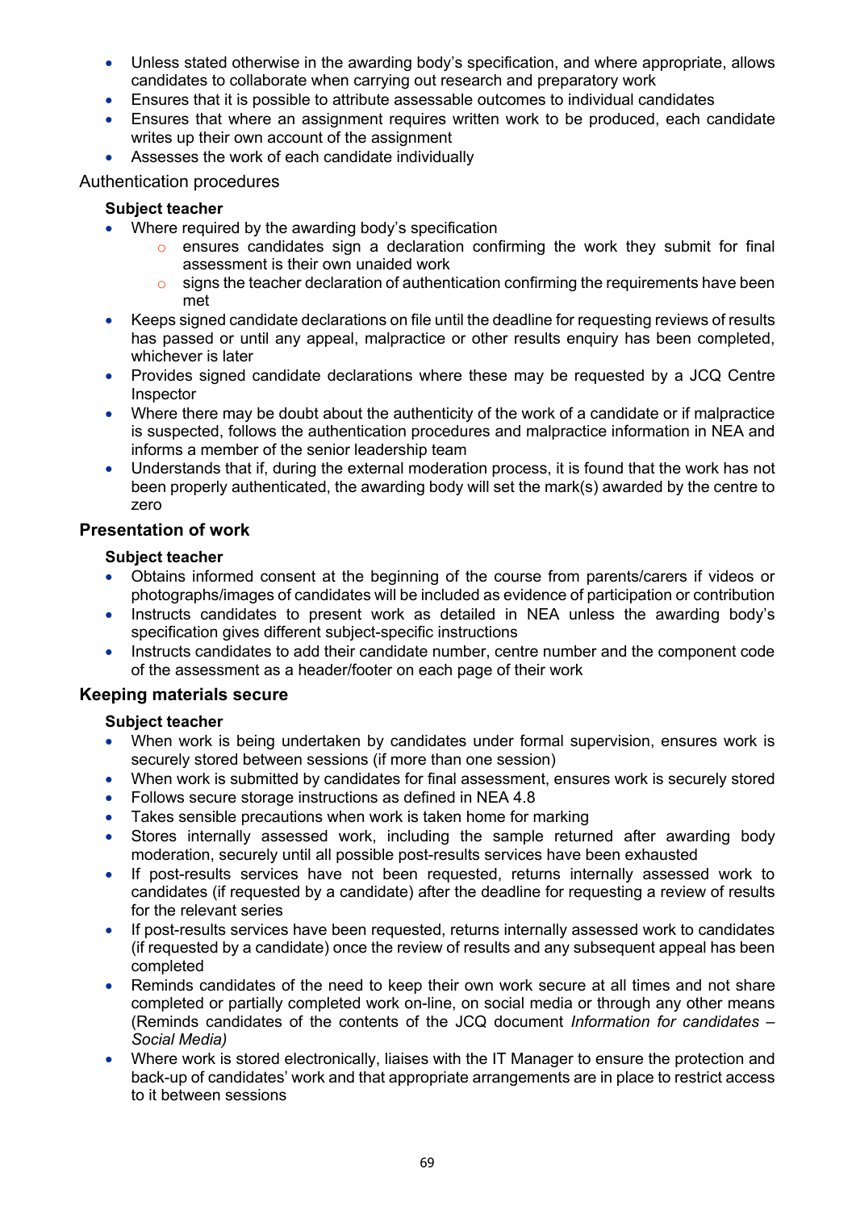- Unless stated otherwise in the awarding body's specification, and where appropriate, allows candidates to collaborate when carrying out research and preparatory work
- Ensures that it is possible to attribute assessable outcomes to individual candidates
- Ensures that where an assignment requires written work to be produced, each candidate writes up their own account of the assignment
- Assesses the work of each candidate individually

### Authentication procedures

**Subject teacher**

- Where required by the awarding body's specification
  - ensures candidates sign a declaration confirming the work they submit for final assessment is their own unaided work
  - signs the teacher declaration of authentication confirming the requirements have been met
- Keeps signed candidate declarations on file until the deadline for requesting reviews of results has passed or until any appeal, malpractice or other results enquiry has been completed, whichever is later
- Provides signed candidate declarations where these may be requested by a JCQ Centre Inspector
- Where there may be doubt about the authenticity of the work of a candidate or if malpractice is suspected, follows the authentication procedures and malpractice information in NEA and informs a member of the senior leadership team
- Understands that if, during the external moderation process, it is found that the work has not been properly authenticated, the awarding body will set the mark(s) awarded by the centre to zero

## Presentation of work

**Subject teacher**

- Obtains informed consent at the beginning of the course from parents/carers if videos or photographs/images of candidates will be included as evidence of participation or contribution
- Instructs candidates to present work as detailed in NEA unless the awarding body's specification gives different subject-specific instructions
- Instructs candidates to add their candidate number, centre number and the component code of the assessment as a header/footer on each page of their work

## Keeping materials secure

**Subject teacher**

- When work is being undertaken by candidates under formal supervision, ensures work is securely stored between sessions (if more than one session)
- When work is submitted by candidates for final assessment, ensures work is securely stored
- Follows secure storage instructions as defined in NEA 4.8
- Takes sensible precautions when work is taken home for marking
- Stores internally assessed work, including the sample returned after awarding body moderation, securely until all possible post-results services have been exhausted
- If post-results services have not been requested, returns internally assessed work to candidates (if requested by a candidate) after the deadline for requesting a review of results for the relevant series
- If post-results services have been requested, returns internally assessed work to candidates (if requested by a candidate) once the review of results and any subsequent appeal has been completed
- Reminds candidates of the need to keep their own work secure at all times and not share completed or partially completed work on-line, on social media or through any other means (Reminds candidates of the contents of the JCQ document *Information for candidates – Social Media)*
- Where work is stored electronically, liaises with the IT Manager to ensure the protection and back-up of candidates' work and that appropriate arrangements are in place to restrict access to it between sessions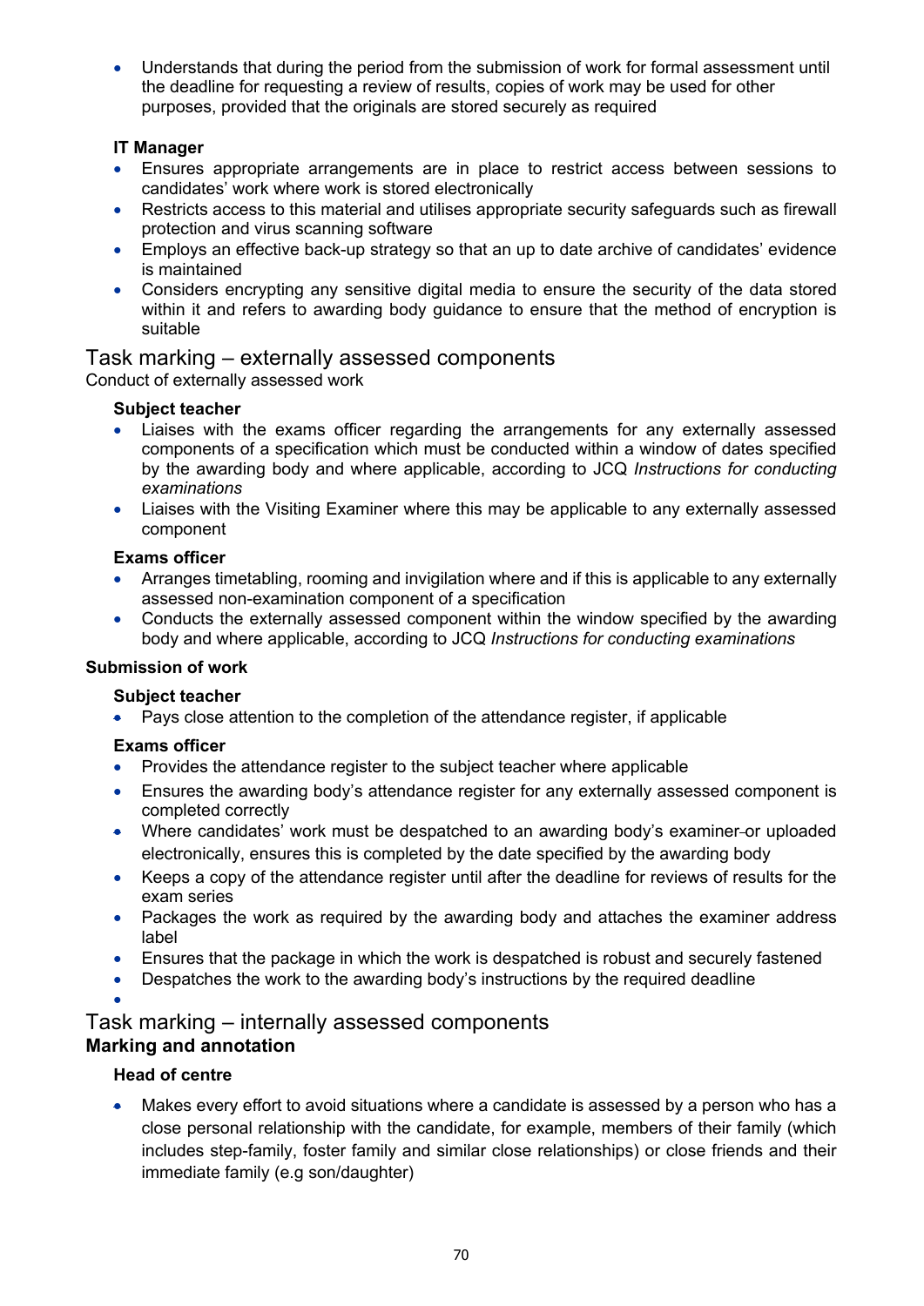- Understands that during the period from the submission of work for formal assessment until the deadline for requesting a review of results, copies of work may be used for other purposes, provided that the originals are stored securely as required

**IT Manager**

- Ensures appropriate arrangements are in place to restrict access between sessions to candidates' work where work is stored electronically
- Restricts access to this material and utilises appropriate security safeguards such as firewall protection and virus scanning software
- Employs an effective back-up strategy so that an up to date archive of candidates' evidence is maintained
- Considers encrypting any sensitive digital media to ensure the security of the data stored within it and refers to awarding body guidance to ensure that the method of encryption is suitable

## Task marking – externally assessed components

Conduct of externally assessed work

**Subject teacher**

- Liaises with the exams officer regarding the arrangements for any externally assessed components of a specification which must be conducted within a window of dates specified by the awarding body and where applicable, according to JCQ *Instructions for conducting examinations*
- Liaises with the Visiting Examiner where this may be applicable to any externally assessed component

**Exams officer**

- Arranges timetabling, rooming and invigilation where and if this is applicable to any externally assessed non-examination component of a specification
- Conducts the externally assessed component within the window specified by the awarding body and where applicable, according to JCQ *Instructions for conducting examinations*

**Submission of work**

**Subject teacher**

- Pays close attention to the completion of the attendance register, if applicable

**Exams officer**

- Provides the attendance register to the subject teacher where applicable
- Ensures the awarding body's attendance register for any externally assessed component is completed correctly
- Where candidates' work must be despatched to an awarding body's examiner or uploaded electronically, ensures this is completed by the date specified by the awarding body
- Keeps a copy of the attendance register until after the deadline for reviews of results for the exam series
- Packages the work as required by the awarding body and attaches the examiner address label
- Ensures that the package in which the work is despatched is robust and securely fastened
- Despatches the work to the awarding body's instructions by the required deadline

## Task marking – internally assessed components

**Marking and annotation**

**Head of centre**

- Makes every effort to avoid situations where a candidate is assessed by a person who has a close personal relationship with the candidate, for example, members of their family (which includes step-family, foster family and similar close relationships) or close friends and their immediate family (e.g son/daughter)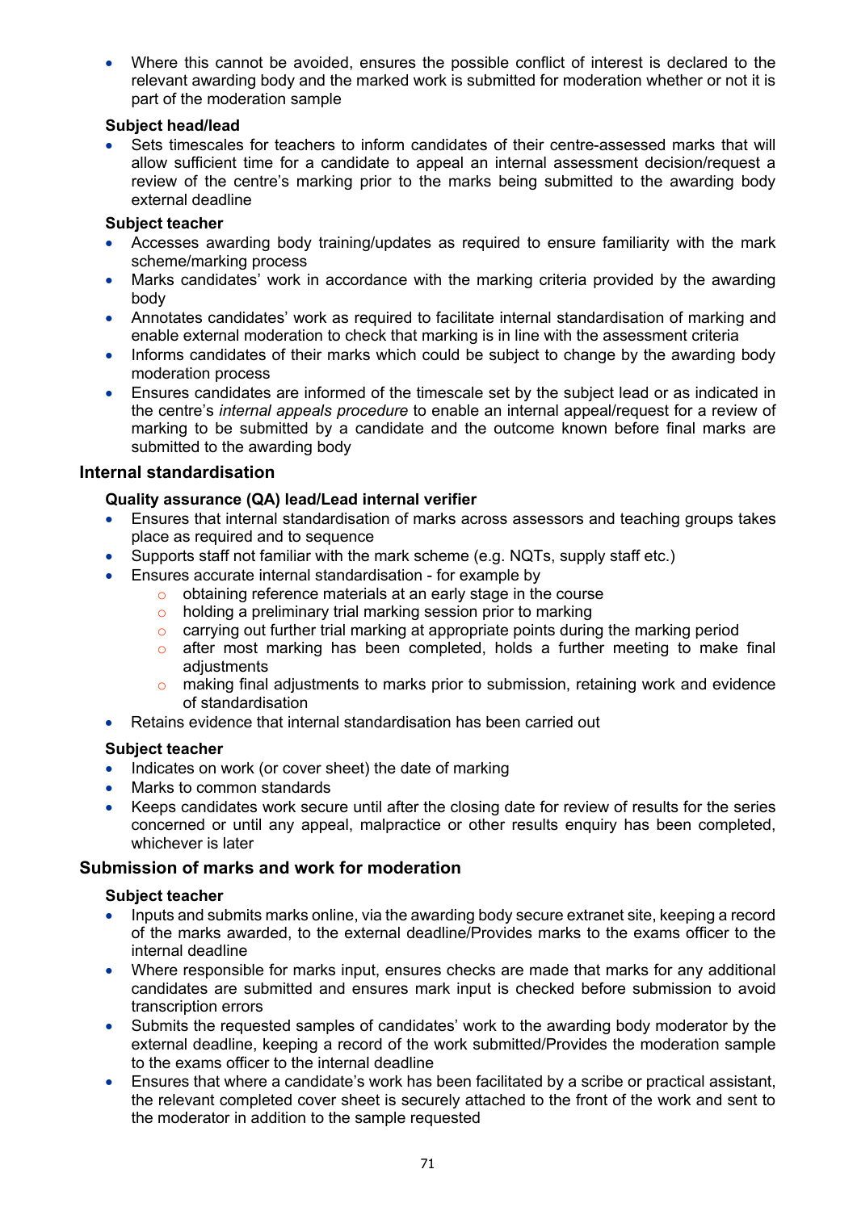- Where this cannot be avoided, ensures the possible conflict of interest is declared to the relevant awarding body and the marked work is submitted for moderation whether or not it is part of the moderation sample

**Subject head/lead**

- Sets timescales for teachers to inform candidates of their centre-assessed marks that will allow sufficient time for a candidate to appeal an internal assessment decision/request a review of the centre's marking prior to the marks being submitted to the awarding body external deadline

**Subject teacher**

- Accesses awarding body training/updates as required to ensure familiarity with the mark scheme/marking process
- Marks candidates' work in accordance with the marking criteria provided by the awarding body
- Annotates candidates' work as required to facilitate internal standardisation of marking and enable external moderation to check that marking is in line with the assessment criteria
- Informs candidates of their marks which could be subject to change by the awarding body moderation process
- Ensures candidates are informed of the timescale set by the subject lead or as indicated in the centre's *internal appeals procedure* to enable an internal appeal/request for a review of marking to be submitted by a candidate and the outcome known before final marks are submitted to the awarding body

## Internal standardisation

**Quality assurance (QA) lead/Lead internal verifier**

- Ensures that internal standardisation of marks across assessors and teaching groups takes place as required and to sequence
- Supports staff not familiar with the mark scheme (e.g. NQTs, supply staff etc.)
- Ensures accurate internal standardisation - for example by
  - obtaining reference materials at an early stage in the course
  - holding a preliminary trial marking session prior to marking
  - carrying out further trial marking at appropriate points during the marking period
  - after most marking has been completed, holds a further meeting to make final adjustments
  - making final adjustments to marks prior to submission, retaining work and evidence of standardisation
- Retains evidence that internal standardisation has been carried out

**Subject teacher**

- Indicates on work (or cover sheet) the date of marking
- Marks to common standards
- Keeps candidates work secure until after the closing date for review of results for the series concerned or until any appeal, malpractice or other results enquiry has been completed, whichever is later

## Submission of marks and work for moderation

**Subject teacher**

- Inputs and submits marks online, via the awarding body secure extranet site, keeping a record of the marks awarded, to the external deadline/Provides marks to the exams officer to the internal deadline
- Where responsible for marks input, ensures checks are made that marks for any additional candidates are submitted and ensures mark input is checked before submission to avoid transcription errors
- Submits the requested samples of candidates' work to the awarding body moderator by the external deadline, keeping a record of the work submitted/Provides the moderation sample to the exams officer to the internal deadline
- Ensures that where a candidate's work has been facilitated by a scribe or practical assistant, the relevant completed cover sheet is securely attached to the front of the work and sent to the moderator in addition to the sample requested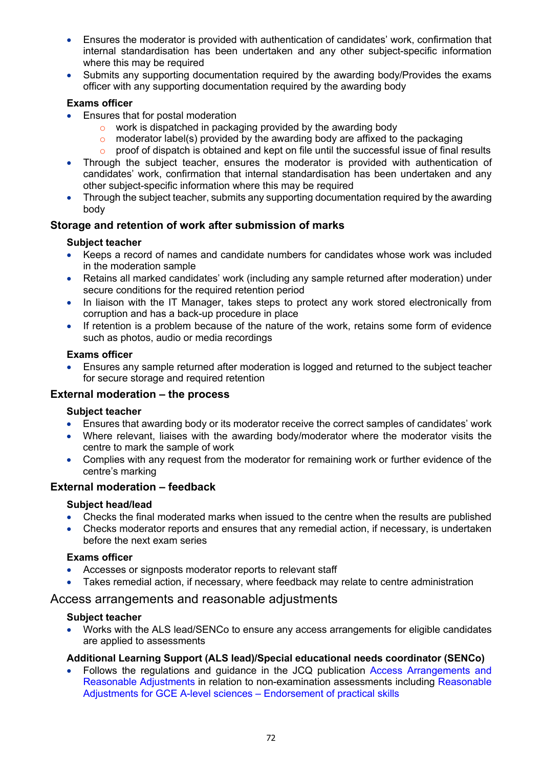- Ensures the moderator is provided with authentication of candidates' work, confirmation that internal standardisation has been undertaken and any other subject-specific information where this may be required
- Submits any supporting documentation required by the awarding body/Provides the exams officer with any supporting documentation required by the awarding body

**Exams officer**

- Ensures that for postal moderation
  - work is dispatched in packaging provided by the awarding body
  - moderator label(s) provided by the awarding body are affixed to the packaging
  - proof of dispatch is obtained and kept on file until the successful issue of final results
- Through the subject teacher, ensures the moderator is provided with authentication of candidates' work, confirmation that internal standardisation has been undertaken and any other subject-specific information where this may be required
- Through the subject teacher, submits any supporting documentation required by the awarding body

### Storage and retention of work after submission of marks

**Subject teacher**

- Keeps a record of names and candidate numbers for candidates whose work was included in the moderation sample
- Retains all marked candidates' work (including any sample returned after moderation) under secure conditions for the required retention period
- In liaison with the IT Manager, takes steps to protect any work stored electronically from corruption and has a back-up procedure in place
- If retention is a problem because of the nature of the work, retains some form of evidence such as photos, audio or media recordings

**Exams officer**

- Ensures any sample returned after moderation is logged and returned to the subject teacher for secure storage and required retention

### External moderation – the process

**Subject teacher**

- Ensures that awarding body or its moderator receive the correct samples of candidates' work
- Where relevant, liaises with the awarding body/moderator where the moderator visits the centre to mark the sample of work
- Complies with any request from the moderator for remaining work or further evidence of the centre's marking

### External moderation – feedback

**Subject head/lead**

- Checks the final moderated marks when issued to the centre when the results are published
- Checks moderator reports and ensures that any remedial action, if necessary, is undertaken before the next exam series

**Exams officer**

- Accesses or signposts moderator reports to relevant staff
- Takes remedial action, if necessary, where feedback may relate to centre administration

## Access arrangements and reasonable adjustments

**Subject teacher**

- Works with the ALS lead/SENCo to ensure any access arrangements for eligible candidates are applied to assessments

**Additional Learning Support (ALS lead)/Special educational needs coordinator (SENCo)**

- Follows the regulations and guidance in the JCQ publication Access Arrangements and Reasonable Adjustments in relation to non-examination assessments including Reasonable Adjustments for GCE A-level sciences – Endorsement of practical skills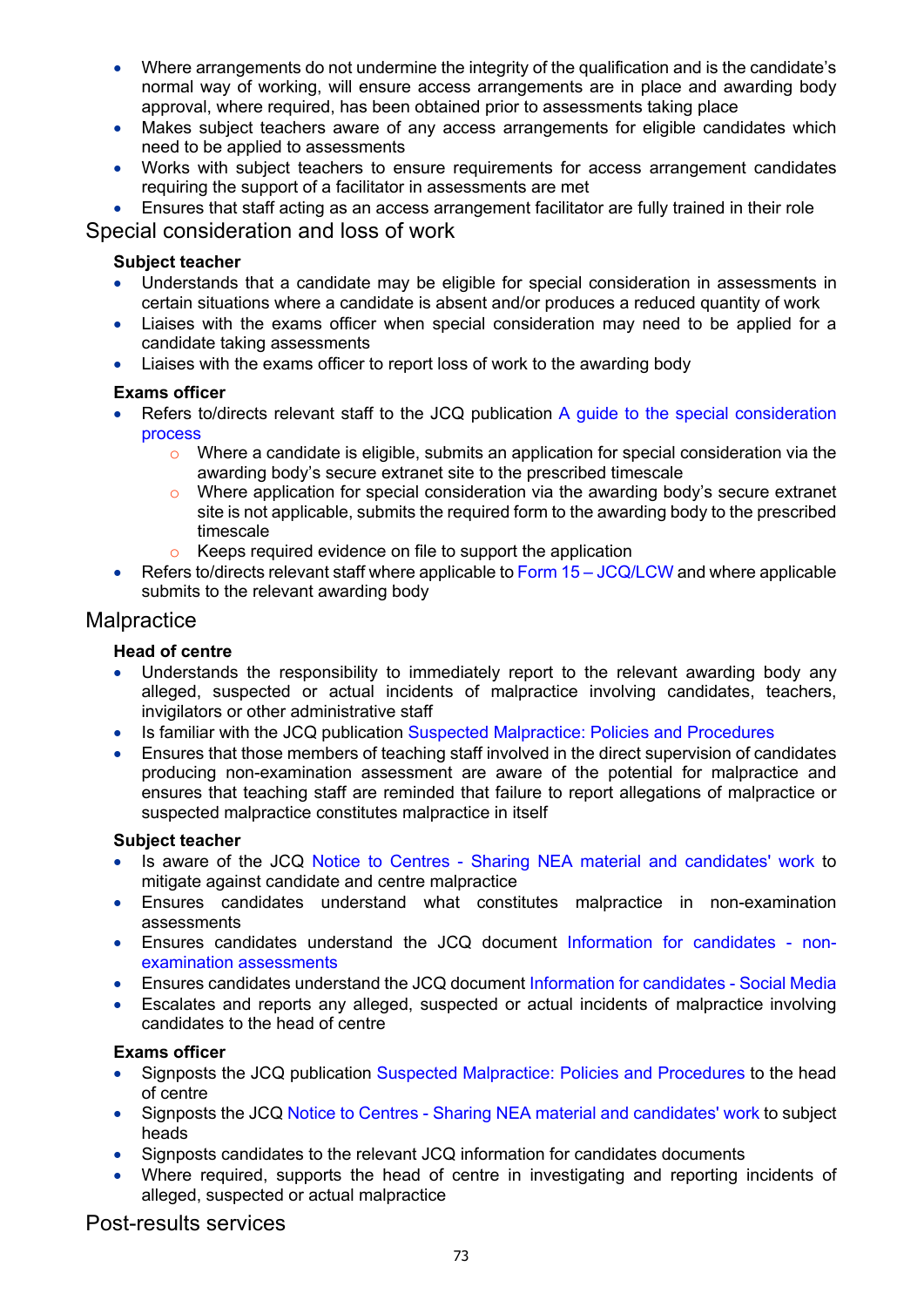- Where arrangements do not undermine the integrity of the qualification and is the candidate's normal way of working, will ensure access arrangements are in place and awarding body approval, where required, has been obtained prior to assessments taking place
- Makes subject teachers aware of any access arrangements for eligible candidates which need to be applied to assessments
- Works with subject teachers to ensure requirements for access arrangement candidates requiring the support of a facilitator in assessments are met
- Ensures that staff acting as an access arrangement facilitator are fully trained in their role

## Special consideration and loss of work

**Subject teacher**

- Understands that a candidate may be eligible for special consideration in assessments in certain situations where a candidate is absent and/or produces a reduced quantity of work
- Liaises with the exams officer when special consideration may need to be applied for a candidate taking assessments
- Liaises with the exams officer to report loss of work to the awarding body

**Exams officer**

- Refers to/directs relevant staff to the JCQ publication A guide to the special consideration process
  - Where a candidate is eligible, submits an application for special consideration via the awarding body's secure extranet site to the prescribed timescale
  - Where application for special consideration via the awarding body's secure extranet site is not applicable, submits the required form to the awarding body to the prescribed timescale
  - Keeps required evidence on file to support the application
- Refers to/directs relevant staff where applicable to Form 15 – JCQ/LCW and where applicable submits to the relevant awarding body

## Malpractice

**Head of centre**

- Understands the responsibility to immediately report to the relevant awarding body any alleged, suspected or actual incidents of malpractice involving candidates, teachers, invigilators or other administrative staff
- Is familiar with the JCQ publication Suspected Malpractice: Policies and Procedures
- Ensures that those members of teaching staff involved in the direct supervision of candidates producing non-examination assessment are aware of the potential for malpractice and ensures that teaching staff are reminded that failure to report allegations of malpractice or suspected malpractice constitutes malpractice in itself

**Subject teacher**

- Is aware of the JCQ Notice to Centres - Sharing NEA material and candidates' work to mitigate against candidate and centre malpractice
- Ensures candidates understand what constitutes malpractice in non-examination assessments
- Ensures candidates understand the JCQ document Information for candidates - non-examination assessments
- Ensures candidates understand the JCQ document Information for candidates - Social Media
- Escalates and reports any alleged, suspected or actual incidents of malpractice involving candidates to the head of centre

**Exams officer**

- Signposts the JCQ publication Suspected Malpractice: Policies and Procedures to the head of centre
- Signposts the JCQ Notice to Centres - Sharing NEA material and candidates' work to subject heads
- Signposts candidates to the relevant JCQ information for candidates documents
- Where required, supports the head of centre in investigating and reporting incidents of alleged, suspected or actual malpractice

## Post-results services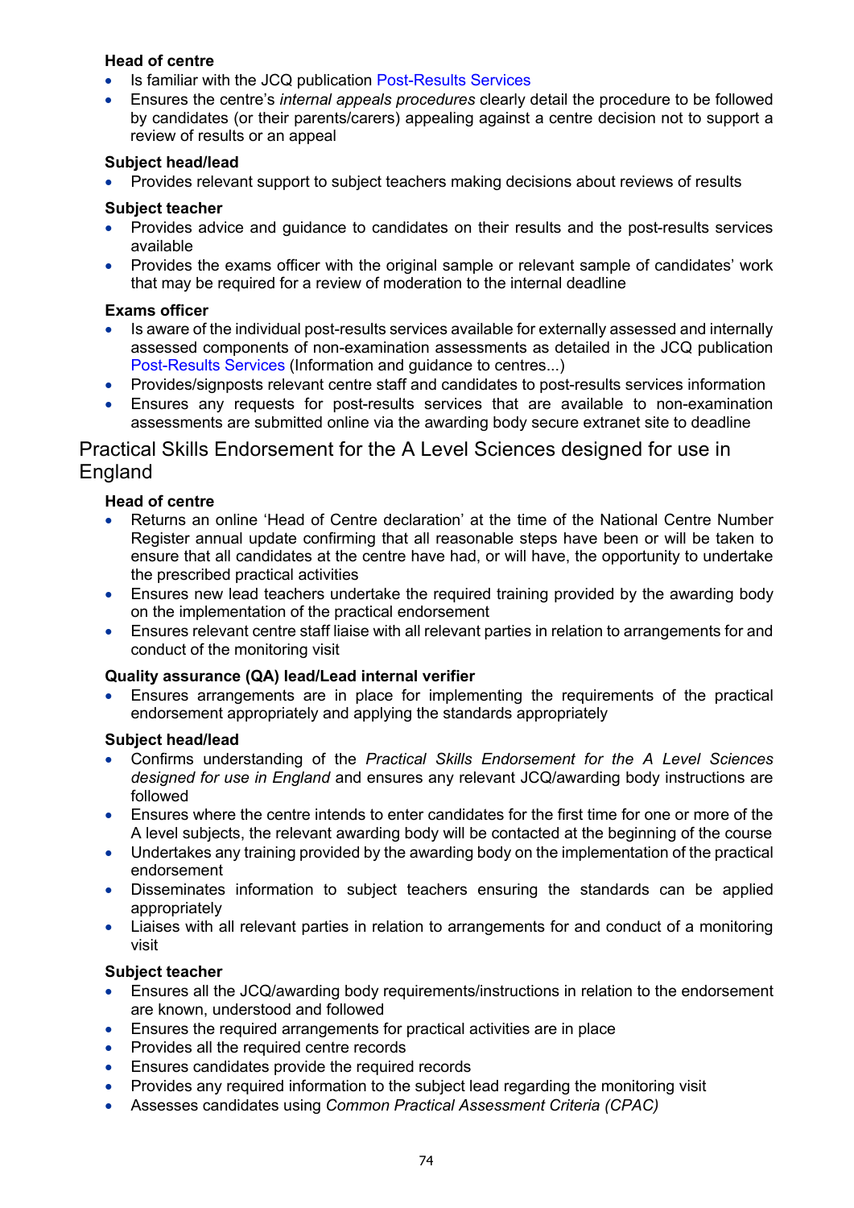**Head of centre**

- Is familiar with the JCQ publication Post-Results Services
- Ensures the centre's *internal appeals procedures* clearly detail the procedure to be followed by candidates (or their parents/carers) appealing against a centre decision not to support a review of results or an appeal

**Subject head/lead**

- Provides relevant support to subject teachers making decisions about reviews of results

**Subject teacher**

- Provides advice and guidance to candidates on their results and the post-results services available
- Provides the exams officer with the original sample or relevant sample of candidates' work that may be required for a review of moderation to the internal deadline

**Exams officer**

- Is aware of the individual post-results services available for externally assessed and internally assessed components of non-examination assessments as detailed in the JCQ publication Post-Results Services (Information and guidance to centres...)
- Provides/signposts relevant centre staff and candidates to post-results services information
- Ensures any requests for post-results services that are available to non-examination assessments are submitted online via the awarding body secure extranet site to deadline

## Practical Skills Endorsement for the A Level Sciences designed for use in England

**Head of centre**

- Returns an online 'Head of Centre declaration' at the time of the National Centre Number Register annual update confirming that all reasonable steps have been or will be taken to ensure that all candidates at the centre have had, or will have, the opportunity to undertake the prescribed practical activities
- Ensures new lead teachers undertake the required training provided by the awarding body on the implementation of the practical endorsement
- Ensures relevant centre staff liaise with all relevant parties in relation to arrangements for and conduct of the monitoring visit

**Quality assurance (QA) lead/Lead internal verifier**

- Ensures arrangements are in place for implementing the requirements of the practical endorsement appropriately and applying the standards appropriately

**Subject head/lead**

- Confirms understanding of the *Practical Skills Endorsement for the A Level Sciences designed for use in England* and ensures any relevant JCQ/awarding body instructions are followed
- Ensures where the centre intends to enter candidates for the first time for one or more of the A level subjects, the relevant awarding body will be contacted at the beginning of the course
- Undertakes any training provided by the awarding body on the implementation of the practical endorsement
- Disseminates information to subject teachers ensuring the standards can be applied appropriately
- Liaises with all relevant parties in relation to arrangements for and conduct of a monitoring visit

**Subject teacher**

- Ensures all the JCQ/awarding body requirements/instructions in relation to the endorsement are known, understood and followed
- Ensures the required arrangements for practical activities are in place
- Provides all the required centre records
- Ensures candidates provide the required records
- Provides any required information to the subject lead regarding the monitoring visit
- Assesses candidates using *Common Practical Assessment Criteria (CPAC)*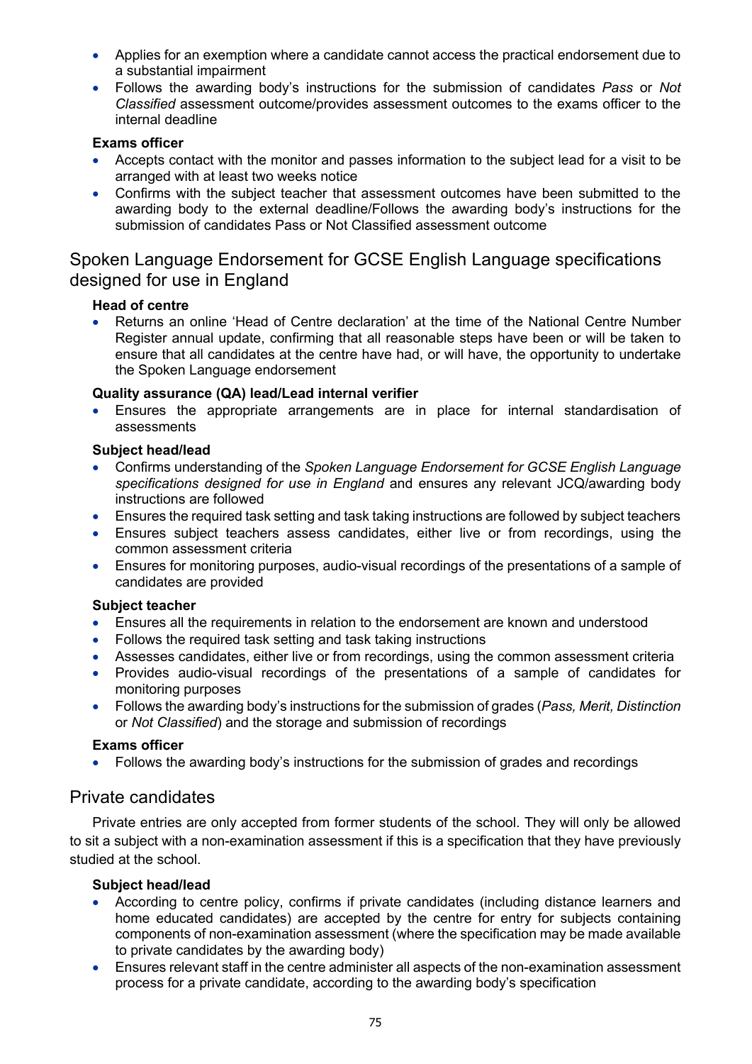- Applies for an exemption where a candidate cannot access the practical endorsement due to a substantial impairment
- Follows the awarding body's instructions for the submission of candidates *Pass* or *Not Classified* assessment outcome/provides assessment outcomes to the exams officer to the internal deadline

**Exams officer**

- Accepts contact with the monitor and passes information to the subject lead for a visit to be arranged with at least two weeks notice
- Confirms with the subject teacher that assessment outcomes have been submitted to the awarding body to the external deadline/Follows the awarding body's instructions for the submission of candidates Pass or Not Classified assessment outcome

## Spoken Language Endorsement for GCSE English Language specifications designed for use in England

**Head of centre**

- Returns an online 'Head of Centre declaration' at the time of the National Centre Number Register annual update, confirming that all reasonable steps have been or will be taken to ensure that all candidates at the centre have had, or will have, the opportunity to undertake the Spoken Language endorsement

**Quality assurance (QA) lead/Lead internal verifier**

- Ensures the appropriate arrangements are in place for internal standardisation of assessments

**Subject head/lead**

- Confirms understanding of the *Spoken Language Endorsement for GCSE English Language specifications designed for use in England* and ensures any relevant JCQ/awarding body instructions are followed
- Ensures the required task setting and task taking instructions are followed by subject teachers
- Ensures subject teachers assess candidates, either live or from recordings, using the common assessment criteria
- Ensures for monitoring purposes, audio-visual recordings of the presentations of a sample of candidates are provided

**Subject teacher**

- Ensures all the requirements in relation to the endorsement are known and understood
- Follows the required task setting and task taking instructions
- Assesses candidates, either live or from recordings, using the common assessment criteria
- Provides audio-visual recordings of the presentations of a sample of candidates for monitoring purposes
- Follows the awarding body's instructions for the submission of grades (*Pass, Merit, Distinction* or *Not Classified*) and the storage and submission of recordings

**Exams officer**

- Follows the awarding body's instructions for the submission of grades and recordings

## Private candidates

Private entries are only accepted from former students of the school. They will only be allowed to sit a subject with a non-examination assessment if this is a specification that they have previously studied at the school.

**Subject head/lead**

- According to centre policy, confirms if private candidates (including distance learners and home educated candidates) are accepted by the centre for entry for subjects containing components of non-examination assessment (where the specification may be made available to private candidates by the awarding body)
- Ensures relevant staff in the centre administer all aspects of the non-examination assessment process for a private candidate, according to the awarding body's specification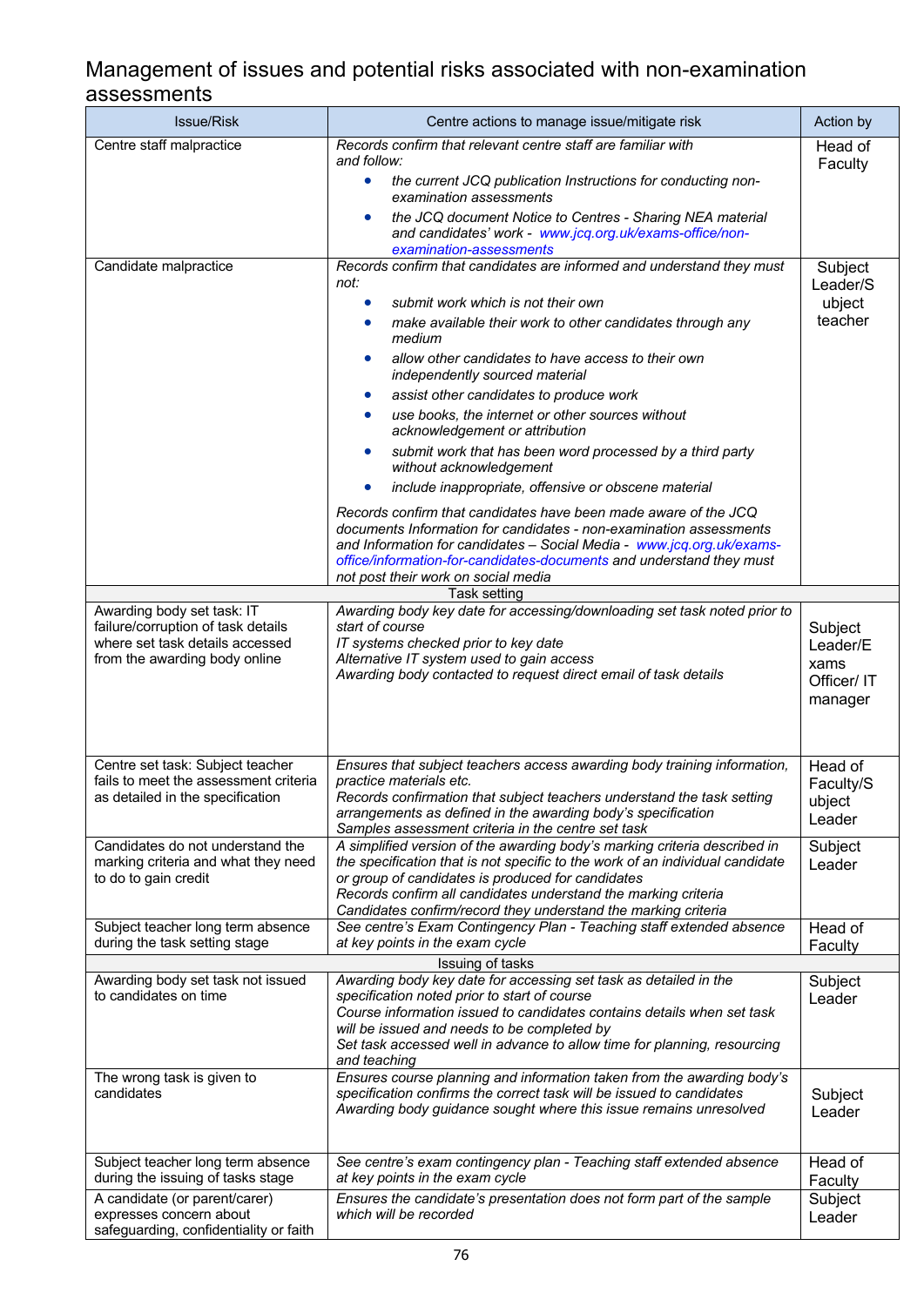## Management of issues and potential risks associated with non-examination assessments

| Issue/Risk | Centre actions to manage issue/mitigate risk | Action by |
|---|---|---|
| Centre staff malpractice | *Records confirm that relevant centre staff are familiar with and follow:*<br>• *the current JCQ publication Instructions for conducting non-examination assessments*<br>• *the JCQ document Notice to Centres - Sharing NEA material and candidates' work -* www.jcq.org.uk/exams-office/non-examination-assessments | Head of Faculty |
| Candidate malpractice | *Records confirm that candidates are informed and understand they must not:*<br>• *submit work which is not their own*<br>• *make available their work to other candidates through any medium*<br>• *allow other candidates to have access to their own independently sourced material*<br>• *assist other candidates to produce work*<br>• *use books, the internet or other sources without acknowledgement or attribution*<br>• *submit work that has been word processed by a third party without acknowledgement*<br>• *include inappropriate, offensive or obscene material*<br><br>*Records confirm that candidates have been made aware of the JCQ documents Information for candidates - non-examination assessments and Information for candidates – Social Media -* www.jcq.org.uk/exams-office/information-for-candidates-documents *and understand they must not post their work on social media* | Subject Leader/Subject teacher |
| | Task setting | |
| Awarding body set task: IT failure/corruption of task details where set task details accessed from the awarding body online | *Awarding body key date for accessing/downloading set task noted prior to start of course*<br>*IT systems checked prior to key date*<br>*Alternative IT system used to gain access*<br>*Awarding body contacted to request direct email of task details* | Subject Leader/Exams Officer/ IT manager |
| Centre set task: Subject teacher fails to meet the assessment criteria as detailed in the specification | *Ensures that subject teachers access awarding body training information, practice materials etc.*<br>*Records confirmation that subject teachers understand the task setting arrangements as defined in the awarding body's specification*<br>*Samples assessment criteria in the centre set task* | Head of Faculty/Subject Leader |
| Candidates do not understand the marking criteria and what they need to do to gain credit | *A simplified version of the awarding body's marking criteria described in the specification that is not specific to the work of an individual candidate or group of candidates is produced for candidates*<br>*Records confirm all candidates understand the marking criteria*<br>*Candidates confirm/record they understand the marking criteria* | Subject Leader |
| Subject teacher long term absence during the task setting stage | *See centre's Exam Contingency Plan - Teaching staff extended absence at key points in the exam cycle* | Head of Faculty |
| | Issuing of tasks | |
| Awarding body set task not issued to candidates on time | *Awarding body key date for accessing set task as detailed in the specification noted prior to start of course*<br>*Course information issued to candidates contains details when set task will be issued and needs to be completed by*<br>*Set task accessed well in advance to allow time for planning, resourcing and teaching* | Subject Leader |
| The wrong task is given to candidates | *Ensures course planning and information taken from the awarding body's specification confirms the correct task will be issued to candidates*<br>*Awarding body guidance sought where this issue remains unresolved* | Subject Leader |
| Subject teacher long term absence during the issuing of tasks stage | *See centre's exam contingency plan - Teaching staff extended absence at key points in the exam cycle* | Head of Faculty |
| A candidate (or parent/carer) expresses concern about safeguarding, confidentiality or faith | *Ensures the candidate's presentation does not form part of the sample which will be recorded* | Subject Leader |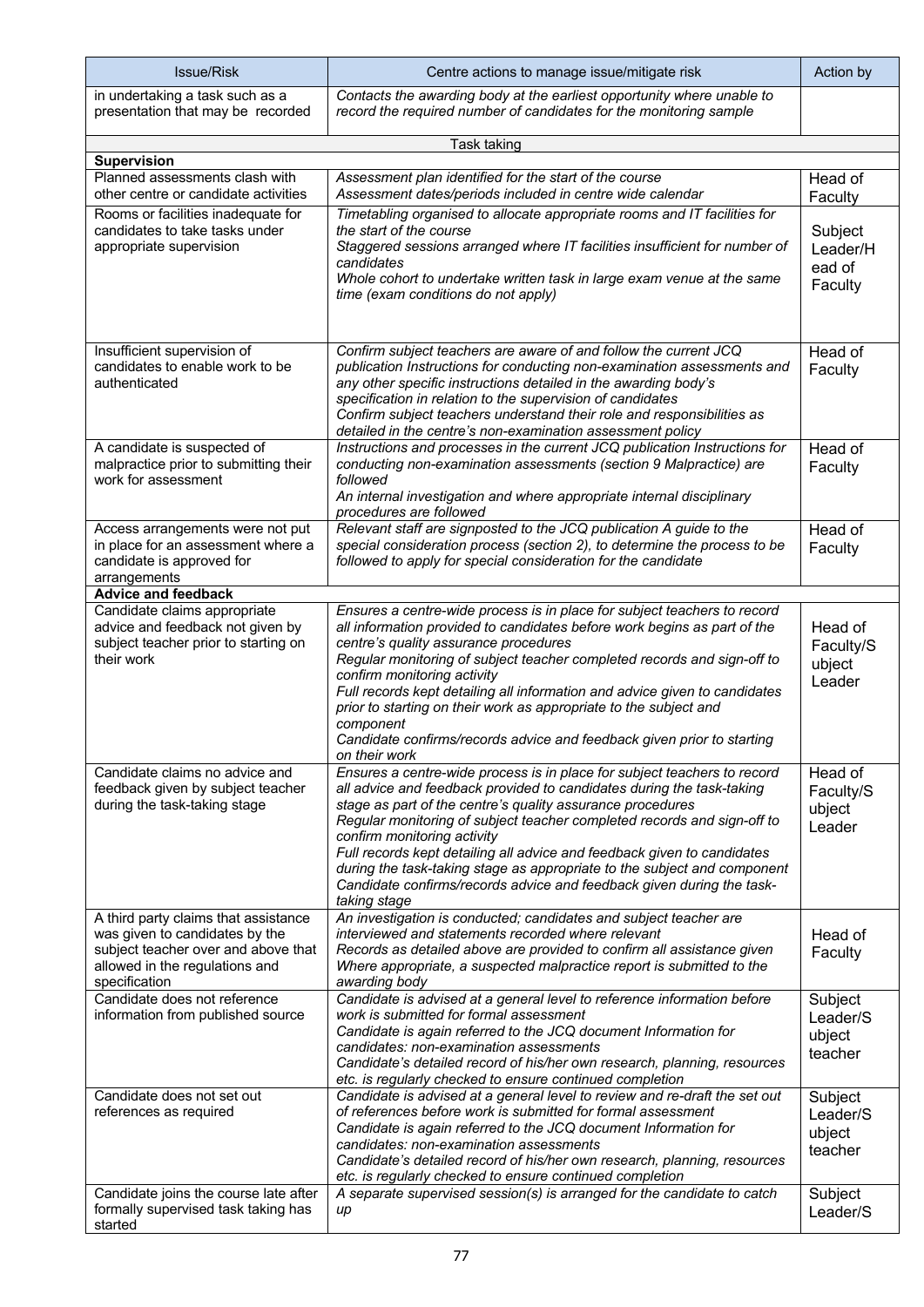| Issue/Risk | Centre actions to manage issue/mitigate risk | Action by |
| --- | --- | --- |
| in undertaking a task such as a presentation that may be recorded | *Contacts the awarding body at the earliest opportunity where unable to record the required number of candidates for the monitoring sample* | |
| | Task taking | |
| **Supervision** | | |
| Planned assessments clash with other centre or candidate activities | *Assessment plan identified for the start of the course*<br>*Assessment dates/periods included in centre wide calendar* | Head of Faculty |
| Rooms or facilities inadequate for candidates to take tasks under appropriate supervision | *Timetabling organised to allocate appropriate rooms and IT facilities for the start of the course*<br>*Staggered sessions arranged where IT facilities insufficient for number of candidates*<br>*Whole cohort to undertake written task in large exam venue at the same time (exam conditions do not apply)* | Subject Leader/Head of Faculty |
| Insufficient supervision of candidates to enable work to be authenticated | *Confirm subject teachers are aware of and follow the current JCQ publication Instructions for conducting non-examination assessments and any other specific instructions detailed in the awarding body's specification in relation to the supervision of candidates*<br>*Confirm subject teachers understand their role and responsibilities as detailed in the centre's non-examination assessment policy* | Head of Faculty |
| A candidate is suspected of malpractice prior to submitting their work for assessment | *Instructions and processes in the current JCQ publication Instructions for conducting non-examination assessments (section 9 Malpractice) are followed*<br>*An internal investigation and where appropriate internal disciplinary procedures are followed* | Head of Faculty |
| Access arrangements were not put in place for an assessment where a candidate is approved for arrangements | *Relevant staff are signposted to the JCQ publication A guide to the special consideration process (section 2), to determine the process to be followed to apply for special consideration for the candidate* | Head of Faculty |
| **Advice and feedback** | | |
| Candidate claims appropriate advice and feedback not given by subject teacher prior to starting on their work | *Ensures a centre-wide process is in place for subject teachers to record all information provided to candidates before work begins as part of the centre's quality assurance procedures*<br>*Regular monitoring of subject teacher completed records and sign-off to confirm monitoring activity*<br>*Full records kept detailing all information and advice given to candidates prior to starting on their work as appropriate to the subject and component*<br>*Candidate confirms/records advice and feedback given prior to starting on their work* | Head of Faculty/Subject Leader |
| Candidate claims no advice and feedback given by subject teacher during the task-taking stage | *Ensures a centre-wide process is in place for subject teachers to record all advice and feedback provided to candidates during the task-taking stage as part of the centre's quality assurance procedures*<br>*Regular monitoring of subject teacher completed records and sign-off to confirm monitoring activity*<br>*Full records kept detailing all advice and feedback given to candidates during the task-taking stage as appropriate to the subject and component*<br>*Candidate confirms/records advice and feedback given during the task-taking stage* | Head of Faculty/Subject Leader |
| A third party claims that assistance was given to candidates by the subject teacher over and above that allowed in the regulations and specification | *An investigation is conducted; candidates and subject teacher are interviewed and statements recorded where relevant*<br>*Records as detailed above are provided to confirm all assistance given*<br>*Where appropriate, a suspected malpractice report is submitted to the awarding body* | Head of Faculty |
| Candidate does not reference information from published source | *Candidate is advised at a general level to reference information before work is submitted for formal assessment*<br>*Candidate is again referred to the JCQ document Information for candidates: non-examination assessments*<br>*Candidate's detailed record of his/her own research, planning, resources etc. is regularly checked to ensure continued completion* | Subject Leader/Subject teacher |
| Candidate does not set out references as required | *Candidate is advised at a general level to review and re-draft the set out of references before work is submitted for formal assessment*<br>*Candidate is again referred to the JCQ document Information for candidates: non-examination assessments*<br>*Candidate's detailed record of his/her own research, planning, resources etc. is regularly checked to ensure continued completion* | Subject Leader/Subject teacher |
| Candidate joins the course late after formally supervised task taking has started | *A separate supervised session(s) is arranged for the candidate to catch up* | Subject Leader/S |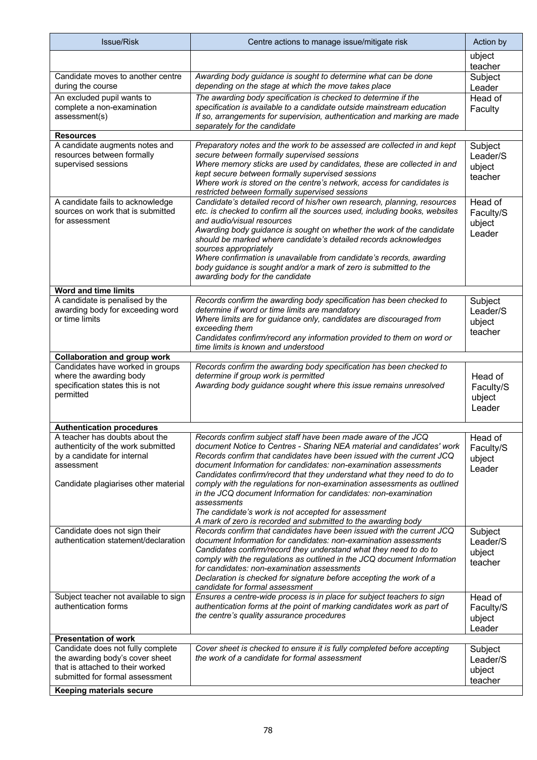| Issue/Risk | Centre actions to manage issue/mitigate risk | Action by |
|---|---|---|
| | | ubject teacher |
| Candidate moves to another centre during the course | *Awarding body guidance is sought to determine what can be done depending on the stage at which the move takes place* | Subject Leader |
| An excluded pupil wants to complete a non-examination assessment(s) | *The awarding body specification is checked to determine if the specification is available to a candidate outside mainstream education*<br>*If so, arrangements for supervision, authentication and marking are made separately for the candidate* | Head of Faculty |
| **Resources** | | |
| A candidate augments notes and resources between formally supervised sessions | *Preparatory notes and the work to be assessed are collected in and kept secure between formally supervised sessions*<br>*Where memory sticks are used by candidates, these are collected in and kept secure between formally supervised sessions*<br>*Where work is stored on the centre's network, access for candidates is restricted between formally supervised sessions* | Subject Leader/Subject teacher |
| A candidate fails to acknowledge sources on work that is submitted for assessment | *Candidate's detailed record of his/her own research, planning, resources etc. is checked to confirm all the sources used, including books, websites and audio/visual resources*<br>*Awarding body guidance is sought on whether the work of the candidate should be marked where candidate's detailed records acknowledges sources appropriately*<br>*Where confirmation is unavailable from candidate's records, awarding body guidance is sought and/or a mark of zero is submitted to the awarding body for the candidate* | Head of Faculty/Subject Leader |
| **Word and time limits** | | |
| A candidate is penalised by the awarding body for exceeding word or time limits | *Records confirm the awarding body specification has been checked to determine if word or time limits are mandatory*<br>*Where limits are for guidance only, candidates are discouraged from exceeding them*<br>*Candidates confirm/record any information provided to them on word or time limits is known and understood* | Subject Leader/Subject teacher |
| **Collaboration and group work** | | |
| Candidates have worked in groups where the awarding body specification states this is not permitted | *Records confirm the awarding body specification has been checked to determine if group work is permitted*<br>*Awarding body guidance sought where this issue remains unresolved* | Head of Faculty/Subject Leader |
| **Authentication procedures** | | |
| A teacher has doubts about the authenticity of the work submitted by a candidate for internal assessment<br><br>Candidate plagiarises other material | *Records confirm subject staff have been made aware of the JCQ document Notice to Centres - Sharing NEA material and candidates' work*<br>*Records confirm that candidates have been issued with the current JCQ document Information for candidates: non-examination assessments*<br>*Candidates confirm/record that they understand what they need to do to comply with the regulations for non-examination assessments as outlined in the JCQ document Information for candidates: non-examination assessments*<br>*The candidate's work is not accepted for assessment*<br>*A mark of zero is recorded and submitted to the awarding body* | Head of Faculty/Subject Leader |
| Candidate does not sign their authentication statement/declaration | *Records confirm that candidates have been issued with the current JCQ document Information for candidates: non-examination assessments*<br>*Candidates confirm/record they understand what they need to do to comply with the regulations as outlined in the JCQ document Information for candidates: non-examination assessments*<br>*Declaration is checked for signature before accepting the work of a candidate for formal assessment* | Subject Leader/Subject teacher |
| Subject teacher not available to sign authentication forms | *Ensures a centre-wide process is in place for subject teachers to sign authentication forms at the point of marking candidates work as part of the centre's quality assurance procedures* | Head of Faculty/Subject Leader |
| **Presentation of work** | | |
| Candidate does not fully complete the awarding body's cover sheet that is attached to their worked submitted for formal assessment | *Cover sheet is checked to ensure it is fully completed before accepting the work of a candidate for formal assessment* | Subject Leader/Subject teacher |
| **Keeping materials secure** | | |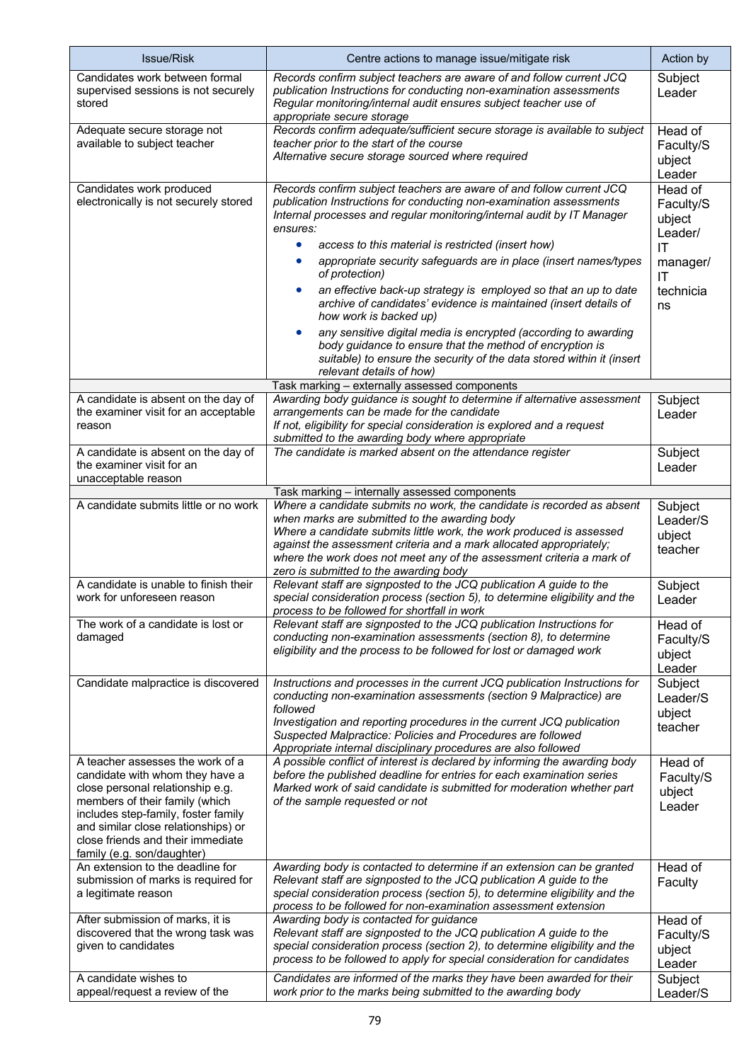| Issue/Risk | Centre actions to manage issue/mitigate risk | Action by |
|---|---|---|
| Candidates work between formal supervised sessions is not securely stored | *Records confirm subject teachers are aware of and follow current JCQ publication Instructions for conducting non-examination assessments*<br>*Regular monitoring/internal audit ensures subject teacher use of appropriate secure storage* | Subject Leader |
| Adequate secure storage not available to subject teacher | *Records confirm adequate/sufficient secure storage is available to subject teacher prior to the start of the course*<br>*Alternative secure storage sourced where required* | Head of Faculty/Subject Leader |
| Candidates work produced electronically is not securely stored | *Records confirm subject teachers are aware of and follow current JCQ publication Instructions for conducting non-examination assessments*<br>*Internal processes and regular monitoring/internal audit by IT Manager ensures:*<br>• *access to this material is restricted (insert how)*<br>• *appropriate security safeguards are in place (insert names/types of protection)*<br>• *an effective back-up strategy is employed so that an up to date archive of candidates' evidence is maintained (insert details of how work is backed up)*<br>• *any sensitive digital media is encrypted (according to awarding body guidance to ensure that the method of encryption is suitable) to ensure the security of the data stored within it (insert relevant details of how)* | Head of Faculty/Subject Leader/ IT manager/ IT technicians |
| | Task marking – externally assessed components | |
| A candidate is absent on the day of the examiner visit for an acceptable reason | *Awarding body guidance is sought to determine if alternative assessment arrangements can be made for the candidate*<br>*If not, eligibility for special consideration is explored and a request submitted to the awarding body where appropriate* | Subject Leader |
| A candidate is absent on the day of the examiner visit for an unacceptable reason | *The candidate is marked absent on the attendance register* | Subject Leader |
| | Task marking – internally assessed components | |
| A candidate submits little or no work | *Where a candidate submits no work, the candidate is recorded as absent when marks are submitted to the awarding body*<br>*Where a candidate submits little work, the work produced is assessed against the assessment criteria and a mark allocated appropriately; where the work does not meet any of the assessment criteria a mark of zero is submitted to the awarding body* | Subject Leader/Subject teacher |
| A candidate is unable to finish their work for unforeseen reason | *Relevant staff are signposted to the JCQ publication A guide to the special consideration process (section 5), to determine eligibility and the process to be followed for shortfall in work* | Subject Leader |
| The work of a candidate is lost or damaged | *Relevant staff are signposted to the JCQ publication Instructions for conducting non-examination assessments (section 8), to determine eligibility and the process to be followed for lost or damaged work* | Head of Faculty/Subject Leader |
| Candidate malpractice is discovered | *Instructions and processes in the current JCQ publication Instructions for conducting non-examination assessments (section 9 Malpractice) are followed*<br>*Investigation and reporting procedures in the current JCQ publication Suspected Malpractice: Policies and Procedures are followed*<br>*Appropriate internal disciplinary procedures are also followed* | Subject Leader/Subject teacher |
| A teacher assesses the work of a candidate with whom they have a close personal relationship e.g. members of their family (which includes step-family, foster family and similar close relationships) or close friends and their immediate family (e.g. son/daughter) | *A possible conflict of interest is declared by informing the awarding body before the published deadline for entries for each examination series*<br>*Marked work of said candidate is submitted for moderation whether part of the sample requested or not* | Head of Faculty/Subject Leader |
| An extension to the deadline for submission of marks is required for a legitimate reason | *Awarding body is contacted to determine if an extension can be granted*<br>*Relevant staff are signposted to the JCQ publication A guide to the special consideration process (section 5), to determine eligibility and the process to be followed for non-examination assessment extension* | Head of Faculty |
| After submission of marks, it is discovered that the wrong task was given to candidates | *Awarding body is contacted for guidance*<br>*Relevant staff are signposted to the JCQ publication A guide to the special consideration process (section 2), to determine eligibility and the process to be followed to apply for special consideration for candidates* | Head of Faculty/Subject Leader |
| A candidate wishes to appeal/request a review of the | *Candidates are informed of the marks they have been awarded for their work prior to the marks being submitted to the awarding body* | Subject Leader/S |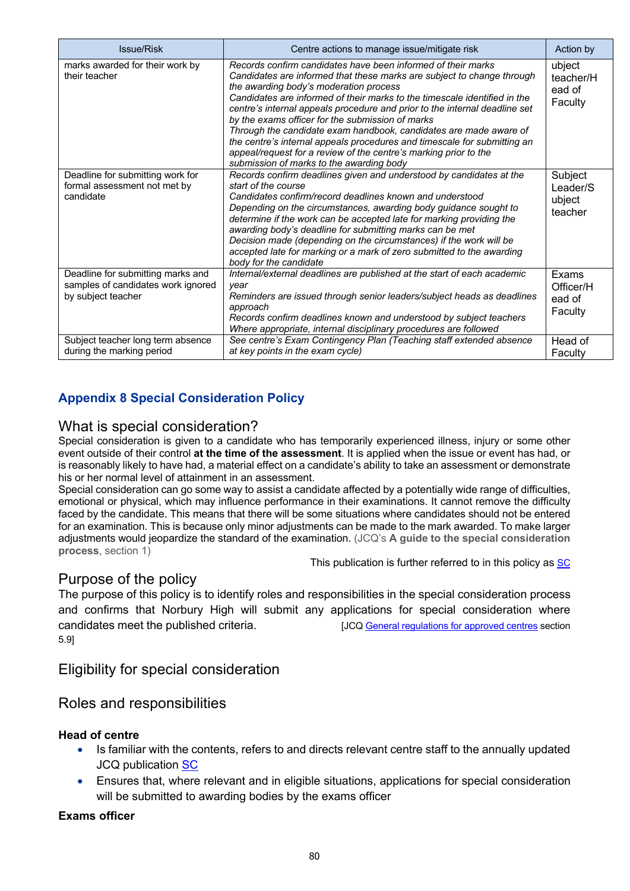| Issue/Risk | Centre actions to manage issue/mitigate risk | Action by |
| --- | --- | --- |
| marks awarded for their work by their teacher | *Records confirm candidates have been informed of their marks* *Candidates are informed that these marks are subject to change through the awarding body's moderation process* *Candidates are informed of their marks to the timescale identified in the centre's internal appeals procedure and prior to the internal deadline set by the exams officer for the submission of marks* *Through the candidate exam handbook, candidates are made aware of the centre's internal appeals procedures and timescale for submitting an appeal/request for a review of the centre's marking prior to the submission of marks to the awarding body* | ubject teacher/H ead of Faculty |
| Deadline for submitting work for formal assessment not met by candidate | *Records confirm deadlines given and understood by candidates at the start of the course* *Candidates confirm/record deadlines known and understood* *Depending on the circumstances, awarding body guidance sought to determine if the work can be accepted late for marking providing the awarding body's deadline for submitting marks can be met* *Decision made (depending on the circumstances) if the work will be accepted late for marking or a mark of zero submitted to the awarding body for the candidate* | Subject Leader/S ubject teacher |
| Deadline for submitting marks and samples of candidates work ignored by subject teacher | *Internal/external deadlines are published at the start of each academic year* *Reminders are issued through senior leaders/subject heads as deadlines approach* *Records confirm deadlines known and understood by subject teachers* *Where appropriate, internal disciplinary procedures are followed* | Exams Officer/H ead of Faculty |
| Subject teacher long term absence during the marking period | *See centre's Exam Contingency Plan (Teaching staff extended absence at key points in the exam cycle)* | Head of Faculty |

## Appendix 8 Special Consideration Policy

### What is special consideration?

Special consideration is given to a candidate who has temporarily experienced illness, injury or some other event outside of their control **at the time of the assessment**. It is applied when the issue or event has had, or is reasonably likely to have had, a material effect on a candidate's ability to take an assessment or demonstrate his or her normal level of attainment in an assessment.

Special consideration can go some way to assist a candidate affected by a potentially wide range of difficulties, emotional or physical, which may influence performance in their examinations. It cannot remove the difficulty faced by the candidate. This means that there will be some situations where candidates should not be entered for an examination. This is because only minor adjustments can be made to the mark awarded. To make larger adjustments would jeopardize the standard of the examination. (JCQ's **A guide to the special consideration process**, section 1)

This publication is further referred to in this policy as SC

### Purpose of the policy

The purpose of this policy is to identify roles and responsibilities in the special consideration process and confirms that Norbury High will submit any applications for special consideration where candidates meet the published criteria. [JCQ General regulations for approved centres section 5.9]

### Eligibility for special consideration

### Roles and responsibilities

**Head of centre**

- Is familiar with the contents, refers to and directs relevant centre staff to the annually updated JCQ publication SC
- Ensures that, where relevant and in eligible situations, applications for special consideration will be submitted to awarding bodies by the exams officer

**Exams officer**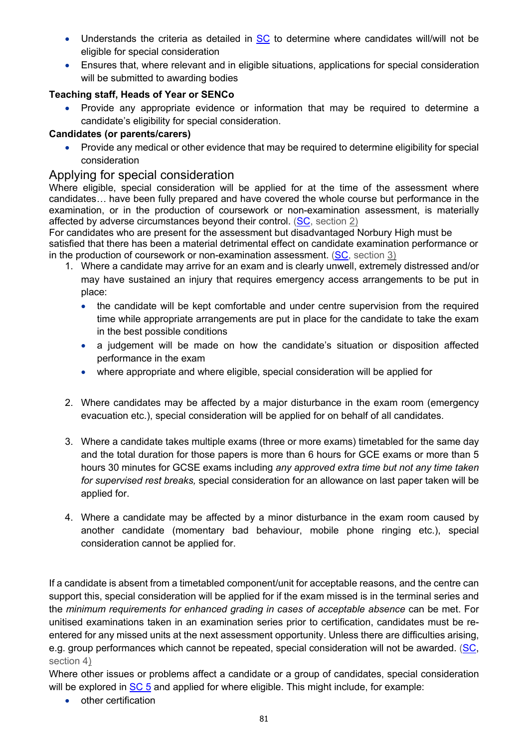- Understands the criteria as detailed in SC to determine where candidates will/will not be eligible for special consideration
- Ensures that, where relevant and in eligible situations, applications for special consideration will be submitted to awarding bodies

**Teaching staff, Heads of Year or SENCo**

- Provide any appropriate evidence or information that may be required to determine a candidate's eligibility for special consideration.

**Candidates (or parents/carers)**

- Provide any medical or other evidence that may be required to determine eligibility for special consideration

## Applying for special consideration

Where eligible, special consideration will be applied for at the time of the assessment where candidates… have been fully prepared and have covered the whole course but performance in the examination, or in the production of coursework or non-examination assessment, is materially affected by adverse circumstances beyond their control. (SC, section 2)

For candidates who are present for the assessment but disadvantaged Norbury High must be satisfied that there has been a material detrimental effect on candidate examination performance or in the production of coursework or non-examination assessment. (SC, section 3)

1. Where a candidate may arrive for an exam and is clearly unwell, extremely distressed and/or may have sustained an injury that requires emergency access arrangements to be put in place:
   - the candidate will be kept comfortable and under centre supervision from the required time while appropriate arrangements are put in place for the candidate to take the exam in the best possible conditions
   - a judgement will be made on how the candidate's situation or disposition affected performance in the exam
   - where appropriate and where eligible, special consideration will be applied for

2. Where candidates may be affected by a major disturbance in the exam room (emergency evacuation etc.), special consideration will be applied for on behalf of all candidates.

3. Where a candidate takes multiple exams (three or more exams) timetabled for the same day and the total duration for those papers is more than 6 hours for GCE exams or more than 5 hours 30 minutes for GCSE exams including *any approved extra time but not any time taken for supervised rest breaks,* special consideration for an allowance on last paper taken will be applied for.

4. Where a candidate may be affected by a minor disturbance in the exam room caused by another candidate (momentary bad behaviour, mobile phone ringing etc.), special consideration cannot be applied for.

If a candidate is absent from a timetabled component/unit for acceptable reasons, and the centre can support this, special consideration will be applied for if the exam missed is in the terminal series and the *minimum requirements for enhanced grading in cases of acceptable absence* can be met. For unitised examinations taken in an examination series prior to certification, candidates must be re-entered for any missed units at the next assessment opportunity. Unless there are difficulties arising, e.g. group performances which cannot be repeated, special consideration will not be awarded. (SC, section 4)

Where other issues or problems affect a candidate or a group of candidates, special consideration will be explored in SC 5 and applied for where eligible. This might include, for example:

- other certification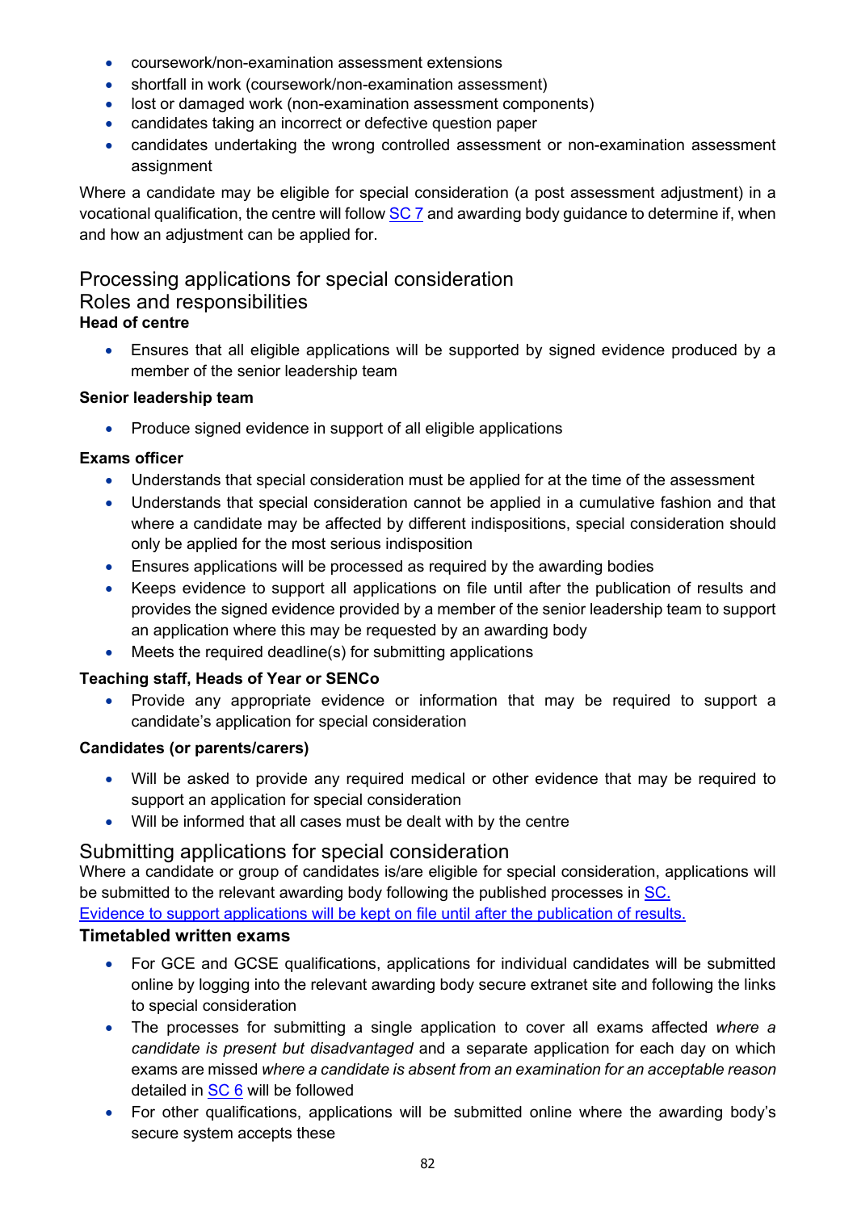- coursework/non-examination assessment extensions
- shortfall in work (coursework/non-examination assessment)
- lost or damaged work (non-examination assessment components)
- candidates taking an incorrect or defective question paper
- candidates undertaking the wrong controlled assessment or non-examination assessment assignment

Where a candidate may be eligible for special consideration (a post assessment adjustment) in a vocational qualification, the centre will follow SC 7 and awarding body guidance to determine if, when and how an adjustment can be applied for.

## Processing applications for special consideration

## Roles and responsibilities

**Head of centre**

- Ensures that all eligible applications will be supported by signed evidence produced by a member of the senior leadership team

**Senior leadership team**

- Produce signed evidence in support of all eligible applications

**Exams officer**

- Understands that special consideration must be applied for at the time of the assessment
- Understands that special consideration cannot be applied in a cumulative fashion and that where a candidate may be affected by different indispositions, special consideration should only be applied for the most serious indisposition
- Ensures applications will be processed as required by the awarding bodies
- Keeps evidence to support all applications on file until after the publication of results and provides the signed evidence provided by a member of the senior leadership team to support an application where this may be requested by an awarding body
- Meets the required deadline(s) for submitting applications

**Teaching staff, Heads of Year or SENCo**

- Provide any appropriate evidence or information that may be required to support a candidate's application for special consideration

**Candidates (or parents/carers)**

- Will be asked to provide any required medical or other evidence that may be required to support an application for special consideration
- Will be informed that all cases must be dealt with by the centre

## Submitting applications for special consideration

Where a candidate or group of candidates is/are eligible for special consideration, applications will be submitted to the relevant awarding body following the published processes in SC.
Evidence to support applications will be kept on file until after the publication of results.

**Timetabled written exams**

- For GCE and GCSE qualifications, applications for individual candidates will be submitted online by logging into the relevant awarding body secure extranet site and following the links to special consideration
- The processes for submitting a single application to cover all exams affected *where a candidate is present but disadvantaged* and a separate application for each day on which exams are missed *where a candidate is absent from an examination for an acceptable reason* detailed in SC 6 will be followed
- For other qualifications, applications will be submitted online where the awarding body's secure system accepts these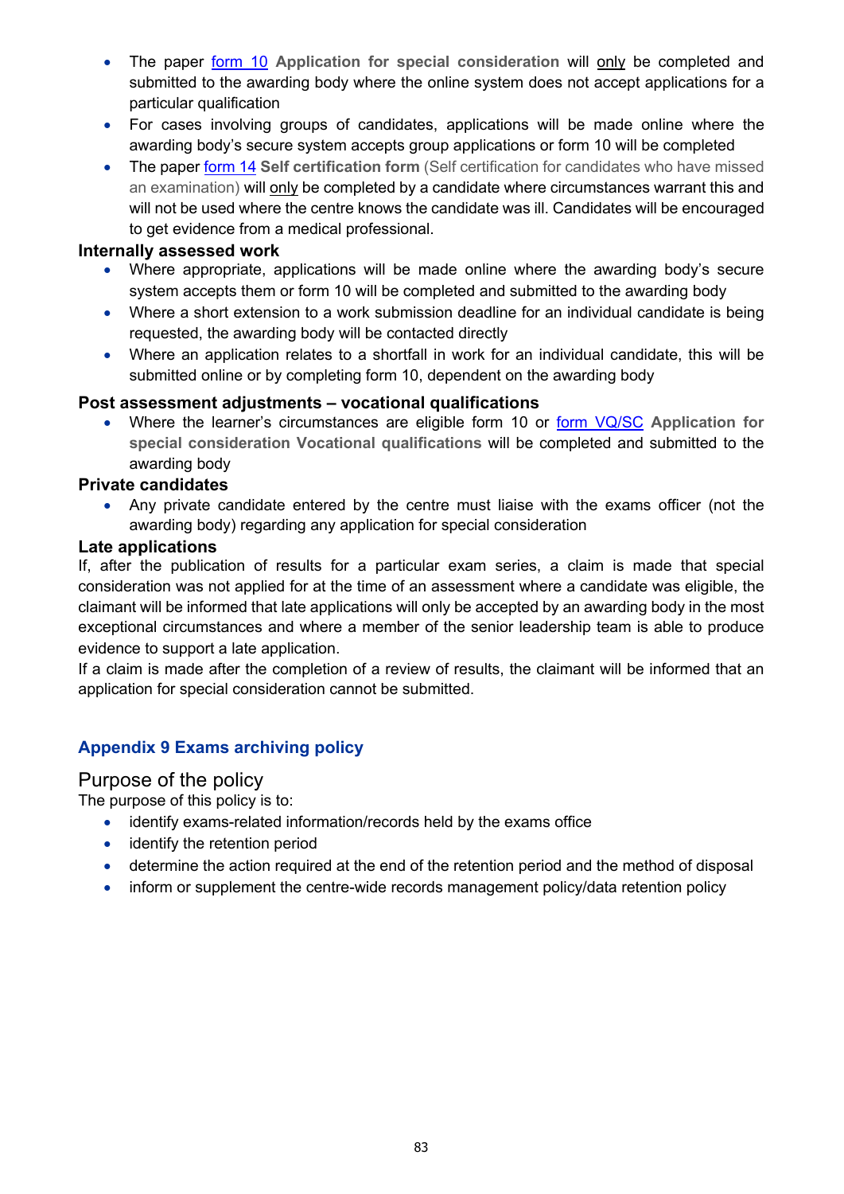- The paper form 10 **Application for special consideration** will only be completed and submitted to the awarding body where the online system does not accept applications for a particular qualification
- For cases involving groups of candidates, applications will be made online where the awarding body's secure system accepts group applications or form 10 will be completed
- The paper form 14 **Self certification form** (Self certification for candidates who have missed an examination) will only be completed by a candidate where circumstances warrant this and will not be used where the centre knows the candidate was ill. Candidates will be encouraged to get evidence from a medical professional.

**Internally assessed work**

- Where appropriate, applications will be made online where the awarding body's secure system accepts them or form 10 will be completed and submitted to the awarding body
- Where a short extension to a work submission deadline for an individual candidate is being requested, the awarding body will be contacted directly
- Where an application relates to a shortfall in work for an individual candidate, this will be submitted online or by completing form 10, dependent on the awarding body

**Post assessment adjustments – vocational qualifications**

- Where the learner's circumstances are eligible form 10 or form VQ/SC **Application for special consideration Vocational qualifications** will be completed and submitted to the awarding body

**Private candidates**

- Any private candidate entered by the centre must liaise with the exams officer (not the awarding body) regarding any application for special consideration

**Late applications**

If, after the publication of results for a particular exam series, a claim is made that special consideration was not applied for at the time of an assessment where a candidate was eligible, the claimant will be informed that late applications will only be accepted by an awarding body in the most exceptional circumstances and where a member of the senior leadership team is able to produce evidence to support a late application.

If a claim is made after the completion of a review of results, the claimant will be informed that an application for special consideration cannot be submitted.

## Appendix 9 Exams archiving policy

### Purpose of the policy

The purpose of this policy is to:

- identify exams-related information/records held by the exams office
- identify the retention period
- determine the action required at the end of the retention period and the method of disposal
- inform or supplement the centre-wide records management policy/data retention policy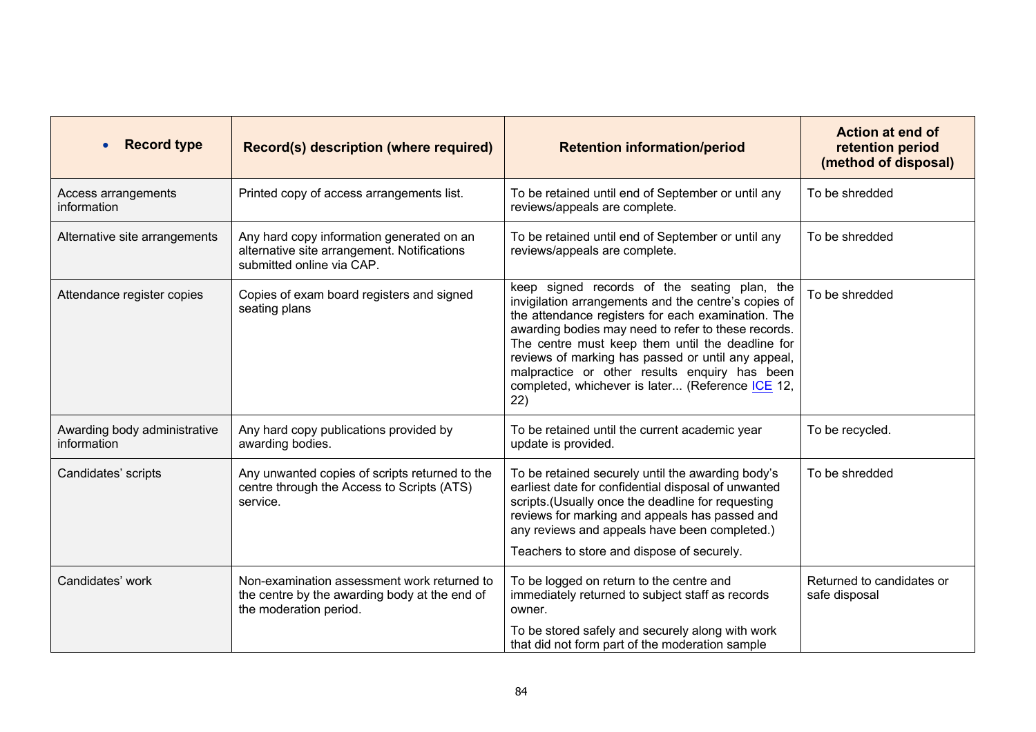| Record type | Record(s) description (where required) | Retention information/period | Action at end of retention period (method of disposal) |
|---|---|---|---|
| Access arrangements information | Printed copy of access arrangements list. | To be retained until end of September or until any reviews/appeals are complete. | To be shredded |
| Alternative site arrangements | Any hard copy information generated on an alternative site arrangement. Notifications submitted online via CAP. | To be retained until end of September or until any reviews/appeals are complete. | To be shredded |
| Attendance register copies | Copies of exam board registers and signed seating plans | keep signed records of the seating plan, the invigilation arrangements and the centre's copies of the attendance registers for each examination. The awarding bodies may need to refer to these records. The centre must keep them until the deadline for reviews of marking has passed or until any appeal, malpractice or other results enquiry has been completed, whichever is later... (Reference ICE 12, 22) | To be shredded |
| Awarding body administrative information | Any hard copy publications provided by awarding bodies. | To be retained until the current academic year update is provided. | To be recycled. |
| Candidates' scripts | Any unwanted copies of scripts returned to the centre through the Access to Scripts (ATS) service. | To be retained securely until the awarding body's earliest date for confidential disposal of unwanted scripts.(Usually once the deadline for requesting reviews for marking and appeals has passed and any reviews and appeals have been completed.)<br><br>Teachers to store and dispose of securely. | To be shredded |
| Candidates' work | Non-examination assessment work returned to the centre by the awarding body at the end of the moderation period. | To be logged on return to the centre and immediately returned to subject staff as records owner.<br><br>To be stored safely and securely along with work that did not form part of the moderation sample | Returned to candidates or safe disposal |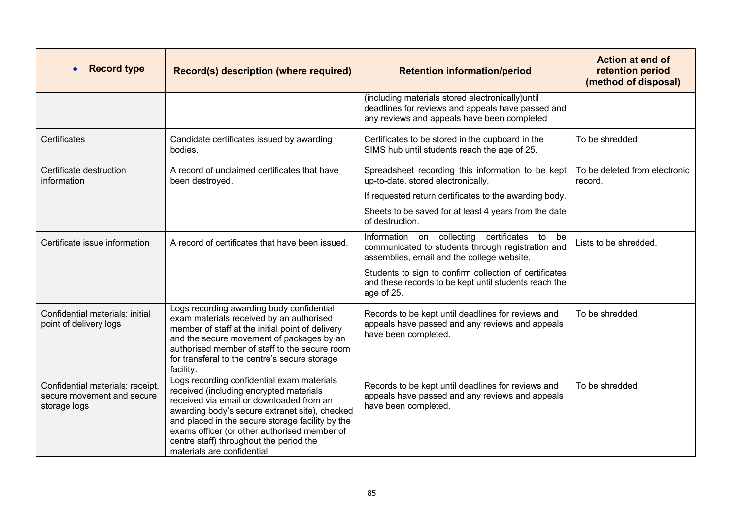| Record type | Record(s) description (where required) | Retention information/period | Action at end of retention period (method of disposal) |
|---|---|---|---|
| | | (including materials stored electronically)until deadlines for reviews and appeals have passed and any reviews and appeals have been completed | |
| Certificates | Candidate certificates issued by awarding bodies. | Certificates to be stored in the cupboard in the SIMS hub until students reach the age of 25. | To be shredded |
| Certificate destruction information | A record of unclaimed certificates that have been destroyed. | Spreadsheet recording this information to be kept up-to-date, stored electronically.<br><br>If requested return certificates to the awarding body.<br><br>Sheets to be saved for at least 4 years from the date of destruction. | To be deleted from electronic record. |
| Certificate issue information | A record of certificates that have been issued. | Information on collecting certificates to be communicated to students through registration and assemblies, email and the college website.<br><br>Students to sign to confirm collection of certificates and these records to be kept until students reach the age of 25. | Lists to be shredded. |
| Confidential materials: initial point of delivery logs | Logs recording awarding body confidential exam materials received by an authorised member of staff at the initial point of delivery and the secure movement of packages by an authorised member of staff to the secure room for transferal to the centre's secure storage facility. | Records to be kept until deadlines for reviews and appeals have passed and any reviews and appeals have been completed. | To be shredded |
| Confidential materials: receipt, secure movement and secure storage logs | Logs recording confidential exam materials received (including encrypted materials received via email or downloaded from an awarding body's secure extranet site), checked and placed in the secure storage facility by the exams officer (or other authorised member of centre staff) throughout the period the materials are confidential | Records to be kept until deadlines for reviews and appeals have passed and any reviews and appeals have been completed. | To be shredded |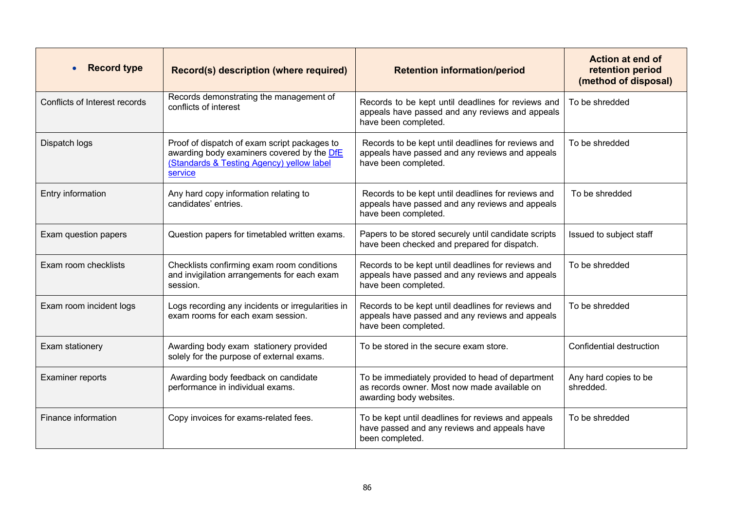| • **Record type** | **Record(s) description (where required)** | **Retention information/period** | **Action at end of retention period (method of disposal)** |
|---|---|---|---|
| Conflicts of Interest records | Records demonstrating the management of conflicts of interest | Records to be kept until deadlines for reviews and appeals have passed and any reviews and appeals have been completed. | To be shredded |
| Dispatch logs | Proof of dispatch of exam script packages to awarding body examiners covered by the [DfE (Standards & Testing Agency) yellow label service]() | Records to be kept until deadlines for reviews and appeals have passed and any reviews and appeals have been completed. | To be shredded |
| Entry information | Any hard copy information relating to candidates' entries. | Records to be kept until deadlines for reviews and appeals have passed and any reviews and appeals have been completed. | To be shredded |
| Exam question papers | Question papers for timetabled written exams. | Papers to be stored securely until candidate scripts have been checked and prepared for dispatch. | Issued to subject staff |
| Exam room checklists | Checklists confirming exam room conditions and invigilation arrangements for each exam session. | Records to be kept until deadlines for reviews and appeals have passed and any reviews and appeals have been completed. | To be shredded |
| Exam room incident logs | Logs recording any incidents or irregularities in exam rooms for each exam session. | Records to be kept until deadlines for reviews and appeals have passed and any reviews and appeals have been completed. | To be shredded |
| Exam stationery | Awarding body exam stationery provided solely for the purpose of external exams. | To be stored in the secure exam store. | Confidential destruction |
| Examiner reports | Awarding body feedback on candidate performance in individual exams. | To be immediately provided to head of department as records owner. Most now made available on awarding body websites. | Any hard copies to be shredded. |
| Finance information | Copy invoices for exams-related fees. | To be kept until deadlines for reviews and appeals have passed and any reviews and appeals have been completed. | To be shredded |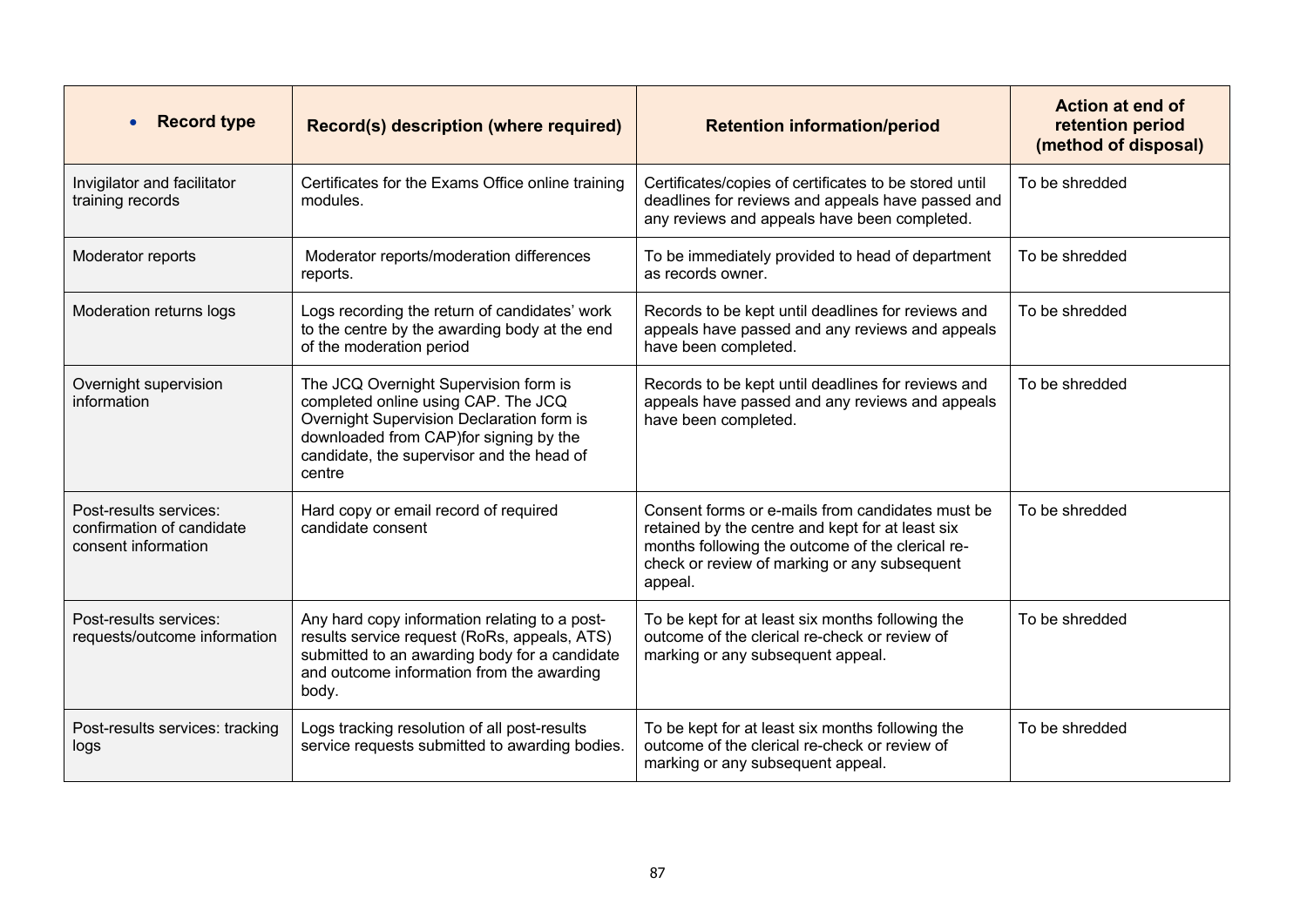| Record type | Record(s) description (where required) | Retention information/period | Action at end of retention period (method of disposal) |
|---|---|---|---|
| Invigilator and facilitator training records | Certificates for the Exams Office online training modules. | Certificates/copies of certificates to be stored until deadlines for reviews and appeals have passed and any reviews and appeals have been completed. | To be shredded |
| Moderator reports | Moderator reports/moderation differences reports. | To be immediately provided to head of department as records owner. | To be shredded |
| Moderation returns logs | Logs recording the return of candidates' work to the centre by the awarding body at the end of the moderation period | Records to be kept until deadlines for reviews and appeals have passed and any reviews and appeals have been completed. | To be shredded |
| Overnight supervision information | The JCQ Overnight Supervision form is completed online using CAP. The JCQ Overnight Supervision Declaration form is downloaded from CAP)for signing by the candidate, the supervisor and the head of centre | Records to be kept until deadlines for reviews and appeals have passed and any reviews and appeals have been completed. | To be shredded |
| Post-results services: confirmation of candidate consent information | Hard copy or email record of required candidate consent | Consent forms or e-mails from candidates must be retained by the centre and kept for at least six months following the outcome of the clerical re-check or review of marking or any subsequent appeal. | To be shredded |
| Post-results services: requests/outcome information | Any hard copy information relating to a post-results service request (RoRs, appeals, ATS) submitted to an awarding body for a candidate and outcome information from the awarding body. | To be kept for at least six months following the outcome of the clerical re-check or review of marking or any subsequent appeal. | To be shredded |
| Post-results services: tracking logs | Logs tracking resolution of all post-results service requests submitted to awarding bodies. | To be kept for at least six months following the outcome of the clerical re-check or review of marking or any subsequent appeal. | To be shredded |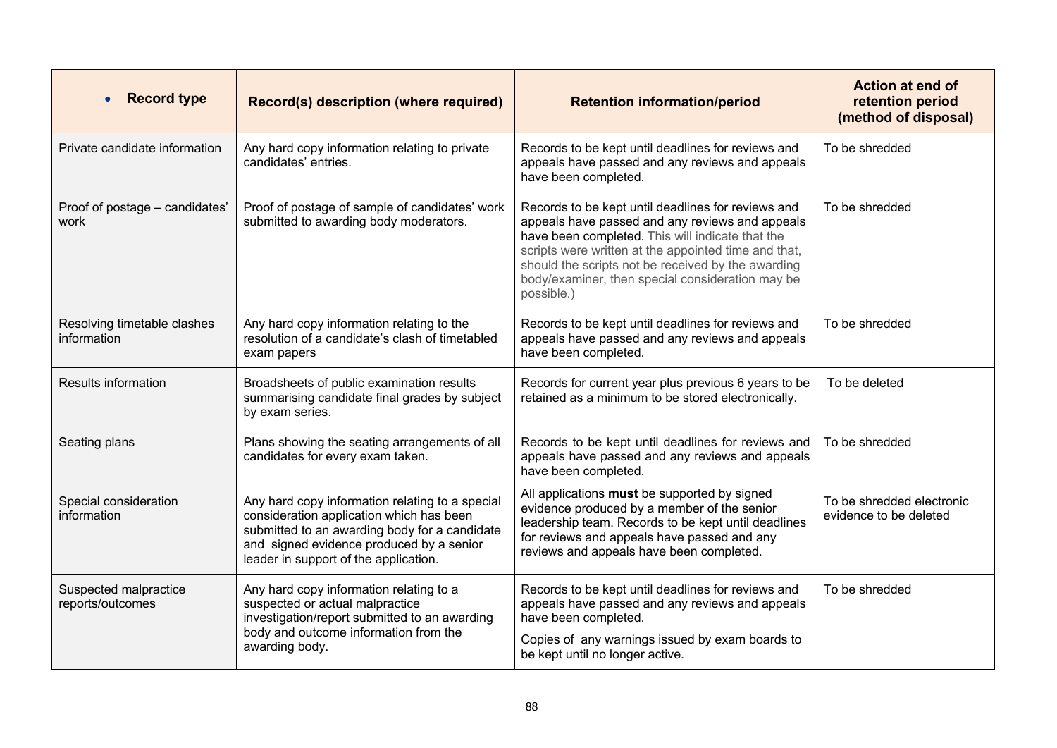| Record type | Record(s) description (where required) | Retention information/period | Action at end of retention period (method of disposal) |
|---|---|---|---|
| Private candidate information | Any hard copy information relating to private candidates' entries. | Records to be kept until deadlines for reviews and appeals have passed and any reviews and appeals have been completed. | To be shredded |
| Proof of postage – candidates' work | Proof of postage of sample of candidates' work submitted to awarding body moderators. | Records to be kept until deadlines for reviews and appeals have passed and any reviews and appeals have been completed. This will indicate that the scripts were written at the appointed time and that, should the scripts not be received by the awarding body/examiner, then special consideration may be possible.) | To be shredded |
| Resolving timetable clashes information | Any hard copy information relating to the resolution of a candidate's clash of timetabled exam papers | Records to be kept until deadlines for reviews and appeals have passed and any reviews and appeals have been completed. | To be shredded |
| Results information | Broadsheets of public examination results summarising candidate final grades by subject by exam series. | Records for current year plus previous 6 years to be retained as a minimum to be stored electronically. | To be deleted |
| Seating plans | Plans showing the seating arrangements of all candidates for every exam taken. | Records to be kept until deadlines for reviews and appeals have passed and any reviews and appeals have been completed. | To be shredded |
| Special consideration information | Any hard copy information relating to a special consideration application which has been submitted to an awarding body for a candidate and signed evidence produced by a senior leader in support of the application. | All applications **must** be supported by signed evidence produced by a member of the senior leadership team. Records to be kept until deadlines for reviews and appeals have passed and any reviews and appeals have been completed. | To be shredded electronic evidence to be deleted |
| Suspected malpractice reports/outcomes | Any hard copy information relating to a suspected or actual malpractice investigation/report submitted to an awarding body and outcome information from the awarding body. | Records to be kept until deadlines for reviews and appeals have passed and any reviews and appeals have been completed.<br><br>Copies of any warnings issued by exam boards to be kept until no longer active. | To be shredded |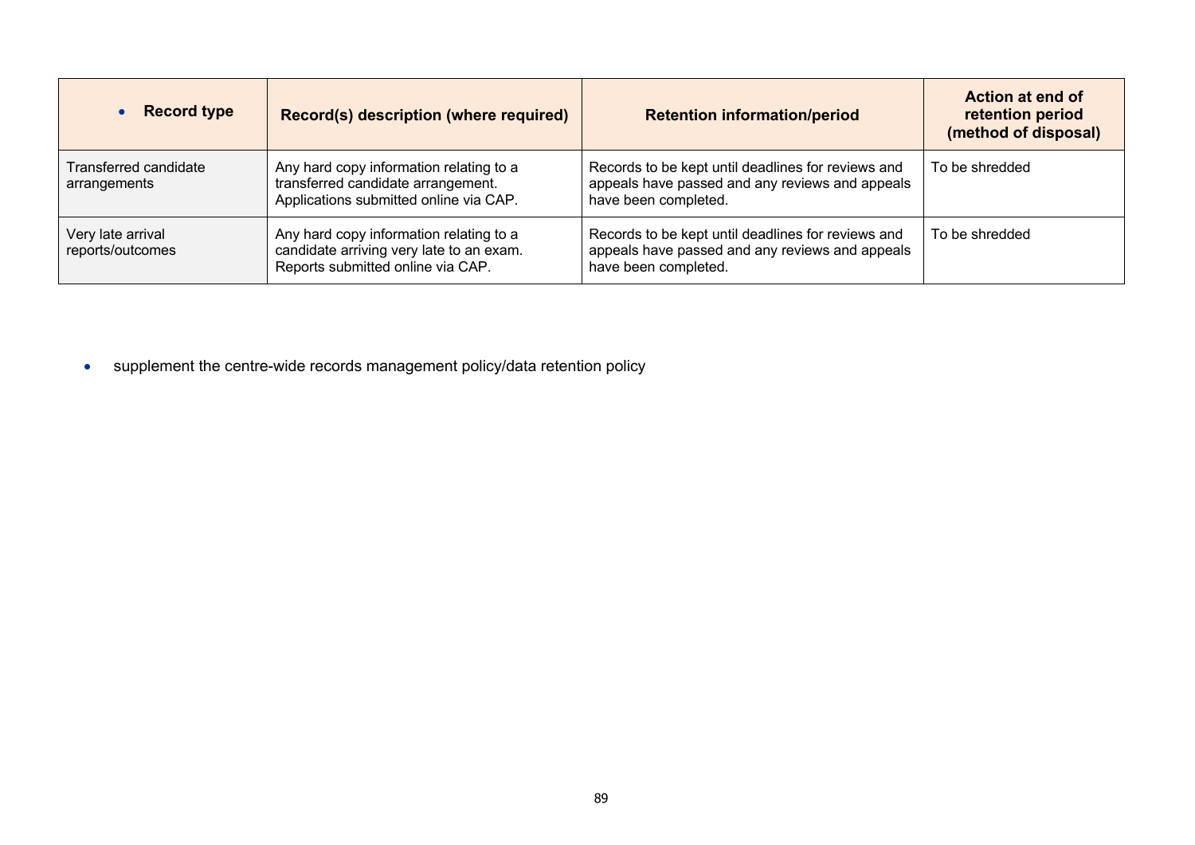| Record type | Record(s) description (where required) | Retention information/period | Action at end of retention period (method of disposal) |
|---|---|---|---|
| Transferred candidate arrangements | Any hard copy information relating to a transferred candidate arrangement. Applications submitted online via CAP. | Records to be kept until deadlines for reviews and appeals have passed and any reviews and appeals have been completed. | To be shredded |
| Very late arrival reports/outcomes | Any hard copy information relating to a candidate arriving very late to an exam. Reports submitted online via CAP. | Records to be kept until deadlines for reviews and appeals have passed and any reviews and appeals have been completed. | To be shredded |

- supplement the centre-wide records management policy/data retention policy